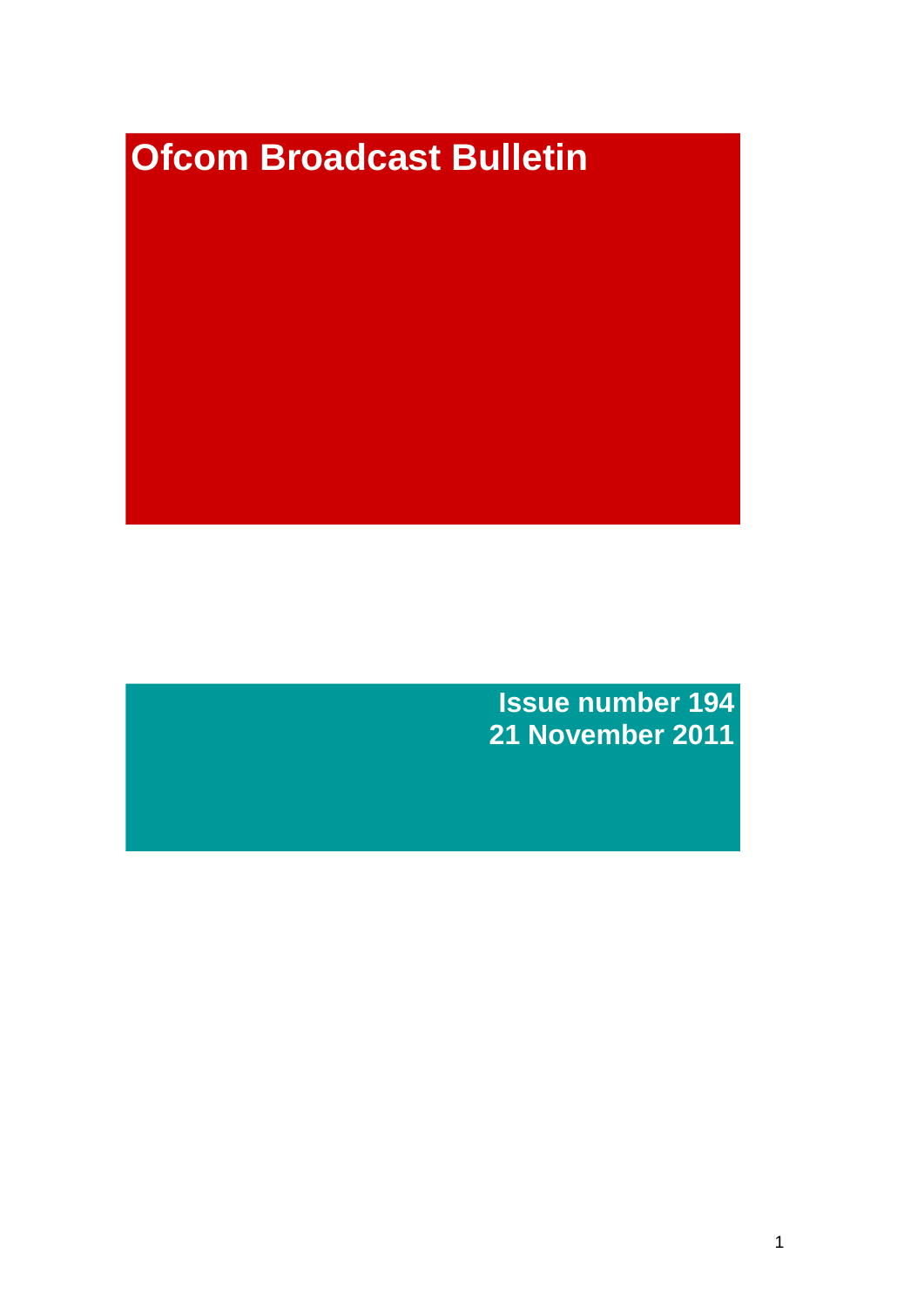# Ofcom Broadcast Bulletin

**Issue number 194**
**21 November 2011**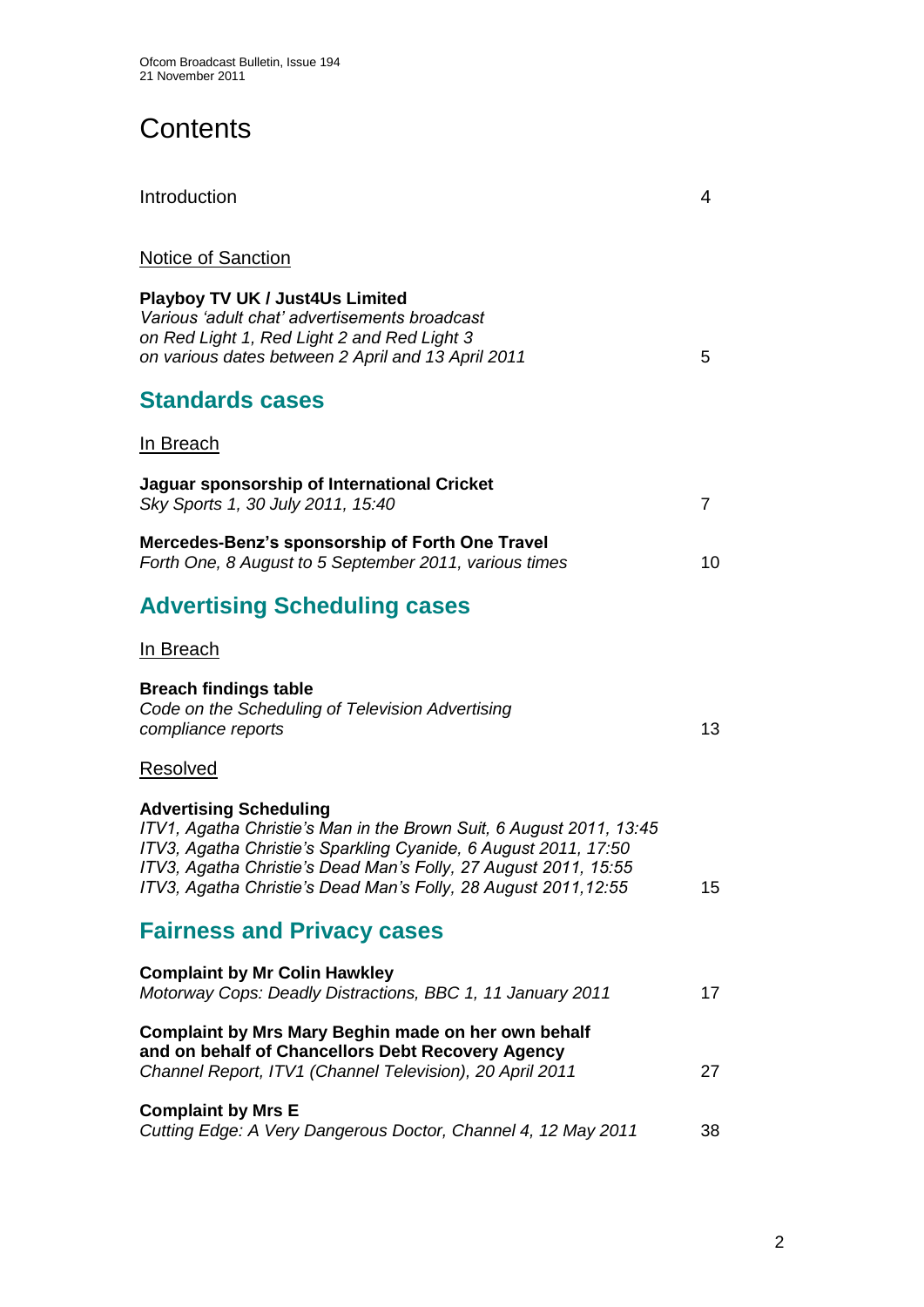# Contents

Introduction 4

Notice of Sanction

**Playboy TV UK / Just4Us Limited**
*Various 'adult chat' advertisements broadcast on Red Light 1, Red Light 2 and Red Light 3 on various dates between 2 April and 13 April 2011* 5

## Standards cases

In Breach

**Jaguar sponsorship of International Cricket**
*Sky Sports 1, 30 July 2011, 15:40* 7

**Mercedes-Benz's sponsorship of Forth One Travel**
*Forth One, 8 August to 5 September 2011, various times* 10

## Advertising Scheduling cases

In Breach

**Breach findings table**
*Code on the Scheduling of Television Advertising compliance reports* 13

Resolved

**Advertising Scheduling**
*ITV1, Agatha Christie's Man in the Brown Suit, 6 August 2011, 13:45*
*ITV3, Agatha Christie's Sparkling Cyanide, 6 August 2011, 17:50*
*ITV3, Agatha Christie's Dead Man's Folly, 27 August 2011, 15:55*
*ITV3, Agatha Christie's Dead Man's Folly, 28 August 2011, 12:55* 15

## Fairness and Privacy cases

**Complaint by Mr Colin Hawkley**
*Motorway Cops: Deadly Distractions, BBC 1, 11 January 2011* 17

**Complaint by Mrs Mary Beghin made on her own behalf and on behalf of Chancellors Debt Recovery Agency**
*Channel Report, ITV1 (Channel Television), 20 April 2011* 27

**Complaint by Mrs E**
*Cutting Edge: A Very Dangerous Doctor, Channel 4, 12 May 2011* 38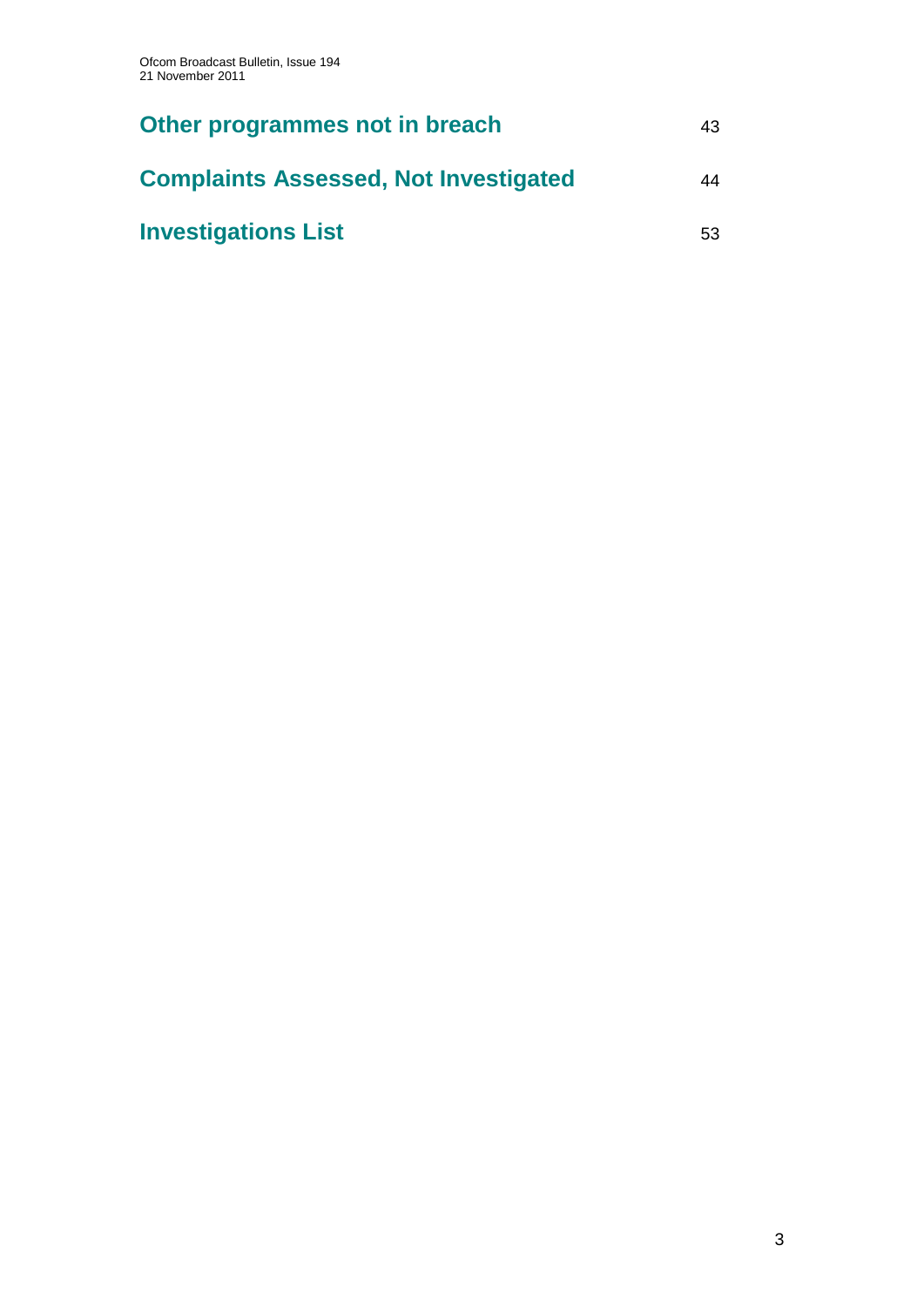**Other programmes not in breach** 43

**Complaints Assessed, Not Investigated** 44

**Investigations List** 53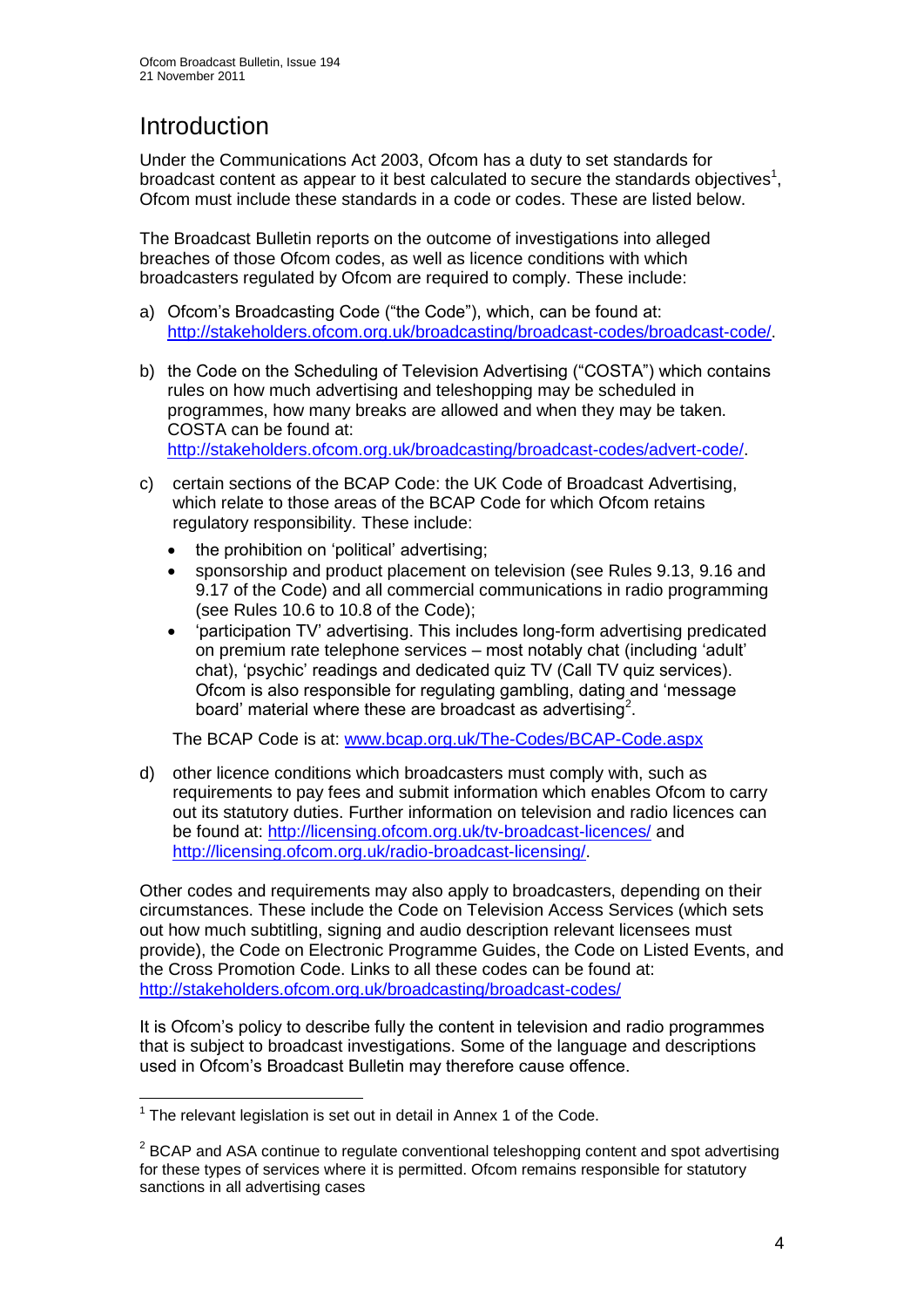# Introduction

Under the Communications Act 2003, Ofcom has a duty to set standards for broadcast content as appear to it best calculated to secure the standards objectives[1], Ofcom must include these standards in a code or codes. These are listed below.

The Broadcast Bulletin reports on the outcome of investigations into alleged breaches of those Ofcom codes, as well as licence conditions with which broadcasters regulated by Ofcom are required to comply. These include:

a) Ofcom's Broadcasting Code ("the Code"), which, can be found at: http://stakeholders.ofcom.org.uk/broadcasting/broadcast-codes/broadcast-code/.

b) the Code on the Scheduling of Television Advertising ("COSTA") which contains rules on how much advertising and teleshopping may be scheduled in programmes, how many breaks are allowed and when they may be taken. COSTA can be found at: http://stakeholders.ofcom.org.uk/broadcasting/broadcast-codes/advert-code/.

c) certain sections of the BCAP Code: the UK Code of Broadcast Advertising, which relate to those areas of the BCAP Code for which Ofcom retains regulatory responsibility. These include:
   - the prohibition on 'political' advertising;
   - sponsorship and product placement on television (see Rules 9.13, 9.16 and 9.17 of the Code) and all commercial communications in radio programming (see Rules 10.6 to 10.8 of the Code);
   - 'participation TV' advertising. This includes long-form advertising predicated on premium rate telephone services – most notably chat (including 'adult' chat), 'psychic' readings and dedicated quiz TV (Call TV quiz services). Ofcom is also responsible for regulating gambling, dating and 'message board' material where these are broadcast as advertising[2].

   The BCAP Code is at: www.bcap.org.uk/The-Codes/BCAP-Code.aspx

d) other licence conditions which broadcasters must comply with, such as requirements to pay fees and submit information which enables Ofcom to carry out its statutory duties. Further information on television and radio licences can be found at: http://licensing.ofcom.org.uk/tv-broadcast-licences/ and http://licensing.ofcom.org.uk/radio-broadcast-licensing/.

Other codes and requirements may also apply to broadcasters, depending on their circumstances. These include the Code on Television Access Services (which sets out how much subtitling, signing and audio description relevant licensees must provide), the Code on Electronic Programme Guides, the Code on Listed Events, and the Cross Promotion Code. Links to all these codes can be found at: http://stakeholders.ofcom.org.uk/broadcasting/broadcast-codes/

It is Ofcom's policy to describe fully the content in television and radio programmes that is subject to broadcast investigations. Some of the language and descriptions used in Ofcom's Broadcast Bulletin may therefore cause offence.

---

[1] The relevant legislation is set out in detail in Annex 1 of the Code.

[2] BCAP and ASA continue to regulate conventional teleshopping content and spot advertising for these types of services where it is permitted. Ofcom remains responsible for statutory sanctions in all advertising cases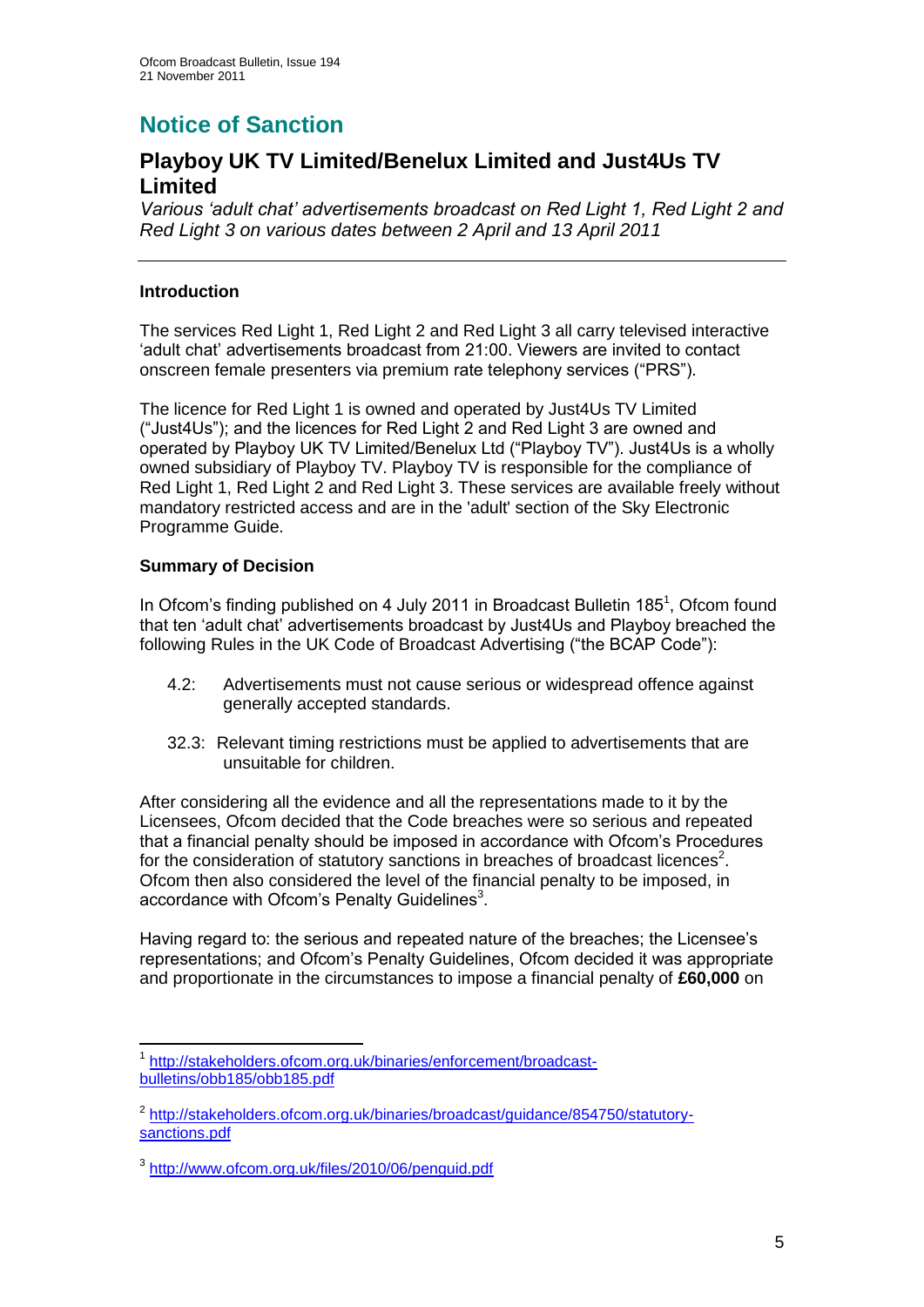## Notice of Sanction

### Playboy UK TV Limited/Benelux Limited and Just4Us TV Limited

*Various 'adult chat' advertisements broadcast on Red Light 1, Red Light 2 and Red Light 3 on various dates between 2 April and 13 April 2011*

---

**Introduction**

The services Red Light 1, Red Light 2 and Red Light 3 all carry televised interactive 'adult chat' advertisements broadcast from 21:00. Viewers are invited to contact onscreen female presenters via premium rate telephony services ("PRS").

The licence for Red Light 1 is owned and operated by Just4Us TV Limited ("Just4Us"); and the licences for Red Light 2 and Red Light 3 are owned and operated by Playboy UK TV Limited/Benelux Ltd ("Playboy TV"). Just4Us is a wholly owned subsidiary of Playboy TV. Playboy TV is responsible for the compliance of Red Light 1, Red Light 2 and Red Light 3. These services are available freely without mandatory restricted access and are in the 'adult' section of the Sky Electronic Programme Guide.

**Summary of Decision**

In Ofcom's finding published on 4 July 2011 in Broadcast Bulletin 185[1], Ofcom found that ten 'adult chat' advertisements broadcast by Just4Us and Playboy breached the following Rules in the UK Code of Broadcast Advertising ("the BCAP Code"):

4.2: Advertisements must not cause serious or widespread offence against generally accepted standards.

32.3: Relevant timing restrictions must be applied to advertisements that are unsuitable for children.

After considering all the evidence and all the representations made to it by the Licensees, Ofcom decided that the Code breaches were so serious and repeated that a financial penalty should be imposed in accordance with Ofcom's Procedures for the consideration of statutory sanctions in breaches of broadcast licences[2]. Ofcom then also considered the level of the financial penalty to be imposed, in accordance with Ofcom's Penalty Guidelines[3].

Having regard to: the serious and repeated nature of the breaches; the Licensee's representations; and Ofcom's Penalty Guidelines, Ofcom decided it was appropriate and proportionate in the circumstances to impose a financial penalty of **£60,000** on

---

[1] http://stakeholders.ofcom.org.uk/binaries/enforcement/broadcast-bulletins/obb185/obb185.pdf

[2] http://stakeholders.ofcom.org.uk/binaries/broadcast/guidance/854750/statutory-sanctions.pdf

[3] http://www.ofcom.org.uk/files/2010/06/penguid.pdf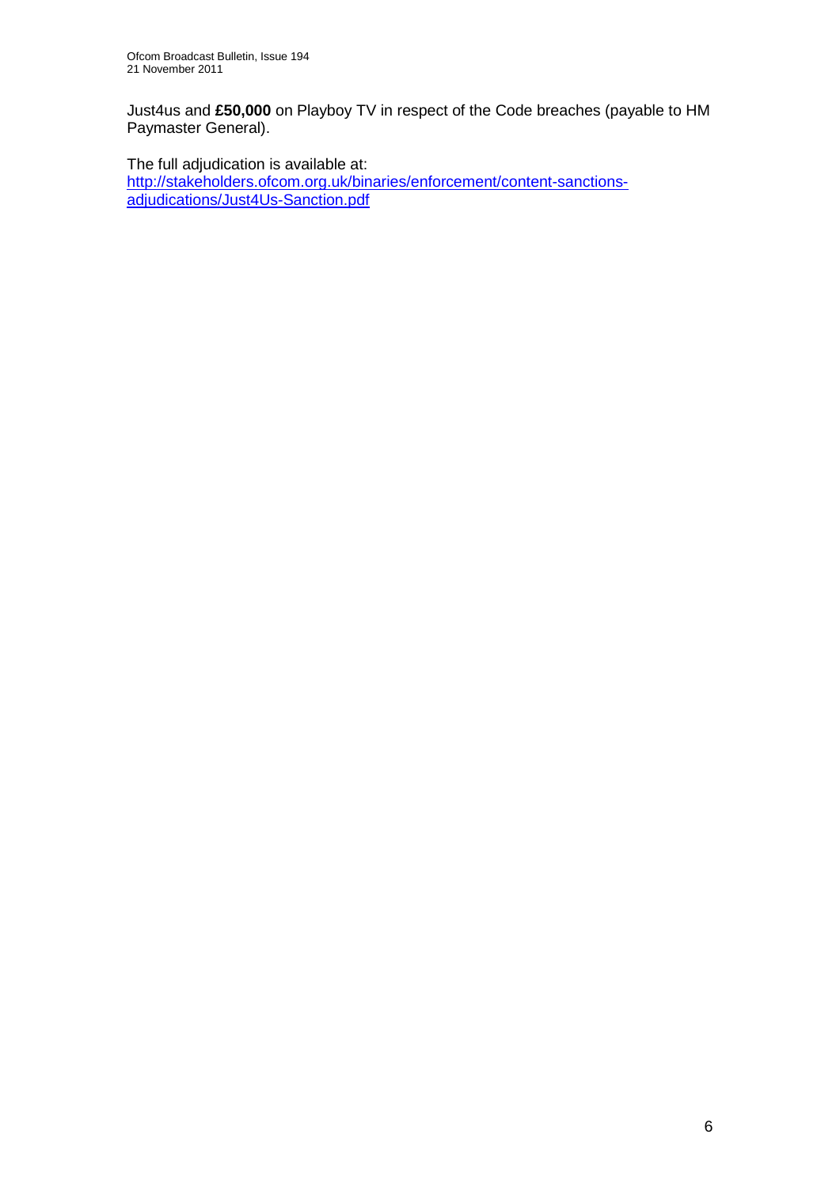Just4us and **£50,000** on Playboy TV in respect of the Code breaches (payable to HM Paymaster General).

The full adjudication is available at:
[http://stakeholders.ofcom.org.uk/binaries/enforcement/content-sanctions-adjudications/Just4Us-Sanction.pdf](http://stakeholders.ofcom.org.uk/binaries/enforcement/content-sanctions-adjudications/Just4Us-Sanction.pdf)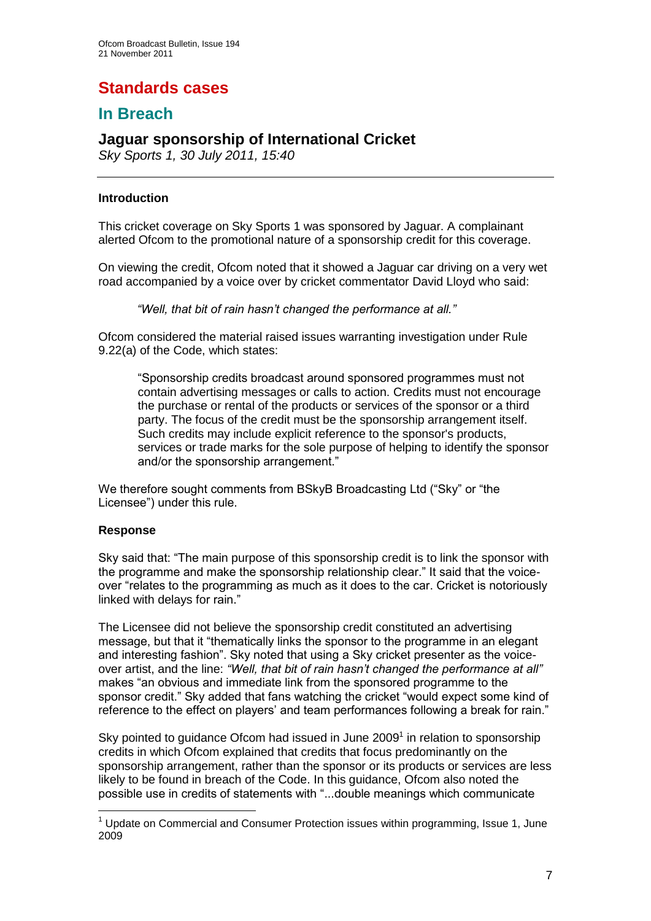# Standards cases

## In Breach

### Jaguar sponsorship of International Cricket

*Sky Sports 1, 30 July 2011, 15:40*

---

#### Introduction

This cricket coverage on Sky Sports 1 was sponsored by Jaguar. A complainant alerted Ofcom to the promotional nature of a sponsorship credit for this coverage.

On viewing the credit, Ofcom noted that it showed a Jaguar car driving on a very wet road accompanied by a voice over by cricket commentator David Lloyd who said:

> *"Well, that bit of rain hasn't changed the performance at all."*

Ofcom considered the material raised issues warranting investigation under Rule 9.22(a) of the Code, which states:

> "Sponsorship credits broadcast around sponsored programmes must not contain advertising messages or calls to action. Credits must not encourage the purchase or rental of the products or services of the sponsor or a third party. The focus of the credit must be the sponsorship arrangement itself. Such credits may include explicit reference to the sponsor's products, services or trade marks for the sole purpose of helping to identify the sponsor and/or the sponsorship arrangement."

We therefore sought comments from BSkyB Broadcasting Ltd ("Sky" or "the Licensee") under this rule.

#### Response

Sky said that: "The main purpose of this sponsorship credit is to link the sponsor with the programme and make the sponsorship relationship clear." It said that the voice-over "relates to the programming as much as it does to the car. Cricket is notoriously linked with delays for rain."

The Licensee did not believe the sponsorship credit constituted an advertising message, but that it "thematically links the sponsor to the programme in an elegant and interesting fashion". Sky noted that using a Sky cricket presenter as the voice-over artist, and the line: *"Well, that bit of rain hasn't changed the performance at all"* makes "an obvious and immediate link from the sponsored programme to the sponsor credit." Sky added that fans watching the cricket "would expect some kind of reference to the effect on players' and team performances following a break for rain."

Sky pointed to guidance Ofcom had issued in June 2009[1] in relation to sponsorship credits in which Ofcom explained that credits that focus predominantly on the sponsorship arrangement, rather than the sponsor or its products or services are less likely to be found in breach of the Code. In this guidance, Ofcom also noted the possible use in credits of statements with "...double meanings which communicate

---

[1] Update on Commercial and Consumer Protection issues within programming, Issue 1, June 2009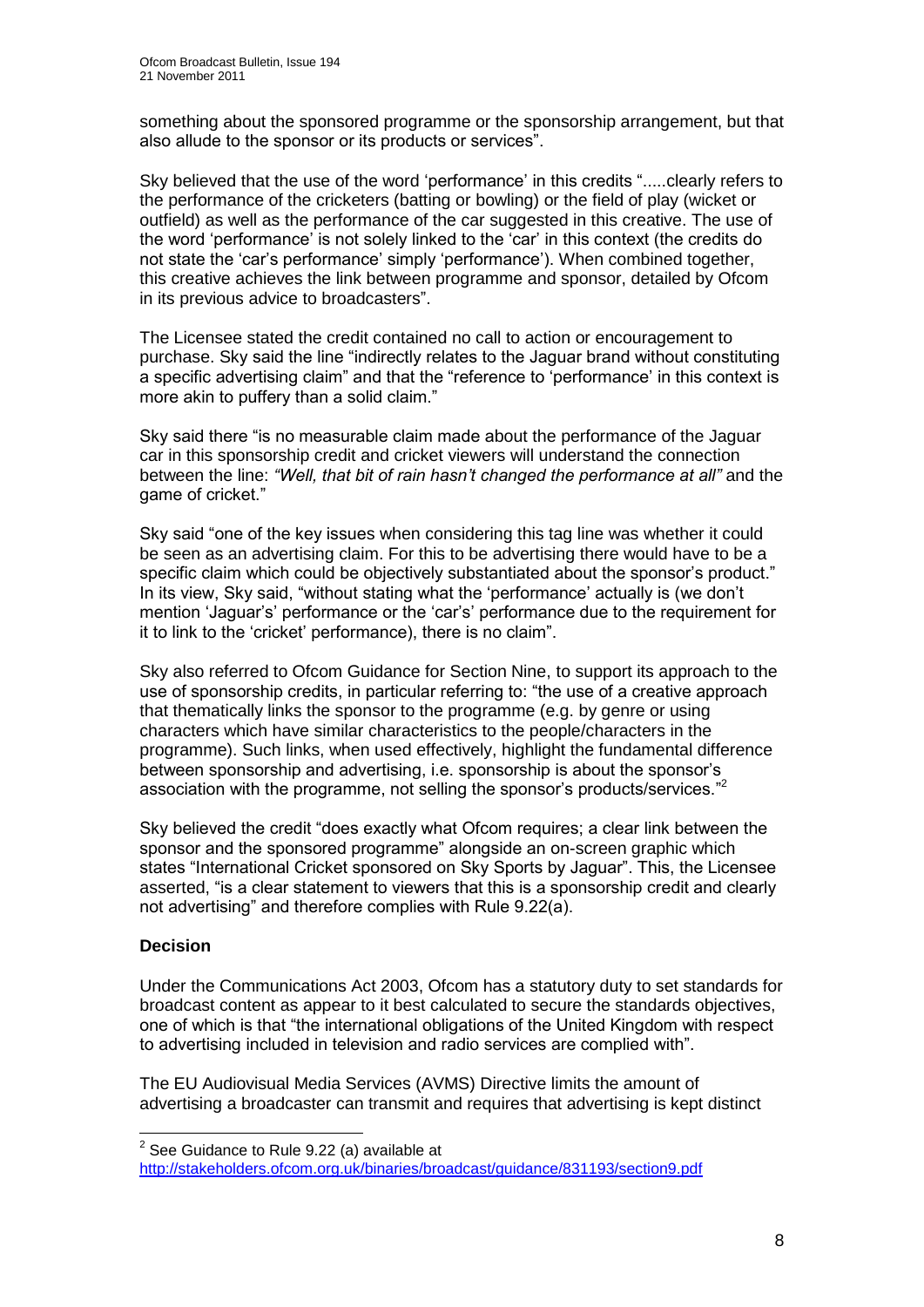something about the sponsored programme or the sponsorship arrangement, but that also allude to the sponsor or its products or services".

Sky believed that the use of the word 'performance' in this credits ".....clearly refers to the performance of the cricketers (batting or bowling) or the field of play (wicket or outfield) as well as the performance of the car suggested in this creative. The use of the word 'performance' is not solely linked to the 'car' in this context (the credits do not state the 'car's performance' simply 'performance'). When combined together, this creative achieves the link between programme and sponsor, detailed by Ofcom in its previous advice to broadcasters".

The Licensee stated the credit contained no call to action or encouragement to purchase. Sky said the line "indirectly relates to the Jaguar brand without constituting a specific advertising claim" and that the "reference to 'performance' in this context is more akin to puffery than a solid claim."

Sky said there "is no measurable claim made about the performance of the Jaguar car in this sponsorship credit and cricket viewers will understand the connection between the line: *"Well, that bit of rain hasn't changed the performance at all"* and the game of cricket."

Sky said "one of the key issues when considering this tag line was whether it could be seen as an advertising claim. For this to be advertising there would have to be a specific claim which could be objectively substantiated about the sponsor's product." In its view, Sky said, "without stating what the 'performance' actually is (we don't mention 'Jaguar's' performance or the 'car's' performance due to the requirement for it to link to the 'cricket' performance), there is no claim".

Sky also referred to Ofcom Guidance for Section Nine, to support its approach to the use of sponsorship credits, in particular referring to: "the use of a creative approach that thematically links the sponsor to the programme (e.g. by genre or using characters which have similar characteristics to the people/characters in the programme). Such links, when used effectively, highlight the fundamental difference between sponsorship and advertising, i.e. sponsorship is about the sponsor's association with the programme, not selling the sponsor's products/services."[2]

Sky believed the credit "does exactly what Ofcom requires; a clear link between the sponsor and the sponsored programme" alongside an on-screen graphic which states "International Cricket sponsored on Sky Sports by Jaguar". This, the Licensee asserted, "is a clear statement to viewers that this is a sponsorship credit and clearly not advertising" and therefore complies with Rule 9.22(a).

**Decision**

Under the Communications Act 2003, Ofcom has a statutory duty to set standards for broadcast content as appear to it best calculated to secure the standards objectives, one of which is that "the international obligations of the United Kingdom with respect to advertising included in television and radio services are complied with".

The EU Audiovisual Media Services (AVMS) Directive limits the amount of advertising a broadcaster can transmit and requires that advertising is kept distinct

---

[2] See Guidance to Rule 9.22 (a) available at http://stakeholders.ofcom.org.uk/binaries/broadcast/guidance/831193/section9.pdf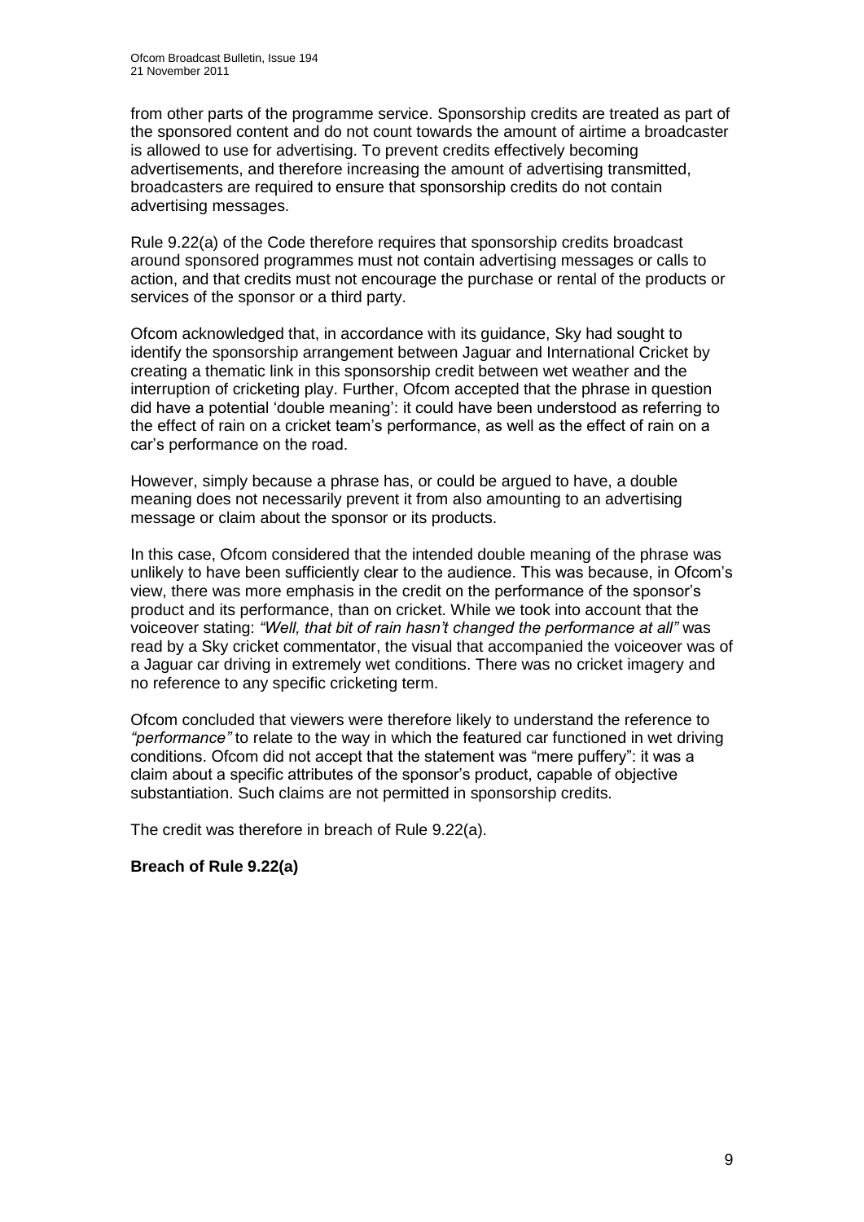from other parts of the programme service. Sponsorship credits are treated as part of the sponsored content and do not count towards the amount of airtime a broadcaster is allowed to use for advertising. To prevent credits effectively becoming advertisements, and therefore increasing the amount of advertising transmitted, broadcasters are required to ensure that sponsorship credits do not contain advertising messages.

Rule 9.22(a) of the Code therefore requires that sponsorship credits broadcast around sponsored programmes must not contain advertising messages or calls to action, and that credits must not encourage the purchase or rental of the products or services of the sponsor or a third party.

Ofcom acknowledged that, in accordance with its guidance, Sky had sought to identify the sponsorship arrangement between Jaguar and International Cricket by creating a thematic link in this sponsorship credit between wet weather and the interruption of cricketing play. Further, Ofcom accepted that the phrase in question did have a potential 'double meaning': it could have been understood as referring to the effect of rain on a cricket team's performance, as well as the effect of rain on a car's performance on the road.

However, simply because a phrase has, or could be argued to have, a double meaning does not necessarily prevent it from also amounting to an advertising message or claim about the sponsor or its products.

In this case, Ofcom considered that the intended double meaning of the phrase was unlikely to have been sufficiently clear to the audience. This was because, in Ofcom's view, there was more emphasis in the credit on the performance of the sponsor's product and its performance, than on cricket. While we took into account that the voiceover stating: *"Well, that bit of rain hasn't changed the performance at all"* was read by a Sky cricket commentator, the visual that accompanied the voiceover was of a Jaguar car driving in extremely wet conditions. There was no cricket imagery and no reference to any specific cricketing term.

Ofcom concluded that viewers were therefore likely to understand the reference to *"performance"* to relate to the way in which the featured car functioned in wet driving conditions. Ofcom did not accept that the statement was "mere puffery": it was a claim about a specific attributes of the sponsor's product, capable of objective substantiation. Such claims are not permitted in sponsorship credits.

The credit was therefore in breach of Rule 9.22(a).

**Breach of Rule 9.22(a)**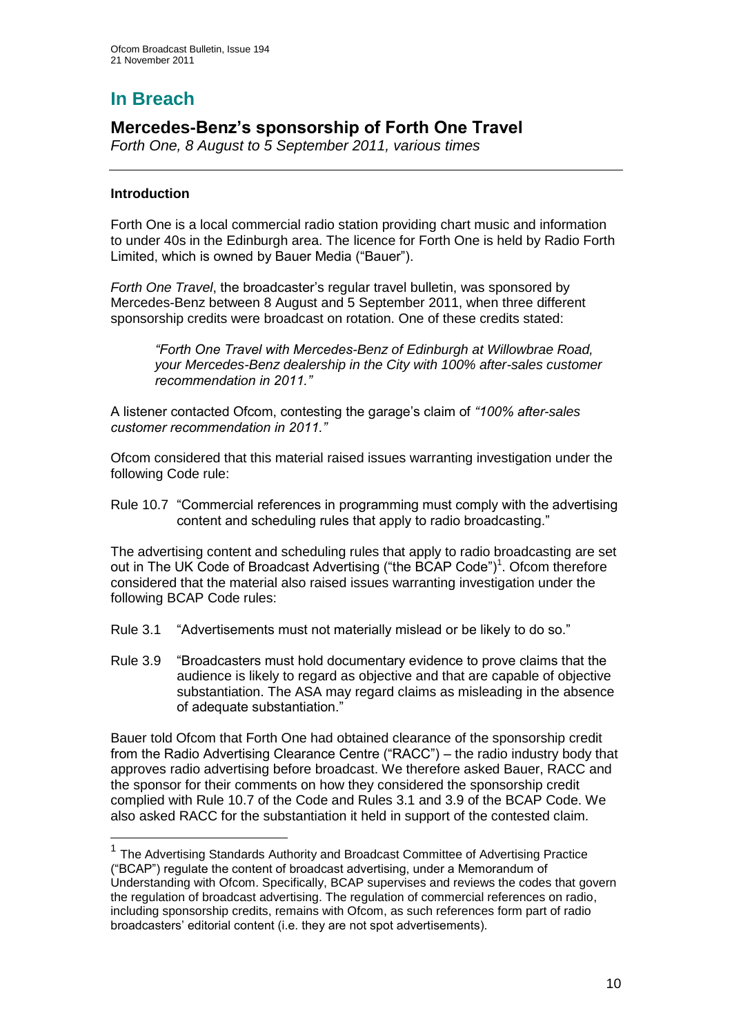# In Breach

## Mercedes-Benz's sponsorship of Forth One Travel

*Forth One, 8 August to 5 September 2011, various times*

---

### Introduction

Forth One is a local commercial radio station providing chart music and information to under 40s in the Edinburgh area. The licence for Forth One is held by Radio Forth Limited, which is owned by Bauer Media ("Bauer").

*Forth One Travel*, the broadcaster's regular travel bulletin, was sponsored by Mercedes-Benz between 8 August and 5 September 2011, when three different sponsorship credits were broadcast on rotation. One of these credits stated:

> *"Forth One Travel with Mercedes-Benz of Edinburgh at Willowbrae Road, your Mercedes-Benz dealership in the City with 100% after-sales customer recommendation in 2011."*

A listener contacted Ofcom, contesting the garage's claim of *"100% after-sales customer recommendation in 2011."*

Ofcom considered that this material raised issues warranting investigation under the following Code rule:

Rule 10.7 "Commercial references in programming must comply with the advertising content and scheduling rules that apply to radio broadcasting."

The advertising content and scheduling rules that apply to radio broadcasting are set out in The UK Code of Broadcast Advertising ("the BCAP Code")[1]. Ofcom therefore considered that the material also raised issues warranting investigation under the following BCAP Code rules:

Rule 3.1 "Advertisements must not materially mislead or be likely to do so."

Rule 3.9 "Broadcasters must hold documentary evidence to prove claims that the audience is likely to regard as objective and that are capable of objective substantiation. The ASA may regard claims as misleading in the absence of adequate substantiation."

Bauer told Ofcom that Forth One had obtained clearance of the sponsorship credit from the Radio Advertising Clearance Centre ("RACC") – the radio industry body that approves radio advertising before broadcast. We therefore asked Bauer, RACC and the sponsor for their comments on how they considered the sponsorship credit complied with Rule 10.7 of the Code and Rules 3.1 and 3.9 of the BCAP Code. We also asked RACC for the substantiation it held in support of the contested claim.

---

[1] The Advertising Standards Authority and Broadcast Committee of Advertising Practice ("BCAP") regulate the content of broadcast advertising, under a Memorandum of Understanding with Ofcom. Specifically, BCAP supervises and reviews the codes that govern the regulation of broadcast advertising. The regulation of commercial references on radio, including sponsorship credits, remains with Ofcom, as such references form part of radio broadcasters' editorial content (i.e. they are not spot advertisements).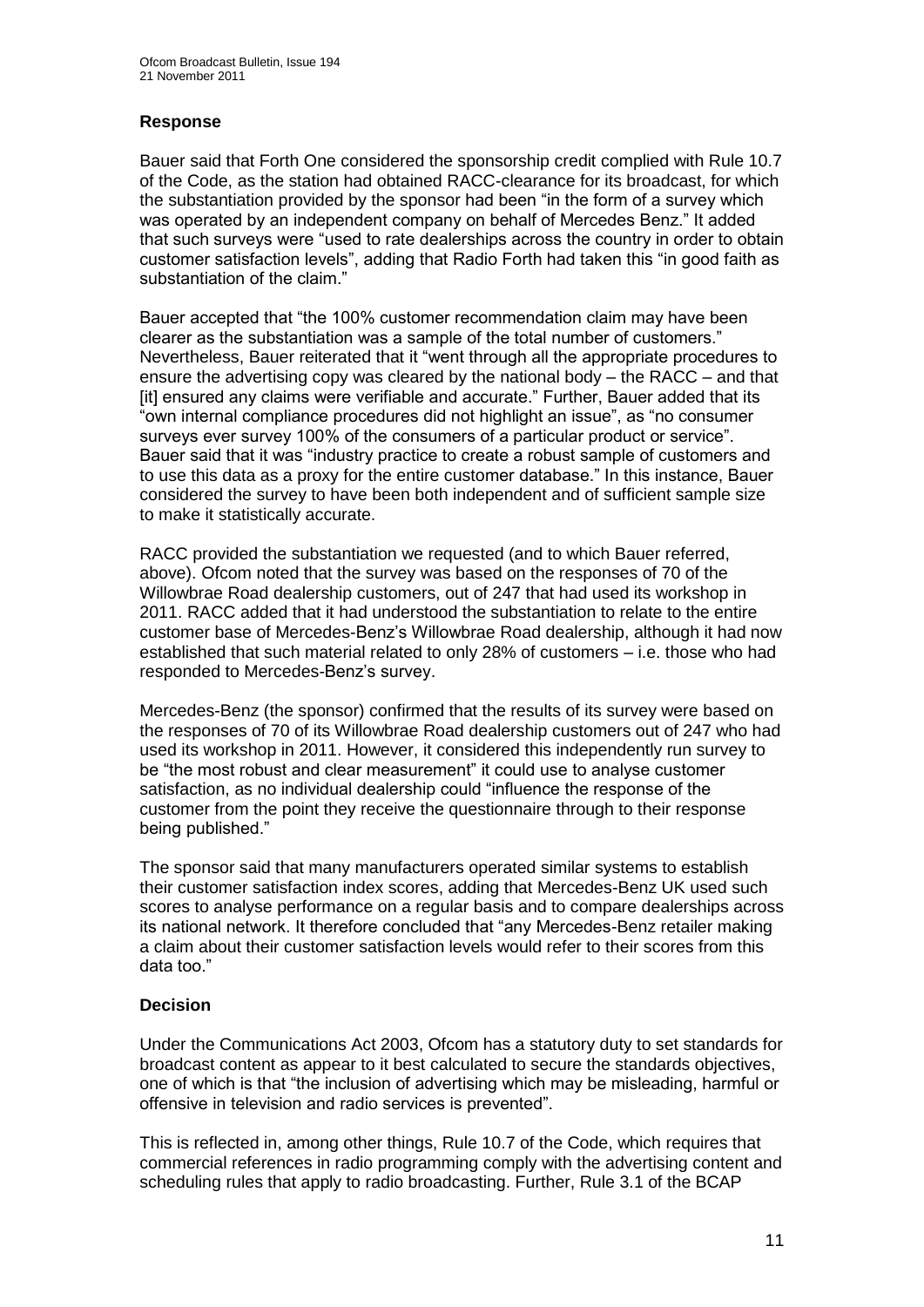### Response

Bauer said that Forth One considered the sponsorship credit complied with Rule 10.7 of the Code, as the station had obtained RACC-clearance for its broadcast, for which the substantiation provided by the sponsor had been "in the form of a survey which was operated by an independent company on behalf of Mercedes Benz." It added that such surveys were "used to rate dealerships across the country in order to obtain customer satisfaction levels", adding that Radio Forth had taken this "in good faith as substantiation of the claim."

Bauer accepted that "the 100% customer recommendation claim may have been clearer as the substantiation was a sample of the total number of customers." Nevertheless, Bauer reiterated that it "went through all the appropriate procedures to ensure the advertising copy was cleared by the national body – the RACC – and that [it] ensured any claims were verifiable and accurate." Further, Bauer added that its "own internal compliance procedures did not highlight an issue", as "no consumer surveys ever survey 100% of the consumers of a particular product or service". Bauer said that it was "industry practice to create a robust sample of customers and to use this data as a proxy for the entire customer database." In this instance, Bauer considered the survey to have been both independent and of sufficient sample size to make it statistically accurate.

RACC provided the substantiation we requested (and to which Bauer referred, above). Ofcom noted that the survey was based on the responses of 70 of the Willowbrae Road dealership customers, out of 247 that had used its workshop in 2011. RACC added that it had understood the substantiation to relate to the entire customer base of Mercedes-Benz's Willowbrae Road dealership, although it had now established that such material related to only 28% of customers – i.e. those who had responded to Mercedes-Benz's survey.

Mercedes-Benz (the sponsor) confirmed that the results of its survey were based on the responses of 70 of its Willowbrae Road dealership customers out of 247 who had used its workshop in 2011. However, it considered this independently run survey to be "the most robust and clear measurement" it could use to analyse customer satisfaction, as no individual dealership could "influence the response of the customer from the point they receive the questionnaire through to their response being published."

The sponsor said that many manufacturers operated similar systems to establish their customer satisfaction index scores, adding that Mercedes-Benz UK used such scores to analyse performance on a regular basis and to compare dealerships across its national network. It therefore concluded that "any Mercedes-Benz retailer making a claim about their customer satisfaction levels would refer to their scores from this data too."

### Decision

Under the Communications Act 2003, Ofcom has a statutory duty to set standards for broadcast content as appear to it best calculated to secure the standards objectives, one of which is that "the inclusion of advertising which may be misleading, harmful or offensive in television and radio services is prevented".

This is reflected in, among other things, Rule 10.7 of the Code, which requires that commercial references in radio programming comply with the advertising content and scheduling rules that apply to radio broadcasting. Further, Rule 3.1 of the BCAP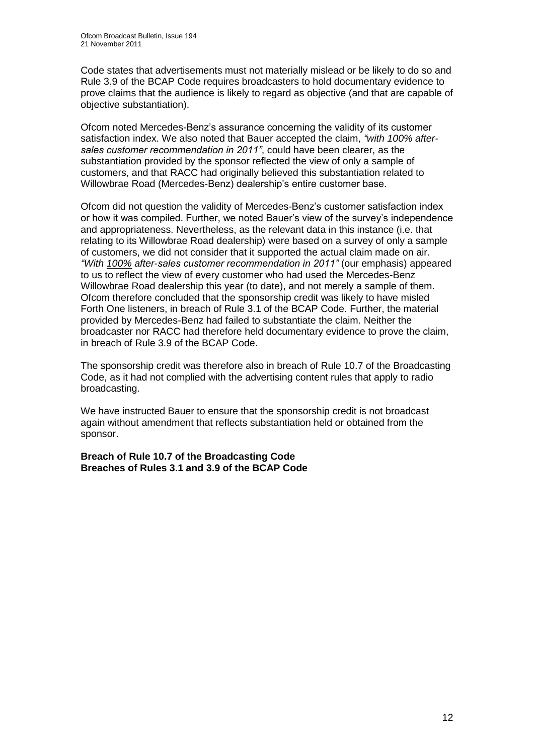Code states that advertisements must not materially mislead or be likely to do so and Rule 3.9 of the BCAP Code requires broadcasters to hold documentary evidence to prove claims that the audience is likely to regard as objective (and that are capable of objective substantiation).

Ofcom noted Mercedes-Benz's assurance concerning the validity of its customer satisfaction index. We also noted that Bauer accepted the claim, *"with 100% after-sales customer recommendation in 2011"*, could have been clearer, as the substantiation provided by the sponsor reflected the view of only a sample of customers, and that RACC had originally believed this substantiation related to Willowbrae Road (Mercedes-Benz) dealership's entire customer base.

Ofcom did not question the validity of Mercedes-Benz's customer satisfaction index or how it was compiled. Further, we noted Bauer's view of the survey's independence and appropriateness. Nevertheless, as the relevant data in this instance (i.e. that relating to its Willowbrae Road dealership) were based on a survey of only a sample of customers, we did not consider that it supported the actual claim made on air. *"With <u>100%</u> after-sales customer recommendation in 2011"* (our emphasis) appeared to us to reflect the view of every customer who had used the Mercedes-Benz Willowbrae Road dealership this year (to date), and not merely a sample of them. Ofcom therefore concluded that the sponsorship credit was likely to have misled Forth One listeners, in breach of Rule 3.1 of the BCAP Code. Further, the material provided by Mercedes-Benz had failed to substantiate the claim. Neither the broadcaster nor RACC had therefore held documentary evidence to prove the claim, in breach of Rule 3.9 of the BCAP Code.

The sponsorship credit was therefore also in breach of Rule 10.7 of the Broadcasting Code, as it had not complied with the advertising content rules that apply to radio broadcasting.

We have instructed Bauer to ensure that the sponsorship credit is not broadcast again without amendment that reflects substantiation held or obtained from the sponsor.

**Breach of Rule 10.7 of the Broadcasting Code**
**Breaches of Rules 3.1 and 3.9 of the BCAP Code**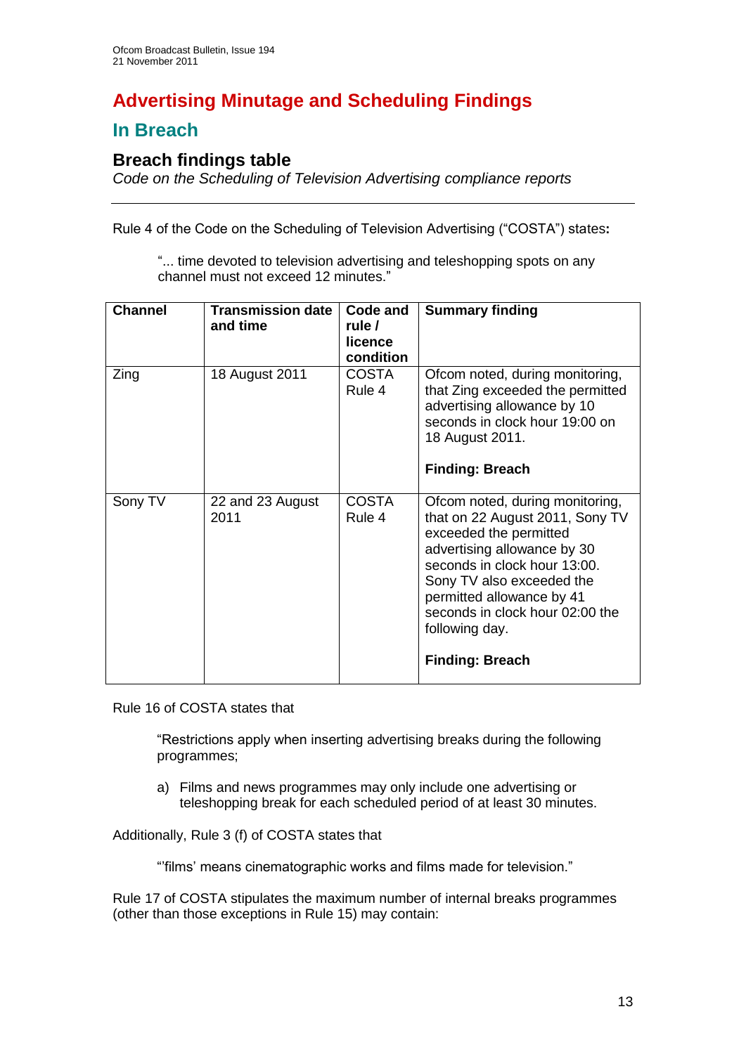# Advertising Minutage and Scheduling Findings

## In Breach

### Breach findings table

*Code on the Scheduling of Television Advertising compliance reports*

---

Rule 4 of the Code on the Scheduling of Television Advertising ("COSTA") states**:**

> "... time devoted to television advertising and teleshopping spots on any channel must not exceed 12 minutes."

| Channel | Transmission date and time | Code and rule / licence condition | Summary finding |
|---|---|---|---|
| Zing | 18 August 2011 | COSTA Rule 4 | Ofcom noted, during monitoring, that Zing exceeded the permitted advertising allowance by 10 seconds in clock hour 19:00 on 18 August 2011.<br><br>**Finding: Breach** |
| Sony TV | 22 and 23 August 2011 | COSTA Rule 4 | Ofcom noted, during monitoring, that on 22 August 2011, Sony TV exceeded the permitted advertising allowance by 30 seconds in clock hour 13:00. Sony TV also exceeded the permitted allowance by 41 seconds in clock hour 02:00 the following day.<br><br>**Finding: Breach** |

Rule 16 of COSTA states that

> "Restrictions apply when inserting advertising breaks during the following programmes;
>
> a) Films and news programmes may only include one advertising or teleshopping break for each scheduled period of at least 30 minutes.

Additionally, Rule 3 (f) of COSTA states that

> "'films' means cinematographic works and films made for television."

Rule 17 of COSTA stipulates the maximum number of internal breaks programmes (other than those exceptions in Rule 15) may contain: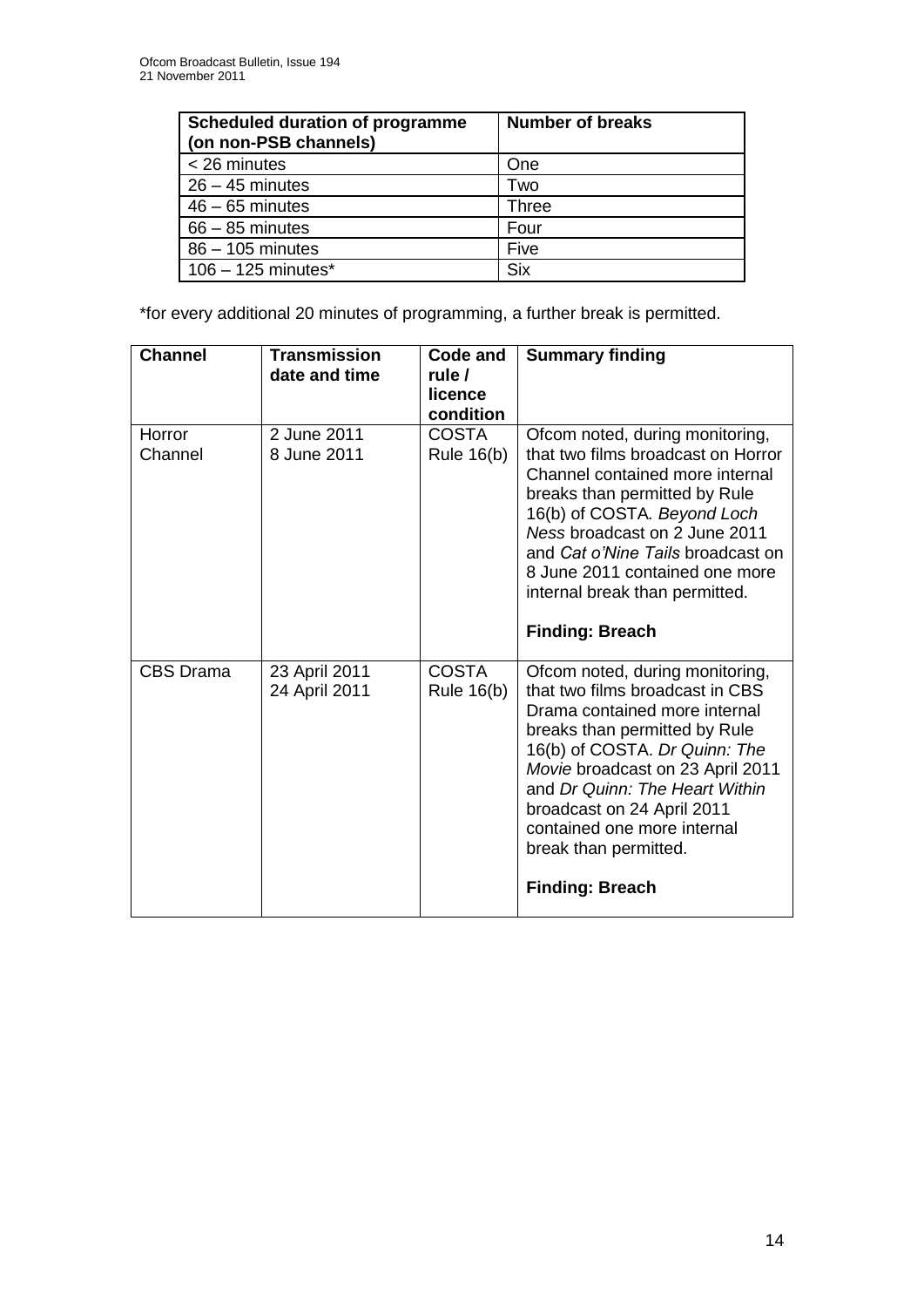| Scheduled duration of programme (on non-PSB channels) | Number of breaks |
|---|---|
| < 26 minutes | One |
| 26 – 45 minutes | Two |
| 46 – 65 minutes | Three |
| 66 – 85 minutes | Four |
| 86 – 105 minutes | Five |
| 106 – 125 minutes* | Six |

*for every additional 20 minutes of programming, a further break is permitted.

| Channel | Transmission date and time | Code and rule / licence condition | Summary finding |
|---|---|---|---|
| Horror Channel | 2 June 2011<br>8 June 2011 | COSTA Rule 16(b) | Ofcom noted, during monitoring, that two films broadcast on Horror Channel contained more internal breaks than permitted by Rule 16(b) of COSTA. *Beyond Loch Ness* broadcast on 2 June 2011 and *Cat o'Nine Tails* broadcast on 8 June 2011 contained one more internal break than permitted.<br><br>**Finding: Breach** |
| CBS Drama | 23 April 2011<br>24 April 2011 | COSTA Rule 16(b) | Ofcom noted, during monitoring, that two films broadcast in CBS Drama contained more internal breaks than permitted by Rule 16(b) of COSTA. *Dr Quinn: The Movie* broadcast on 23 April 2011 and *Dr Quinn: The Heart Within* broadcast on 24 April 2011 contained one more internal break than permitted.<br><br>**Finding: Breach** |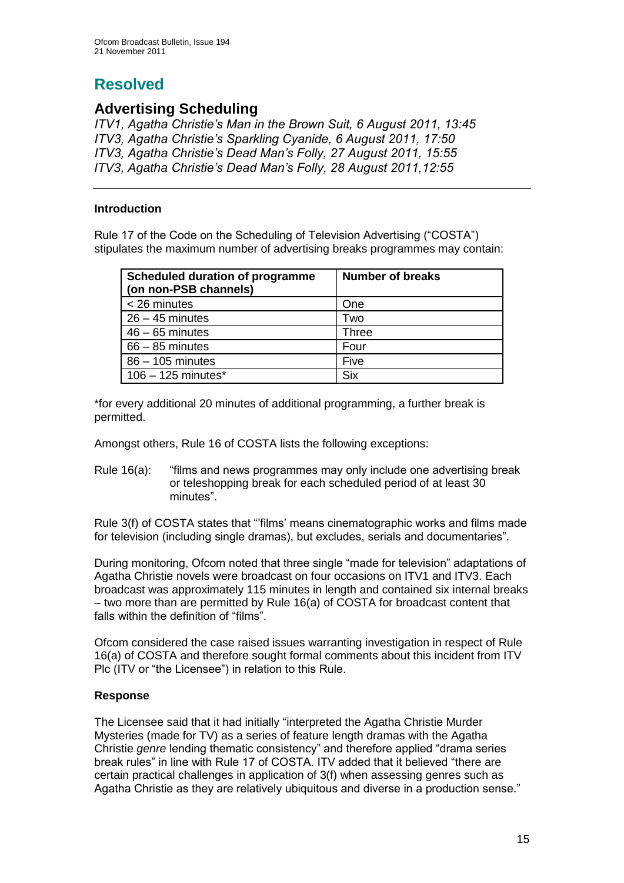# Resolved

## Advertising Scheduling

*ITV1, Agatha Christie's Man in the Brown Suit, 6 August 2011, 13:45*
*ITV3, Agatha Christie's Sparkling Cyanide, 6 August 2011, 17:50*
*ITV3, Agatha Christie's Dead Man's Folly, 27 August 2011, 15:55*
*ITV3, Agatha Christie's Dead Man's Folly, 28 August 2011,12:55*

---

### Introduction

Rule 17 of the Code on the Scheduling of Television Advertising ("COSTA") stipulates the maximum number of advertising breaks programmes may contain:

| Scheduled duration of programme (on non-PSB channels) | Number of breaks |
|---|---|
| < 26 minutes | One |
| 26 – 45 minutes | Two |
| 46 – 65 minutes | Three |
| 66 – 85 minutes | Four |
| 86 – 105 minutes | Five |
| 106 – 125 minutes* | Six |

*for every additional 20 minutes of additional programming, a further break is permitted.

Amongst others, Rule 16 of COSTA lists the following exceptions:

Rule 16(a): "films and news programmes may only include one advertising break or teleshopping break for each scheduled period of at least 30 minutes".

Rule 3(f) of COSTA states that "'films' means cinematographic works and films made for television (including single dramas), but excludes, serials and documentaries".

During monitoring, Ofcom noted that three single "made for television" adaptations of Agatha Christie novels were broadcast on four occasions on ITV1 and ITV3. Each broadcast was approximately 115 minutes in length and contained six internal breaks – two more than are permitted by Rule 16(a) of COSTA for broadcast content that falls within the definition of "films".

Ofcom considered the case raised issues warranting investigation in respect of Rule 16(a) of COSTA and therefore sought formal comments about this incident from ITV Plc (ITV or "the Licensee") in relation to this Rule.

### Response

The Licensee said that it had initially "interpreted the Agatha Christie Murder Mysteries (made for TV) as a series of feature length dramas with the Agatha Christie *genre* lending thematic consistency" and therefore applied "drama series break rules" in line with Rule 17 of COSTA. ITV added that it believed "there are certain practical challenges in application of 3(f) when assessing genres such as Agatha Christie as they are relatively ubiquitous and diverse in a production sense."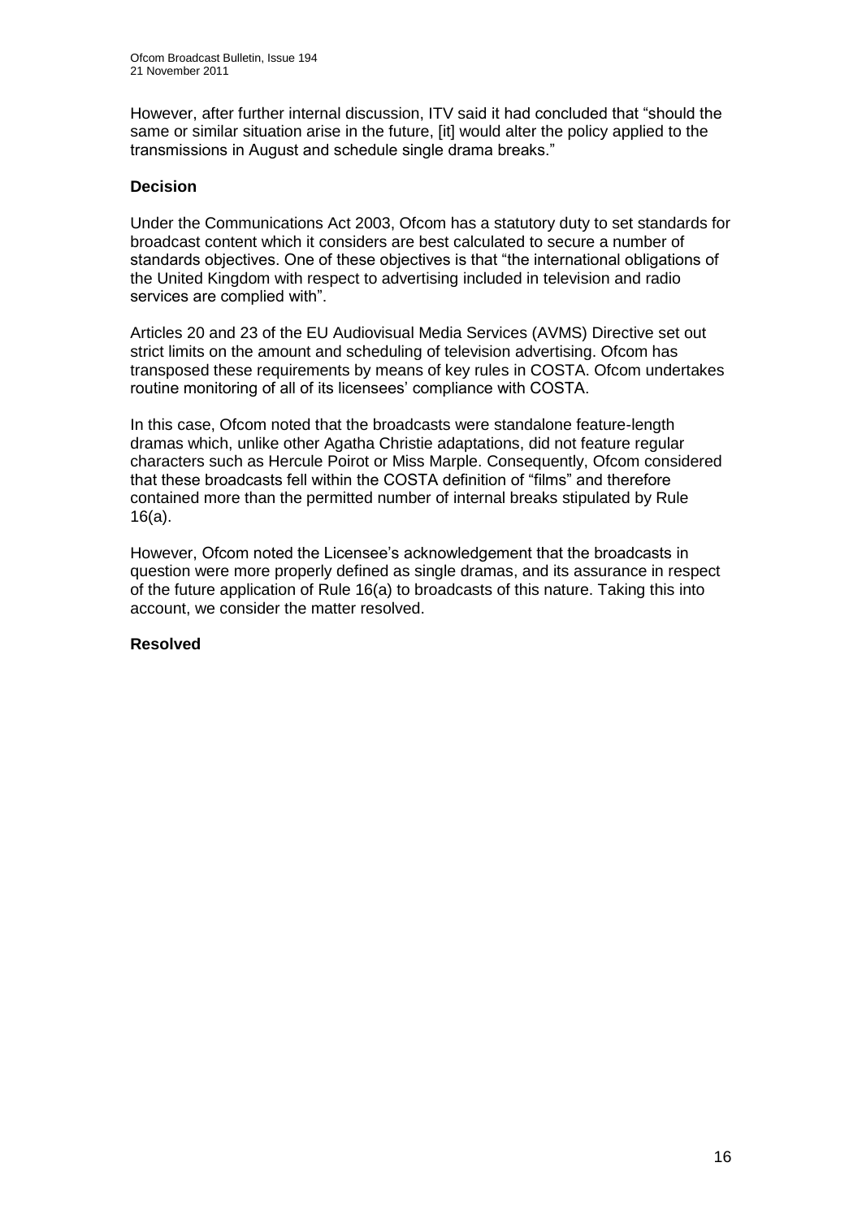However, after further internal discussion, ITV said it had concluded that "should the same or similar situation arise in the future, [it] would alter the policy applied to the transmissions in August and schedule single drama breaks."

### Decision

Under the Communications Act 2003, Ofcom has a statutory duty to set standards for broadcast content which it considers are best calculated to secure a number of standards objectives. One of these objectives is that "the international obligations of the United Kingdom with respect to advertising included in television and radio services are complied with".

Articles 20 and 23 of the EU Audiovisual Media Services (AVMS) Directive set out strict limits on the amount and scheduling of television advertising. Ofcom has transposed these requirements by means of key rules in COSTA. Ofcom undertakes routine monitoring of all of its licensees' compliance with COSTA.

In this case, Ofcom noted that the broadcasts were standalone feature-length dramas which, unlike other Agatha Christie adaptations, did not feature regular characters such as Hercule Poirot or Miss Marple. Consequently, Ofcom considered that these broadcasts fell within the COSTA definition of "films" and therefore contained more than the permitted number of internal breaks stipulated by Rule 16(a).

However, Ofcom noted the Licensee's acknowledgement that the broadcasts in question were more properly defined as single dramas, and its assurance in respect of the future application of Rule 16(a) to broadcasts of this nature. Taking this into account, we consider the matter resolved.

### Resolved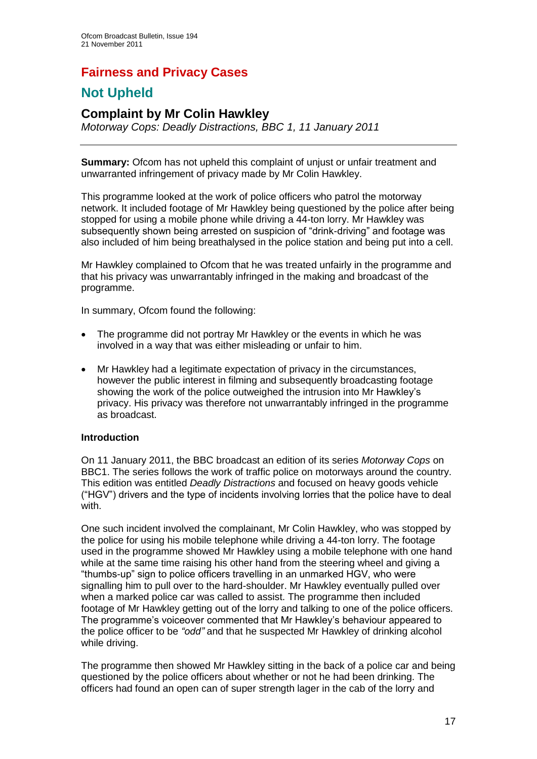# Fairness and Privacy Cases

## Not Upheld

### Complaint by Mr Colin Hawkley

*Motorway Cops: Deadly Distractions, BBC 1, 11 January 2011*

---

**Summary:** Ofcom has not upheld this complaint of unjust or unfair treatment and unwarranted infringement of privacy made by Mr Colin Hawkley.

This programme looked at the work of police officers who patrol the motorway network. It included footage of Mr Hawkley being questioned by the police after being stopped for using a mobile phone while driving a 44-ton lorry. Mr Hawkley was subsequently shown being arrested on suspicion of "drink-driving" and footage was also included of him being breathalysed in the police station and being put into a cell.

Mr Hawkley complained to Ofcom that he was treated unfairly in the programme and that his privacy was unwarrantably infringed in the making and broadcast of the programme.

In summary, Ofcom found the following:

- The programme did not portray Mr Hawkley or the events in which he was involved in a way that was either misleading or unfair to him.
- Mr Hawkley had a legitimate expectation of privacy in the circumstances, however the public interest in filming and subsequently broadcasting footage showing the work of the police outweighed the intrusion into Mr Hawkley's privacy. His privacy was therefore not unwarrantably infringed in the programme as broadcast.

**Introduction**

On 11 January 2011, the BBC broadcast an edition of its series *Motorway Cops* on BBC1. The series follows the work of traffic police on motorways around the country. This edition was entitled *Deadly Distractions* and focused on heavy goods vehicle ("HGV") drivers and the type of incidents involving lorries that the police have to deal with.

One such incident involved the complainant, Mr Colin Hawkley, who was stopped by the police for using his mobile telephone while driving a 44-ton lorry. The footage used in the programme showed Mr Hawkley using a mobile telephone with one hand while at the same time raising his other hand from the steering wheel and giving a "thumbs-up" sign to police officers travelling in an unmarked HGV, who were signalling him to pull over to the hard-shoulder. Mr Hawkley eventually pulled over when a marked police car was called to assist. The programme then included footage of Mr Hawkley getting out of the lorry and talking to one of the police officers. The programme's voiceover commented that Mr Hawkley's behaviour appeared to the police officer to be *"odd"* and that he suspected Mr Hawkley of drinking alcohol while driving.

The programme then showed Mr Hawkley sitting in the back of a police car and being questioned by the police officers about whether or not he had been drinking. The officers had found an open can of super strength lager in the cab of the lorry and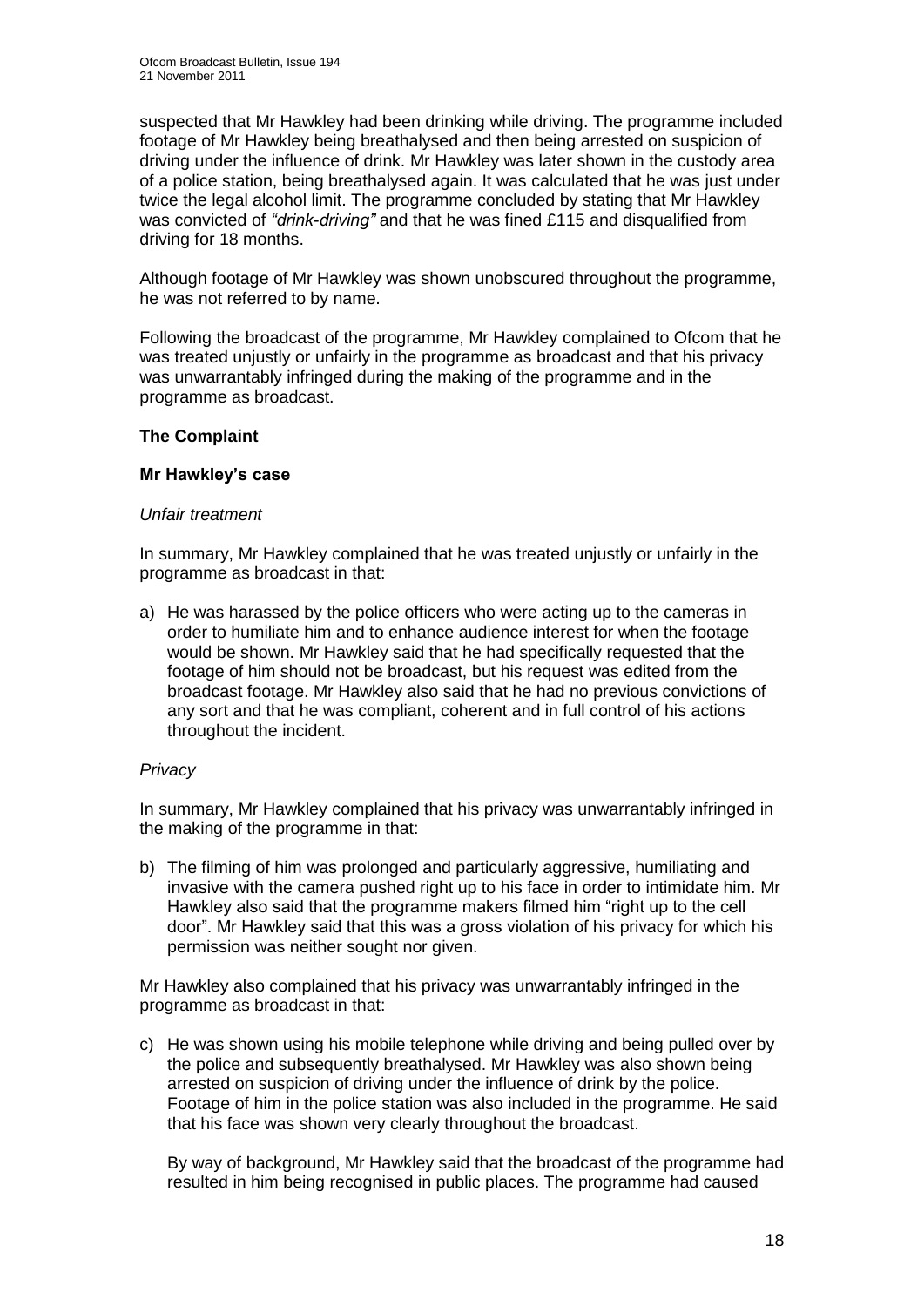suspected that Mr Hawkley had been drinking while driving. The programme included footage of Mr Hawkley being breathalysed and then being arrested on suspicion of driving under the influence of drink. Mr Hawkley was later shown in the custody area of a police station, being breathalysed again. It was calculated that he was just under twice the legal alcohol limit. The programme concluded by stating that Mr Hawkley was convicted of *"drink-driving"* and that he was fined £115 and disqualified from driving for 18 months.

Although footage of Mr Hawkley was shown unobscured throughout the programme, he was not referred to by name.

Following the broadcast of the programme, Mr Hawkley complained to Ofcom that he was treated unjustly or unfairly in the programme as broadcast and that his privacy was unwarrantably infringed during the making of the programme and in the programme as broadcast.

**The Complaint**

**Mr Hawkley's case**

*Unfair treatment*

In summary, Mr Hawkley complained that he was treated unjustly or unfairly in the programme as broadcast in that:

a) He was harassed by the police officers who were acting up to the cameras in order to humiliate him and to enhance audience interest for when the footage would be shown. Mr Hawkley said that he had specifically requested that the footage of him should not be broadcast, but his request was edited from the broadcast footage. Mr Hawkley also said that he had no previous convictions of any sort and that he was compliant, coherent and in full control of his actions throughout the incident.

*Privacy*

In summary, Mr Hawkley complained that his privacy was unwarrantably infringed in the making of the programme in that:

b) The filming of him was prolonged and particularly aggressive, humiliating and invasive with the camera pushed right up to his face in order to intimidate him. Mr Hawkley also said that the programme makers filmed him "right up to the cell door". Mr Hawkley said that this was a gross violation of his privacy for which his permission was neither sought nor given.

Mr Hawkley also complained that his privacy was unwarrantably infringed in the programme as broadcast in that:

c) He was shown using his mobile telephone while driving and being pulled over by the police and subsequently breathalysed. Mr Hawkley was also shown being arrested on suspicion of driving under the influence of drink by the police. Footage of him in the police station was also included in the programme. He said that his face was shown very clearly throughout the broadcast.

   By way of background, Mr Hawkley said that the broadcast of the programme had resulted in him being recognised in public places. The programme had caused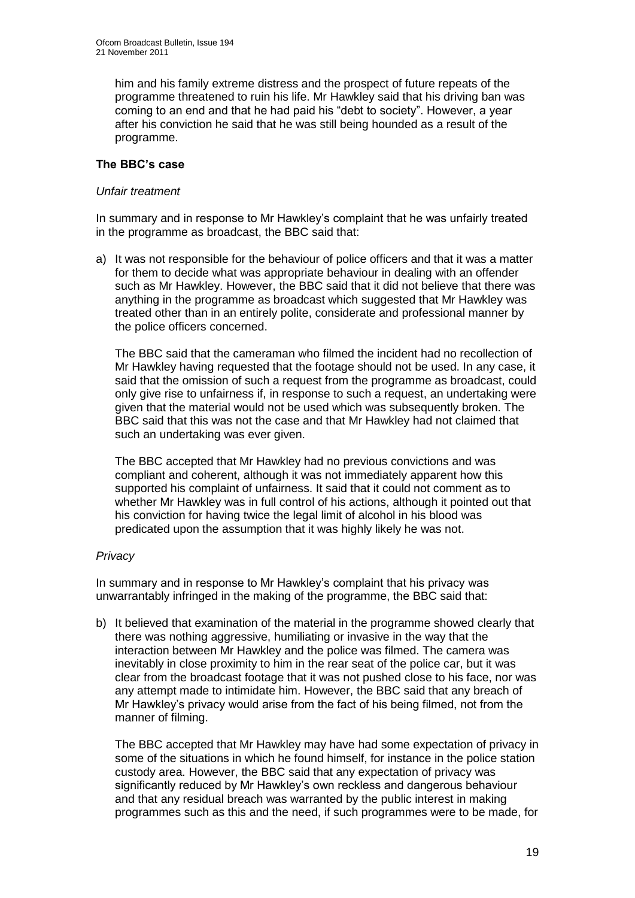him and his family extreme distress and the prospect of future repeats of the programme threatened to ruin his life. Mr Hawkley said that his driving ban was coming to an end and that he had paid his "debt to society". However, a year after his conviction he said that he was still being hounded as a result of the programme.

### The BBC's case

*Unfair treatment*

In summary and in response to Mr Hawkley's complaint that he was unfairly treated in the programme as broadcast, the BBC said that:

a) It was not responsible for the behaviour of police officers and that it was a matter for them to decide what was appropriate behaviour in dealing with an offender such as Mr Hawkley. However, the BBC said that it did not believe that there was anything in the programme as broadcast which suggested that Mr Hawkley was treated other than in an entirely polite, considerate and professional manner by the police officers concerned.

   The BBC said that the cameraman who filmed the incident had no recollection of Mr Hawkley having requested that the footage should not be used. In any case, it said that the omission of such a request from the programme as broadcast, could only give rise to unfairness if, in response to such a request, an undertaking were given that the material would not be used which was subsequently broken. The BBC said that this was not the case and that Mr Hawkley had not claimed that such an undertaking was ever given.

   The BBC accepted that Mr Hawkley had no previous convictions and was compliant and coherent, although it was not immediately apparent how this supported his complaint of unfairness. It said that it could not comment as to whether Mr Hawkley was in full control of his actions, although it pointed out that his conviction for having twice the legal limit of alcohol in his blood was predicated upon the assumption that it was highly likely he was not.

*Privacy*

In summary and in response to Mr Hawkley's complaint that his privacy was unwarrantably infringed in the making of the programme, the BBC said that:

b) It believed that examination of the material in the programme showed clearly that there was nothing aggressive, humiliating or invasive in the way that the interaction between Mr Hawkley and the police was filmed. The camera was inevitably in close proximity to him in the rear seat of the police car, but it was clear from the broadcast footage that it was not pushed close to his face, nor was any attempt made to intimidate him. However, the BBC said that any breach of Mr Hawkley's privacy would arise from the fact of his being filmed, not from the manner of filming.

   The BBC accepted that Mr Hawkley may have had some expectation of privacy in some of the situations in which he found himself, for instance in the police station custody area. However, the BBC said that any expectation of privacy was significantly reduced by Mr Hawkley's own reckless and dangerous behaviour and that any residual breach was warranted by the public interest in making programmes such as this and the need, if such programmes were to be made, for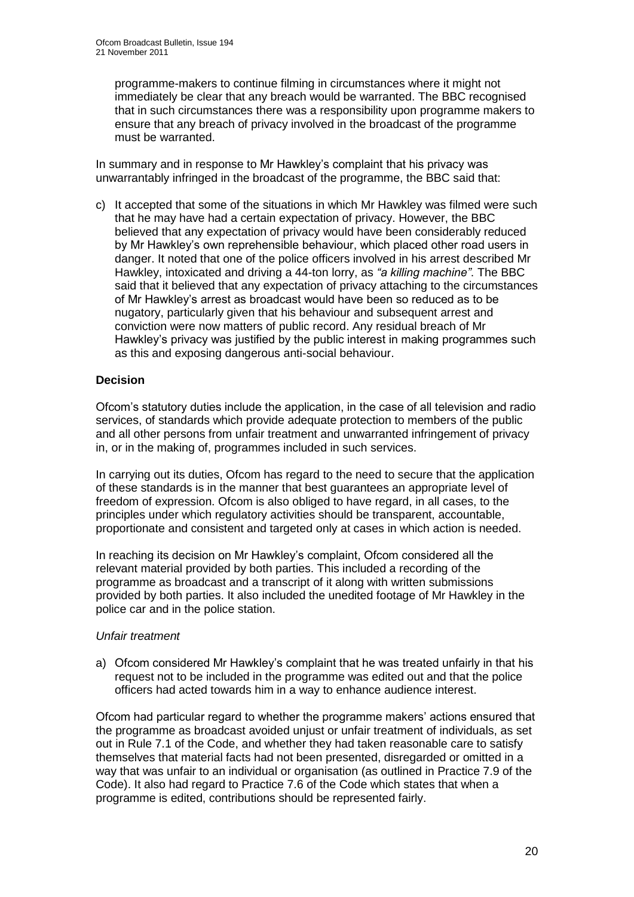programme-makers to continue filming in circumstances where it might not immediately be clear that any breach would be warranted. The BBC recognised that in such circumstances there was a responsibility upon programme makers to ensure that any breach of privacy involved in the broadcast of the programme must be warranted.

In summary and in response to Mr Hawkley's complaint that his privacy was unwarrantably infringed in the broadcast of the programme, the BBC said that:

c) It accepted that some of the situations in which Mr Hawkley was filmed were such that he may have had a certain expectation of privacy. However, the BBC believed that any expectation of privacy would have been considerably reduced by Mr Hawkley's own reprehensible behaviour, which placed other road users in danger. It noted that one of the police officers involved in his arrest described Mr Hawkley, intoxicated and driving a 44-ton lorry, as *"a killing machine"*. The BBC said that it believed that any expectation of privacy attaching to the circumstances of Mr Hawkley's arrest as broadcast would have been so reduced as to be nugatory, particularly given that his behaviour and subsequent arrest and conviction were now matters of public record. Any residual breach of Mr Hawkley's privacy was justified by the public interest in making programmes such as this and exposing dangerous anti-social behaviour.

**Decision**

Ofcom's statutory duties include the application, in the case of all television and radio services, of standards which provide adequate protection to members of the public and all other persons from unfair treatment and unwarranted infringement of privacy in, or in the making of, programmes included in such services.

In carrying out its duties, Ofcom has regard to the need to secure that the application of these standards is in the manner that best guarantees an appropriate level of freedom of expression. Ofcom is also obliged to have regard, in all cases, to the principles under which regulatory activities should be transparent, accountable, proportionate and consistent and targeted only at cases in which action is needed.

In reaching its decision on Mr Hawkley's complaint, Ofcom considered all the relevant material provided by both parties. This included a recording of the programme as broadcast and a transcript of it along with written submissions provided by both parties. It also included the unedited footage of Mr Hawkley in the police car and in the police station.

*Unfair treatment*

a) Ofcom considered Mr Hawkley's complaint that he was treated unfairly in that his request not to be included in the programme was edited out and that the police officers had acted towards him in a way to enhance audience interest.

Ofcom had particular regard to whether the programme makers' actions ensured that the programme as broadcast avoided unjust or unfair treatment of individuals, as set out in Rule 7.1 of the Code, and whether they had taken reasonable care to satisfy themselves that material facts had not been presented, disregarded or omitted in a way that was unfair to an individual or organisation (as outlined in Practice 7.9 of the Code). It also had regard to Practice 7.6 of the Code which states that when a programme is edited, contributions should be represented fairly.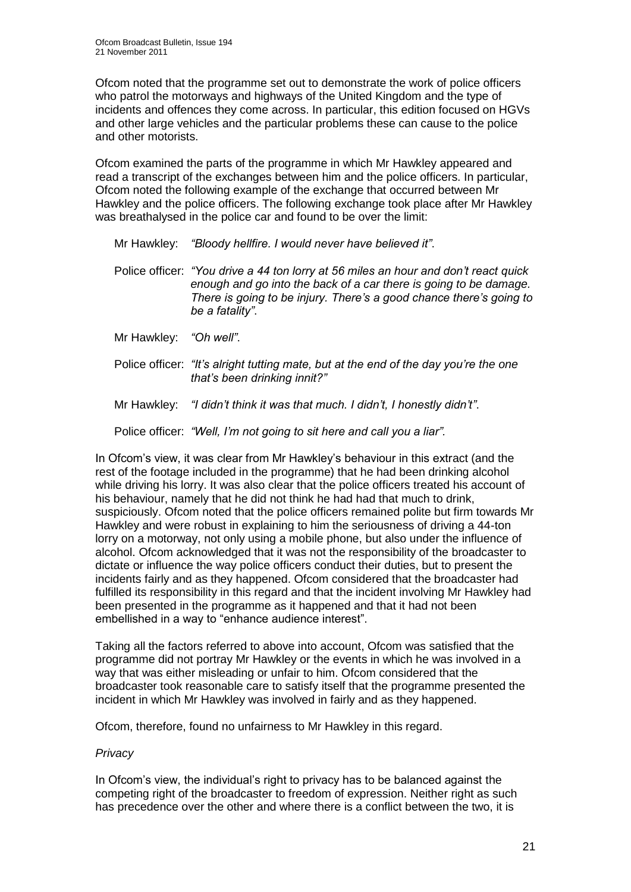Ofcom noted that the programme set out to demonstrate the work of police officers who patrol the motorways and highways of the United Kingdom and the type of incidents and offences they come across. In particular, this edition focused on HGVs and other large vehicles and the particular problems these can cause to the police and other motorists.

Ofcom examined the parts of the programme in which Mr Hawkley appeared and read a transcript of the exchanges between him and the police officers. In particular, Ofcom noted the following example of the exchange that occurred between Mr Hawkley and the police officers. The following exchange took place after Mr Hawkley was breathalysed in the police car and found to be over the limit:

> Mr Hawkley: *"Bloody hellfire. I would never have believed it".*
>
> Police officer: *"You drive a 44 ton lorry at 56 miles an hour and don't react quick enough and go into the back of a car there is going to be damage. There is going to be injury. There's a good chance there's going to be a fatality".*
>
> Mr Hawkley: *"Oh well".*
>
> Police officer: *"It's alright tutting mate, but at the end of the day you're the one that's been drinking innit?"*
>
> Mr Hawkley: *"I didn't think it was that much. I didn't, I honestly didn't".*
>
> Police officer: *"Well, I'm not going to sit here and call you a liar".*

In Ofcom's view, it was clear from Mr Hawkley's behaviour in this extract (and the rest of the footage included in the programme) that he had been drinking alcohol while driving his lorry. It was also clear that the police officers treated his account of his behaviour, namely that he did not think he had had that much to drink, suspiciously. Ofcom noted that the police officers remained polite but firm towards Mr Hawkley and were robust in explaining to him the seriousness of driving a 44-ton lorry on a motorway, not only using a mobile phone, but also under the influence of alcohol. Ofcom acknowledged that it was not the responsibility of the broadcaster to dictate or influence the way police officers conduct their duties, but to present the incidents fairly and as they happened. Ofcom considered that the broadcaster had fulfilled its responsibility in this regard and that the incident involving Mr Hawkley had been presented in the programme as it happened and that it had not been embellished in a way to "enhance audience interest".

Taking all the factors referred to above into account, Ofcom was satisfied that the programme did not portray Mr Hawkley or the events in which he was involved in a way that was either misleading or unfair to him. Ofcom considered that the broadcaster took reasonable care to satisfy itself that the programme presented the incident in which Mr Hawkley was involved in fairly and as they happened.

Ofcom, therefore, found no unfairness to Mr Hawkley in this regard.

*Privacy*

In Ofcom's view, the individual's right to privacy has to be balanced against the competing right of the broadcaster to freedom of expression. Neither right as such has precedence over the other and where there is a conflict between the two, it is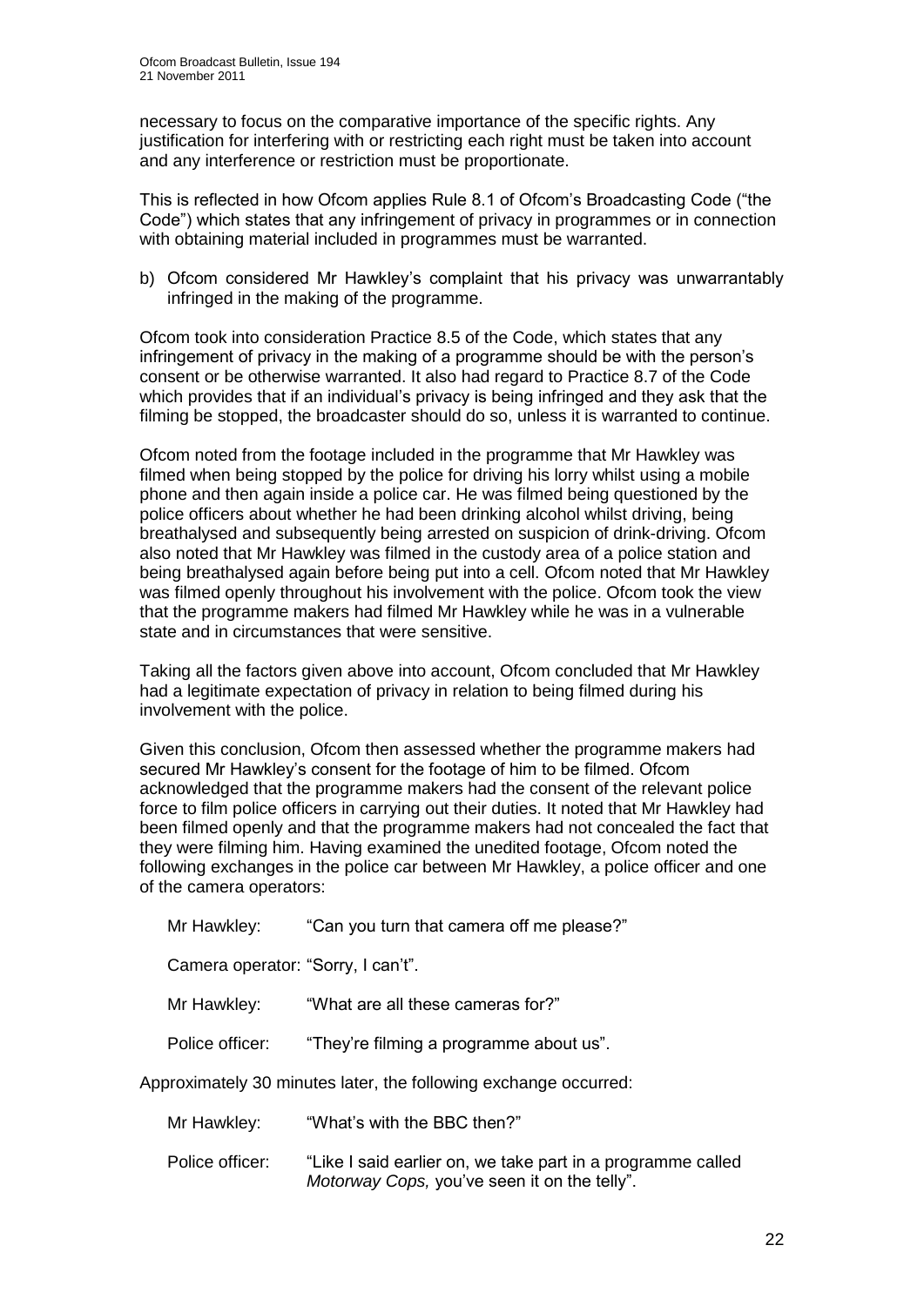necessary to focus on the comparative importance of the specific rights. Any justification for interfering with or restricting each right must be taken into account and any interference or restriction must be proportionate.

This is reflected in how Ofcom applies Rule 8.1 of Ofcom's Broadcasting Code ("the Code") which states that any infringement of privacy in programmes or in connection with obtaining material included in programmes must be warranted.

b) Ofcom considered Mr Hawkley's complaint that his privacy was unwarrantably infringed in the making of the programme.

Ofcom took into consideration Practice 8.5 of the Code, which states that any infringement of privacy in the making of a programme should be with the person's consent or be otherwise warranted. It also had regard to Practice 8.7 of the Code which provides that if an individual's privacy is being infringed and they ask that the filming be stopped, the broadcaster should do so, unless it is warranted to continue.

Ofcom noted from the footage included in the programme that Mr Hawkley was filmed when being stopped by the police for driving his lorry whilst using a mobile phone and then again inside a police car. He was filmed being questioned by the police officers about whether he had been drinking alcohol whilst driving, being breathalysed and subsequently being arrested on suspicion of drink-driving. Ofcom also noted that Mr Hawkley was filmed in the custody area of a police station and being breathalysed again before being put into a cell. Ofcom noted that Mr Hawkley was filmed openly throughout his involvement with the police. Ofcom took the view that the programme makers had filmed Mr Hawkley while he was in a vulnerable state and in circumstances that were sensitive.

Taking all the factors given above into account, Ofcom concluded that Mr Hawkley had a legitimate expectation of privacy in relation to being filmed during his involvement with the police.

Given this conclusion, Ofcom then assessed whether the programme makers had secured Mr Hawkley's consent for the footage of him to be filmed. Ofcom acknowledged that the programme makers had the consent of the relevant police force to film police officers in carrying out their duties. It noted that Mr Hawkley had been filmed openly and that the programme makers had not concealed the fact that they were filming him. Having examined the unedited footage, Ofcom noted the following exchanges in the police car between Mr Hawkley, a police officer and one of the camera operators:

Mr Hawkley: "Can you turn that camera off me please?"

Camera operator: "Sorry, I can't".

Mr Hawkley: "What are all these cameras for?"

Police officer: "They're filming a programme about us".

Approximately 30 minutes later, the following exchange occurred:

Mr Hawkley: "What's with the BBC then?"

Police officer: "Like I said earlier on, we take part in a programme called *Motorway Cops,* you've seen it on the telly".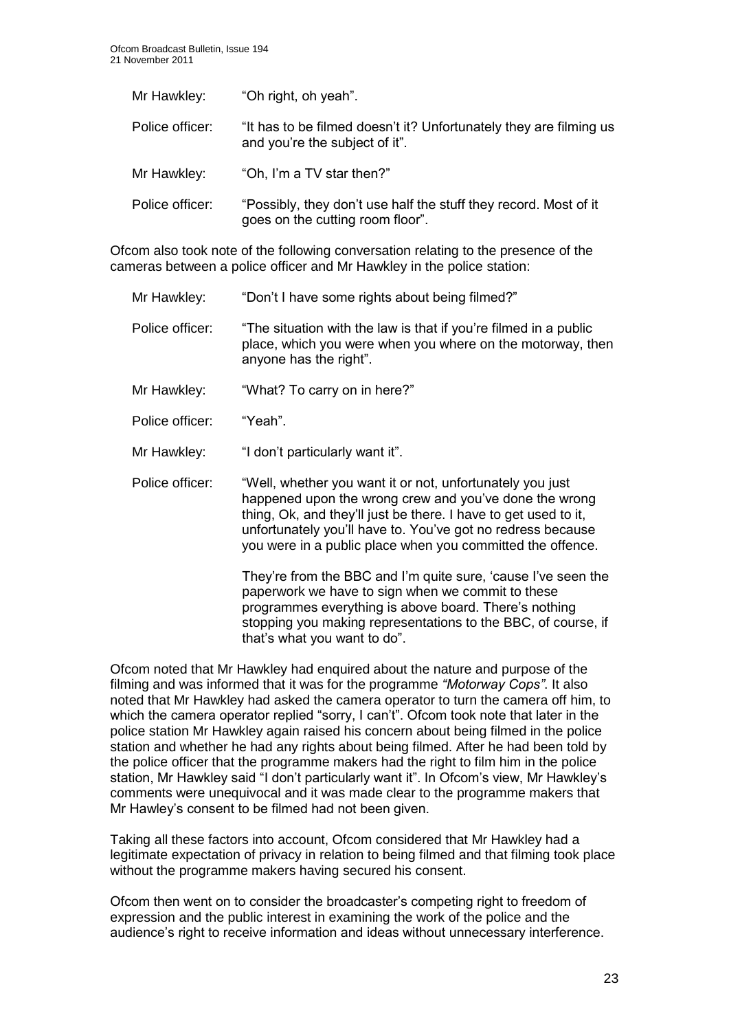| | |
|---|---|
| Mr Hawkley: | "Oh right, oh yeah". |
| Police officer: | "It has to be filmed doesn't it? Unfortunately they are filming us and you're the subject of it". |
| Mr Hawkley: | "Oh, I'm a TV star then?" |
| Police officer: | "Possibly, they don't use half the stuff they record. Most of it goes on the cutting room floor". |

Ofcom also took note of the following conversation relating to the presence of the cameras between a police officer and Mr Hawkley in the police station:

| | |
|---|---|
| Mr Hawkley: | "Don't I have some rights about being filmed?" |
| Police officer: | "The situation with the law is that if you're filmed in a public place, which you were when you where on the motorway, then anyone has the right". |
| Mr Hawkley: | "What? To carry on in here?" |
| Police officer: | "Yeah". |
| Mr Hawkley: | "I don't particularly want it". |
| Police officer: | "Well, whether you want it or not, unfortunately you just happened upon the wrong crew and you've done the wrong thing, Ok, and they'll just be there. I have to get used to it, unfortunately you'll have to. You've got no redress because you were in a public place when you committed the offence. They're from the BBC and I'm quite sure, 'cause I've seen the paperwork we have to sign when we commit to these programmes everything is above board. There's nothing stopping you making representations to the BBC, of course, if that's what you want to do". |

Ofcom noted that Mr Hawkley had enquired about the nature and purpose of the filming and was informed that it was for the programme *"Motorway Cops"*. It also noted that Mr Hawkley had asked the camera operator to turn the camera off him, to which the camera operator replied "sorry, I can't". Ofcom took note that later in the police station Mr Hawkley again raised his concern about being filmed in the police station and whether he had any rights about being filmed. After he had been told by the police officer that the programme makers had the right to film him in the police station, Mr Hawkley said "I don't particularly want it". In Ofcom's view, Mr Hawkley's comments were unequivocal and it was made clear to the programme makers that Mr Hawley's consent to be filmed had not been given.

Taking all these factors into account, Ofcom considered that Mr Hawkley had a legitimate expectation of privacy in relation to being filmed and that filming took place without the programme makers having secured his consent.

Ofcom then went on to consider the broadcaster's competing right to freedom of expression and the public interest in examining the work of the police and the audience's right to receive information and ideas without unnecessary interference.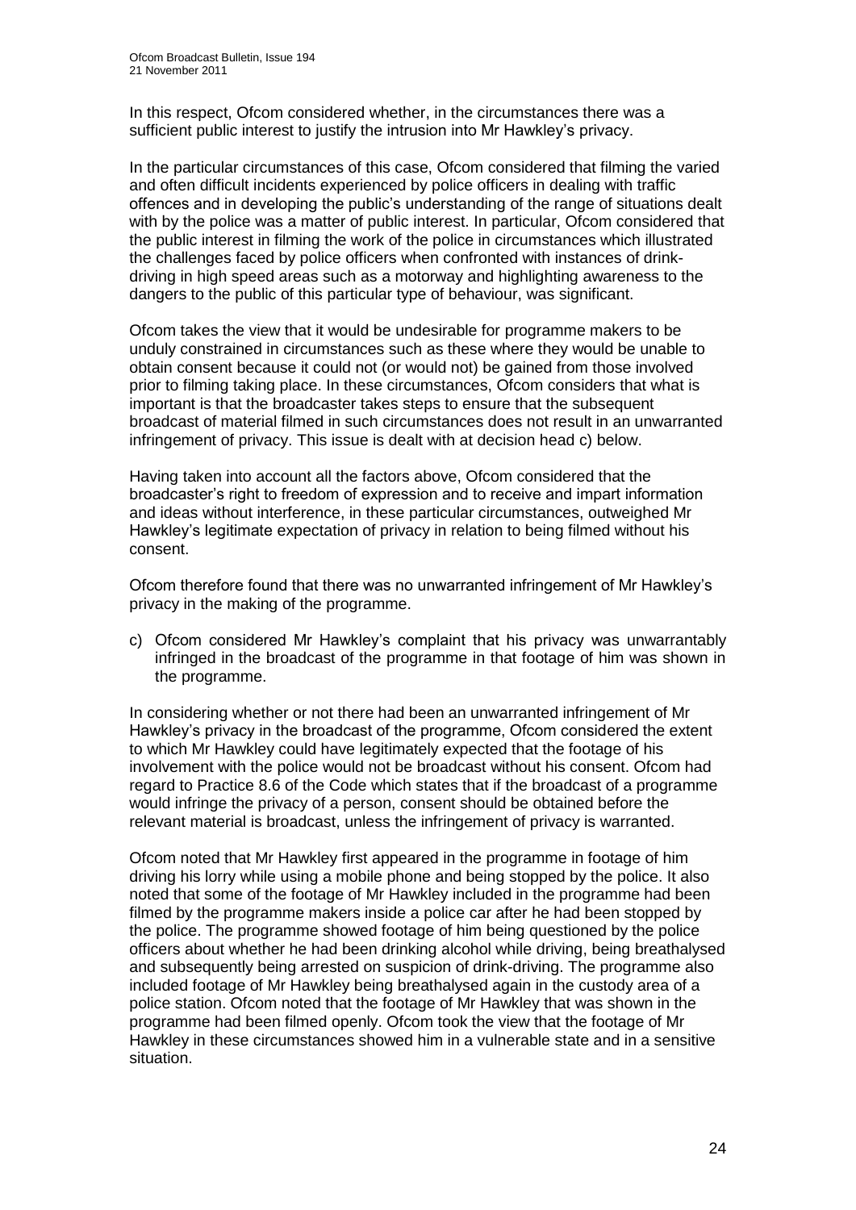In this respect, Ofcom considered whether, in the circumstances there was a sufficient public interest to justify the intrusion into Mr Hawkley's privacy.

In the particular circumstances of this case, Ofcom considered that filming the varied and often difficult incidents experienced by police officers in dealing with traffic offences and in developing the public's understanding of the range of situations dealt with by the police was a matter of public interest. In particular, Ofcom considered that the public interest in filming the work of the police in circumstances which illustrated the challenges faced by police officers when confronted with instances of drink-driving in high speed areas such as a motorway and highlighting awareness to the dangers to the public of this particular type of behaviour, was significant.

Ofcom takes the view that it would be undesirable for programme makers to be unduly constrained in circumstances such as these where they would be unable to obtain consent because it could not (or would not) be gained from those involved prior to filming taking place. In these circumstances, Ofcom considers that what is important is that the broadcaster takes steps to ensure that the subsequent broadcast of material filmed in such circumstances does not result in an unwarranted infringement of privacy. This issue is dealt with at decision head c) below.

Having taken into account all the factors above, Ofcom considered that the broadcaster's right to freedom of expression and to receive and impart information and ideas without interference, in these particular circumstances, outweighed Mr Hawkley's legitimate expectation of privacy in relation to being filmed without his consent.

Ofcom therefore found that there was no unwarranted infringement of Mr Hawkley's privacy in the making of the programme.

c) Ofcom considered Mr Hawkley's complaint that his privacy was unwarrantably infringed in the broadcast of the programme in that footage of him was shown in the programme.

In considering whether or not there had been an unwarranted infringement of Mr Hawkley's privacy in the broadcast of the programme, Ofcom considered the extent to which Mr Hawkley could have legitimately expected that the footage of his involvement with the police would not be broadcast without his consent. Ofcom had regard to Practice 8.6 of the Code which states that if the broadcast of a programme would infringe the privacy of a person, consent should be obtained before the relevant material is broadcast, unless the infringement of privacy is warranted.

Ofcom noted that Mr Hawkley first appeared in the programme in footage of him driving his lorry while using a mobile phone and being stopped by the police. It also noted that some of the footage of Mr Hawkley included in the programme had been filmed by the programme makers inside a police car after he had been stopped by the police. The programme showed footage of him being questioned by the police officers about whether he had been drinking alcohol while driving, being breathalysed and subsequently being arrested on suspicion of drink-driving. The programme also included footage of Mr Hawkley being breathalysed again in the custody area of a police station. Ofcom noted that the footage of Mr Hawkley that was shown in the programme had been filmed openly. Ofcom took the view that the footage of Mr Hawkley in these circumstances showed him in a vulnerable state and in a sensitive situation.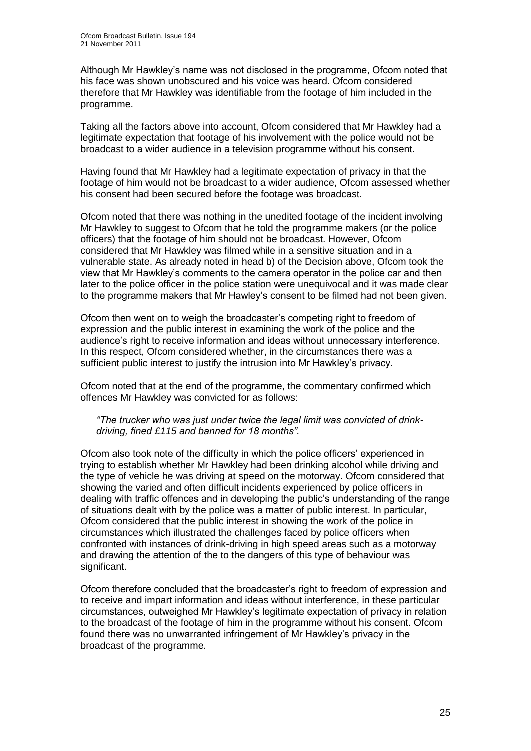Although Mr Hawkley's name was not disclosed in the programme, Ofcom noted that his face was shown unobscured and his voice was heard. Ofcom considered therefore that Mr Hawkley was identifiable from the footage of him included in the programme.

Taking all the factors above into account, Ofcom considered that Mr Hawkley had a legitimate expectation that footage of his involvement with the police would not be broadcast to a wider audience in a television programme without his consent.

Having found that Mr Hawkley had a legitimate expectation of privacy in that the footage of him would not be broadcast to a wider audience, Ofcom assessed whether his consent had been secured before the footage was broadcast.

Ofcom noted that there was nothing in the unedited footage of the incident involving Mr Hawkley to suggest to Ofcom that he told the programme makers (or the police officers) that the footage of him should not be broadcast. However, Ofcom considered that Mr Hawkley was filmed while in a sensitive situation and in a vulnerable state. As already noted in head b) of the Decision above, Ofcom took the view that Mr Hawkley's comments to the camera operator in the police car and then later to the police officer in the police station were unequivocal and it was made clear to the programme makers that Mr Hawley's consent to be filmed had not been given.

Ofcom then went on to weigh the broadcaster's competing right to freedom of expression and the public interest in examining the work of the police and the audience's right to receive information and ideas without unnecessary interference. In this respect, Ofcom considered whether, in the circumstances there was a sufficient public interest to justify the intrusion into Mr Hawkley's privacy.

Ofcom noted that at the end of the programme, the commentary confirmed which offences Mr Hawkley was convicted for as follows:

> *"The trucker who was just under twice the legal limit was convicted of drink-driving, fined £115 and banned for 18 months".*

Ofcom also took note of the difficulty in which the police officers' experienced in trying to establish whether Mr Hawkley had been drinking alcohol while driving and the type of vehicle he was driving at speed on the motorway. Ofcom considered that showing the varied and often difficult incidents experienced by police officers in dealing with traffic offences and in developing the public's understanding of the range of situations dealt with by the police was a matter of public interest. In particular, Ofcom considered that the public interest in showing the work of the police in circumstances which illustrated the challenges faced by police officers when confronted with instances of drink-driving in high speed areas such as a motorway and drawing the attention of the to the dangers of this type of behaviour was significant.

Ofcom therefore concluded that the broadcaster's right to freedom of expression and to receive and impart information and ideas without interference, in these particular circumstances, outweighed Mr Hawkley's legitimate expectation of privacy in relation to the broadcast of the footage of him in the programme without his consent. Ofcom found there was no unwarranted infringement of Mr Hawkley's privacy in the broadcast of the programme.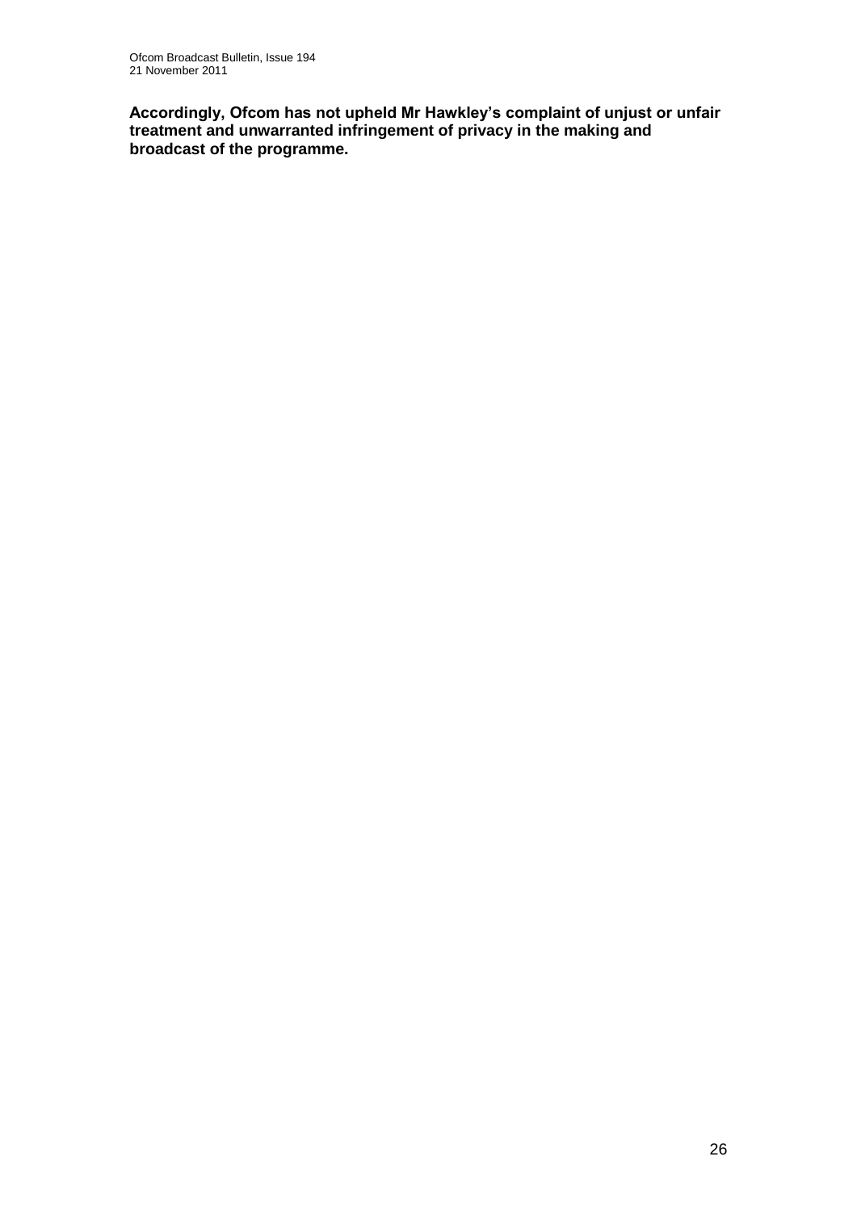**Accordingly, Ofcom has not upheld Mr Hawkley's complaint of unjust or unfair treatment and unwarranted infringement of privacy in the making and broadcast of the programme.**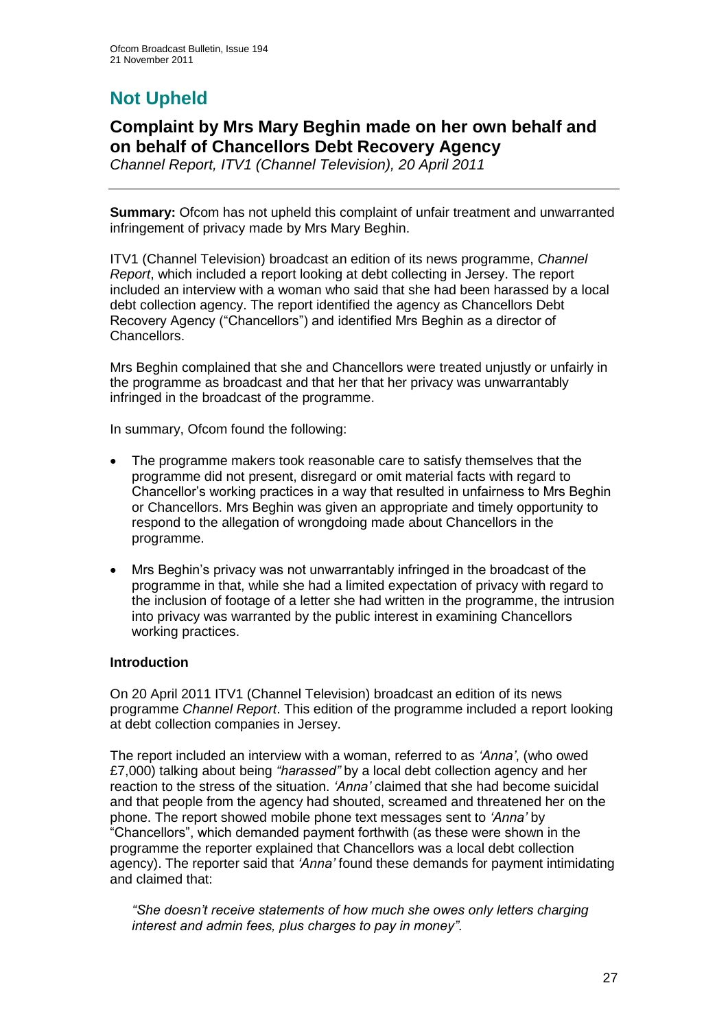# Not Upheld

## Complaint by Mrs Mary Beghin made on her own behalf and on behalf of Chancellors Debt Recovery Agency

*Channel Report, ITV1 (Channel Television), 20 April 2011*

**Summary:** Ofcom has not upheld this complaint of unfair treatment and unwarranted infringement of privacy made by Mrs Mary Beghin.

ITV1 (Channel Television) broadcast an edition of its news programme, *Channel Report*, which included a report looking at debt collecting in Jersey. The report included an interview with a woman who said that she had been harassed by a local debt collection agency. The report identified the agency as Chancellors Debt Recovery Agency ("Chancellors") and identified Mrs Beghin as a director of Chancellors.

Mrs Beghin complained that she and Chancellors were treated unjustly or unfairly in the programme as broadcast and that her that her privacy was unwarrantably infringed in the broadcast of the programme.

In summary, Ofcom found the following:

- The programme makers took reasonable care to satisfy themselves that the programme did not present, disregard or omit material facts with regard to Chancellor's working practices in a way that resulted in unfairness to Mrs Beghin or Chancellors. Mrs Beghin was given an appropriate and timely opportunity to respond to the allegation of wrongdoing made about Chancellors in the programme.
- Mrs Beghin's privacy was not unwarrantably infringed in the broadcast of the programme in that, while she had a limited expectation of privacy with regard to the inclusion of footage of a letter she had written in the programme, the intrusion into privacy was warranted by the public interest in examining Chancellors working practices.

### Introduction

On 20 April 2011 ITV1 (Channel Television) broadcast an edition of its news programme *Channel Report*. This edition of the programme included a report looking at debt collection companies in Jersey.

The report included an interview with a woman, referred to as *'Anna'*, (who owed £7,000) talking about being *"harassed"* by a local debt collection agency and her reaction to the stress of the situation. *'Anna'* claimed that she had become suicidal and that people from the agency had shouted, screamed and threatened her on the phone. The report showed mobile phone text messages sent to *'Anna'* by "Chancellors", which demanded payment forthwith (as these were shown in the programme the reporter explained that Chancellors was a local debt collection agency). The reporter said that *'Anna'* found these demands for payment intimidating and claimed that:

> *"She doesn't receive statements of how much she owes only letters charging interest and admin fees, plus charges to pay in money".*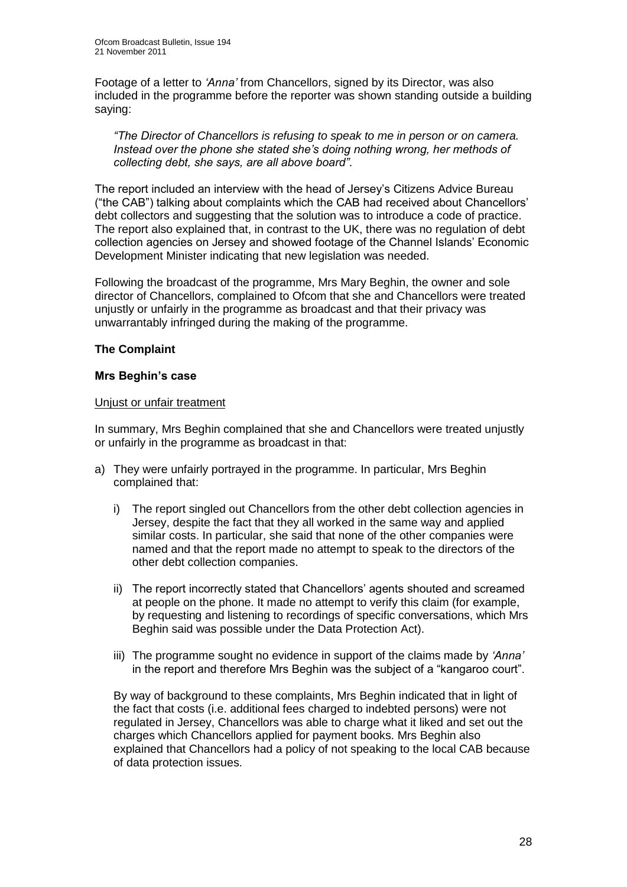Footage of a letter to *'Anna'* from Chancellors, signed by its Director, was also included in the programme before the reporter was shown standing outside a building saying:

> *"The Director of Chancellors is refusing to speak to me in person or on camera. Instead over the phone she stated she's doing nothing wrong, her methods of collecting debt, she says, are all above board"*.

The report included an interview with the head of Jersey's Citizens Advice Bureau ("the CAB") talking about complaints which the CAB had received about Chancellors' debt collectors and suggesting that the solution was to introduce a code of practice. The report also explained that, in contrast to the UK, there was no regulation of debt collection agencies on Jersey and showed footage of the Channel Islands' Economic Development Minister indicating that new legislation was needed.

Following the broadcast of the programme, Mrs Mary Beghin, the owner and sole director of Chancellors, complained to Ofcom that she and Chancellors were treated unjustly or unfairly in the programme as broadcast and that their privacy was unwarrantably infringed during the making of the programme.

### The Complaint

### Mrs Beghin's case

Unjust or unfair treatment

In summary, Mrs Beghin complained that she and Chancellors were treated unjustly or unfairly in the programme as broadcast in that:

a) They were unfairly portrayed in the programme. In particular, Mrs Beghin complained that:

   i) The report singled out Chancellors from the other debt collection agencies in Jersey, despite the fact that they all worked in the same way and applied similar costs. In particular, she said that none of the other companies were named and that the report made no attempt to speak to the directors of the other debt collection companies.

   ii) The report incorrectly stated that Chancellors' agents shouted and screamed at people on the phone. It made no attempt to verify this claim (for example, by requesting and listening to recordings of specific conversations, which Mrs Beghin said was possible under the Data Protection Act).

   iii) The programme sought no evidence in support of the claims made by *'Anna'* in the report and therefore Mrs Beghin was the subject of a "kangaroo court".

By way of background to these complaints, Mrs Beghin indicated that in light of the fact that costs (i.e. additional fees charged to indebted persons) were not regulated in Jersey, Chancellors was able to charge what it liked and set out the charges which Chancellors applied for payment books. Mrs Beghin also explained that Chancellors had a policy of not speaking to the local CAB because of data protection issues.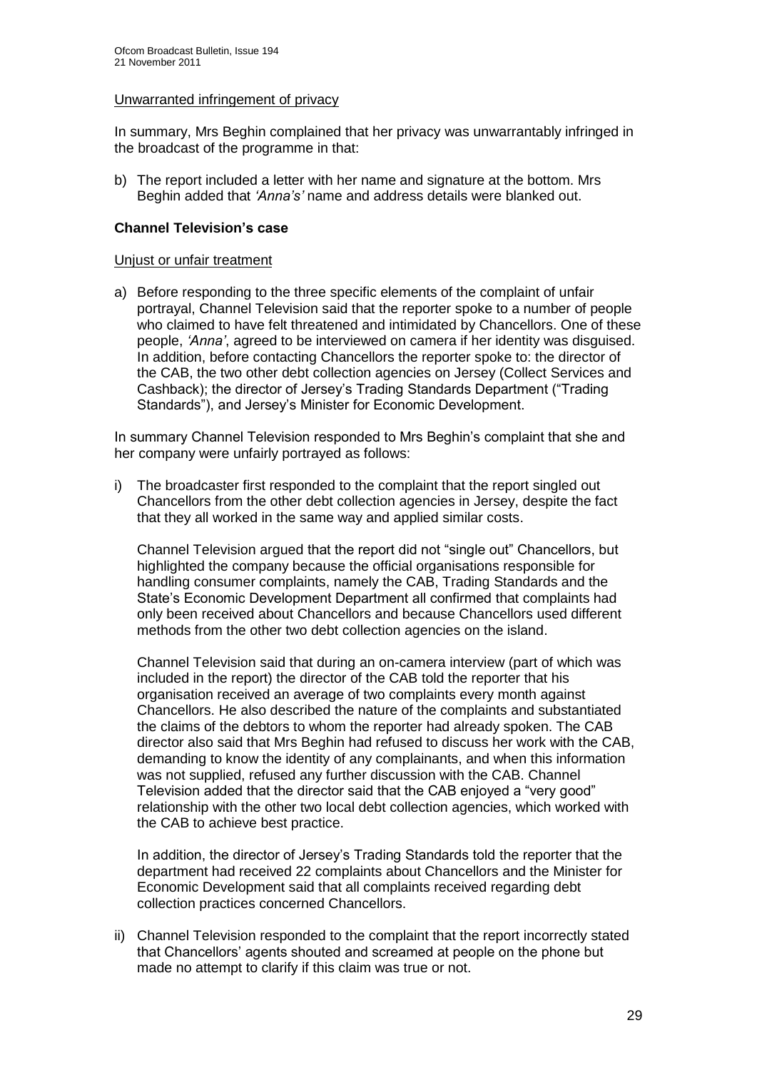Unwarranted infringement of privacy

In summary, Mrs Beghin complained that her privacy was unwarrantably infringed in the broadcast of the programme in that:

b) The report included a letter with her name and signature at the bottom. Mrs Beghin added that *'Anna's'* name and address details were blanked out.

**Channel Television's case**

Unjust or unfair treatment

a) Before responding to the three specific elements of the complaint of unfair portrayal, Channel Television said that the reporter spoke to a number of people who claimed to have felt threatened and intimidated by Chancellors. One of these people, *'Anna'*, agreed to be interviewed on camera if her identity was disguised. In addition, before contacting Chancellors the reporter spoke to: the director of the CAB, the two other debt collection agencies on Jersey (Collect Services and Cashback); the director of Jersey's Trading Standards Department ("Trading Standards"), and Jersey's Minister for Economic Development.

In summary Channel Television responded to Mrs Beghin's complaint that she and her company were unfairly portrayed as follows:

i) The broadcaster first responded to the complaint that the report singled out Chancellors from the other debt collection agencies in Jersey, despite the fact that they all worked in the same way and applied similar costs.

   Channel Television argued that the report did not "single out" Chancellors, but highlighted the company because the official organisations responsible for handling consumer complaints, namely the CAB, Trading Standards and the State's Economic Development Department all confirmed that complaints had only been received about Chancellors and because Chancellors used different methods from the other two debt collection agencies on the island.

   Channel Television said that during an on-camera interview (part of which was included in the report) the director of the CAB told the reporter that his organisation received an average of two complaints every month against Chancellors. He also described the nature of the complaints and substantiated the claims of the debtors to whom the reporter had already spoken. The CAB director also said that Mrs Beghin had refused to discuss her work with the CAB, demanding to know the identity of any complainants, and when this information was not supplied, refused any further discussion with the CAB. Channel Television added that the director said that the CAB enjoyed a "very good" relationship with the other two local debt collection agencies, which worked with the CAB to achieve best practice.

   In addition, the director of Jersey's Trading Standards told the reporter that the department had received 22 complaints about Chancellors and the Minister for Economic Development said that all complaints received regarding debt collection practices concerned Chancellors.

ii) Channel Television responded to the complaint that the report incorrectly stated that Chancellors' agents shouted and screamed at people on the phone but made no attempt to clarify if this claim was true or not.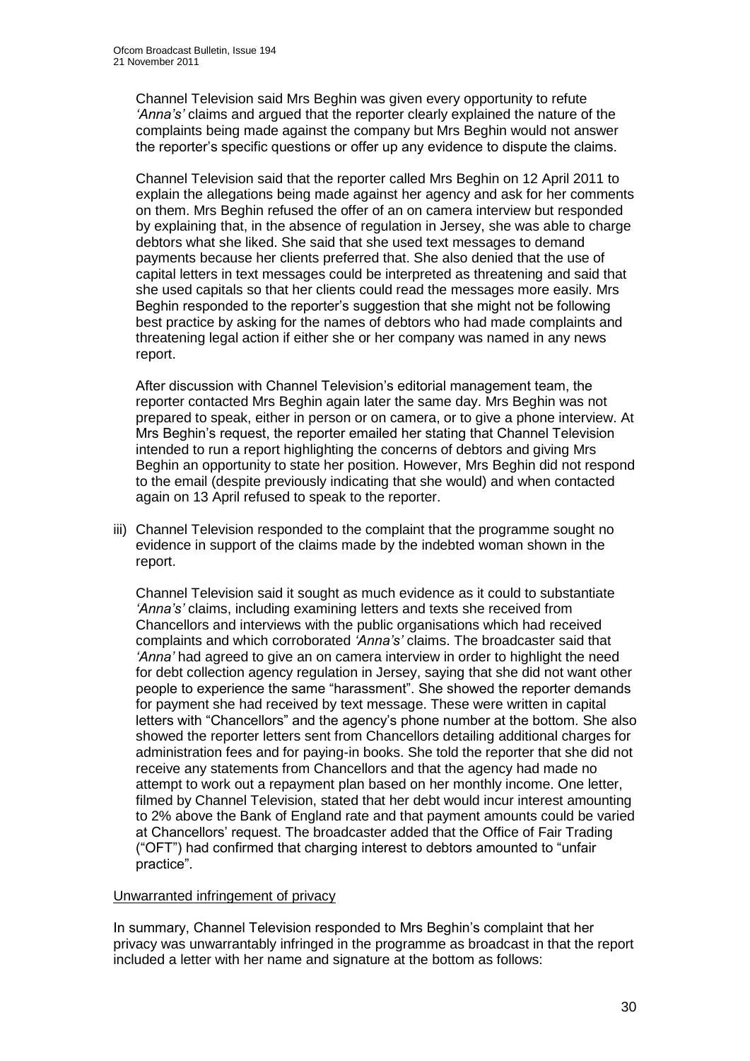Channel Television said Mrs Beghin was given every opportunity to refute *'Anna's'* claims and argued that the reporter clearly explained the nature of the complaints being made against the company but Mrs Beghin would not answer the reporter's specific questions or offer up any evidence to dispute the claims.

Channel Television said that the reporter called Mrs Beghin on 12 April 2011 to explain the allegations being made against her agency and ask for her comments on them. Mrs Beghin refused the offer of an on camera interview but responded by explaining that, in the absence of regulation in Jersey, she was able to charge debtors what she liked. She said that she used text messages to demand payments because her clients preferred that. She also denied that the use of capital letters in text messages could be interpreted as threatening and said that she used capitals so that her clients could read the messages more easily. Mrs Beghin responded to the reporter's suggestion that she might not be following best practice by asking for the names of debtors who had made complaints and threatening legal action if either she or her company was named in any news report.

After discussion with Channel Television's editorial management team, the reporter contacted Mrs Beghin again later the same day. Mrs Beghin was not prepared to speak, either in person or on camera, or to give a phone interview. At Mrs Beghin's request, the reporter emailed her stating that Channel Television intended to run a report highlighting the concerns of debtors and giving Mrs Beghin an opportunity to state her position. However, Mrs Beghin did not respond to the email (despite previously indicating that she would) and when contacted again on 13 April refused to speak to the reporter.

iii) Channel Television responded to the complaint that the programme sought no evidence in support of the claims made by the indebted woman shown in the report.

Channel Television said it sought as much evidence as it could to substantiate *'Anna's'* claims, including examining letters and texts she received from Chancellors and interviews with the public organisations which had received complaints and which corroborated *'Anna's'* claims. The broadcaster said that *'Anna'* had agreed to give an on camera interview in order to highlight the need for debt collection agency regulation in Jersey, saying that she did not want other people to experience the same "harassment". She showed the reporter demands for payment she had received by text message. These were written in capital letters with "Chancellors" and the agency's phone number at the bottom. She also showed the reporter letters sent from Chancellors detailing additional charges for administration fees and for paying-in books. She told the reporter that she did not receive any statements from Chancellors and that the agency had made no attempt to work out a repayment plan based on her monthly income. One letter, filmed by Channel Television, stated that her debt would incur interest amounting to 2% above the Bank of England rate and that payment amounts could be varied at Chancellors' request. The broadcaster added that the Office of Fair Trading ("OFT") had confirmed that charging interest to debtors amounted to "unfair practice".

Unwarranted infringement of privacy

In summary, Channel Television responded to Mrs Beghin's complaint that her privacy was unwarrantably infringed in the programme as broadcast in that the report included a letter with her name and signature at the bottom as follows: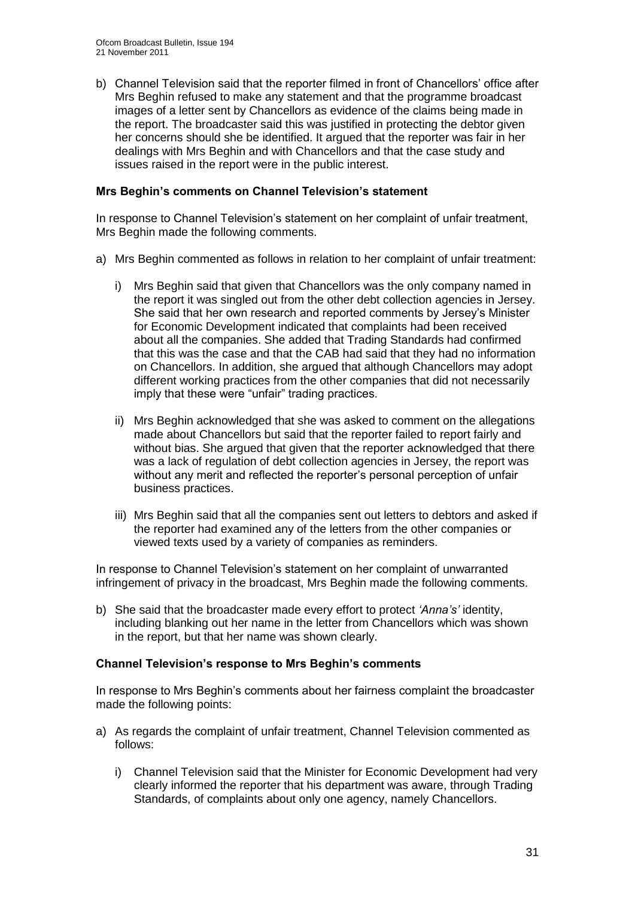b) Channel Television said that the reporter filmed in front of Chancellors' office after Mrs Beghin refused to make any statement and that the programme broadcast images of a letter sent by Chancellors as evidence of the claims being made in the report. The broadcaster said this was justified in protecting the debtor given her concerns should she be identified. It argued that the reporter was fair in her dealings with Mrs Beghin and with Chancellors and that the case study and issues raised in the report were in the public interest.

### Mrs Beghin's comments on Channel Television's statement

In response to Channel Television's statement on her complaint of unfair treatment, Mrs Beghin made the following comments.

a) Mrs Beghin commented as follows in relation to her complaint of unfair treatment:

   i) Mrs Beghin said that given that Chancellors was the only company named in the report it was singled out from the other debt collection agencies in Jersey. She said that her own research and reported comments by Jersey's Minister for Economic Development indicated that complaints had been received about all the companies. She added that Trading Standards had confirmed that this was the case and that the CAB had said that they had no information on Chancellors. In addition, she argued that although Chancellors may adopt different working practices from the other companies that did not necessarily imply that these were "unfair" trading practices.

   ii) Mrs Beghin acknowledged that she was asked to comment on the allegations made about Chancellors but said that the reporter failed to report fairly and without bias. She argued that given that the reporter acknowledged that there was a lack of regulation of debt collection agencies in Jersey, the report was without any merit and reflected the reporter's personal perception of unfair business practices.

   iii) Mrs Beghin said that all the companies sent out letters to debtors and asked if the reporter had examined any of the letters from the other companies or viewed texts used by a variety of companies as reminders.

In response to Channel Television's statement on her complaint of unwarranted infringement of privacy in the broadcast, Mrs Beghin made the following comments.

b) She said that the broadcaster made every effort to protect *'Anna's'* identity, including blanking out her name in the letter from Chancellors which was shown in the report, but that her name was shown clearly.

### Channel Television's response to Mrs Beghin's comments

In response to Mrs Beghin's comments about her fairness complaint the broadcaster made the following points:

a) As regards the complaint of unfair treatment, Channel Television commented as follows:

   i) Channel Television said that the Minister for Economic Development had very clearly informed the reporter that his department was aware, through Trading Standards, of complaints about only one agency, namely Chancellors.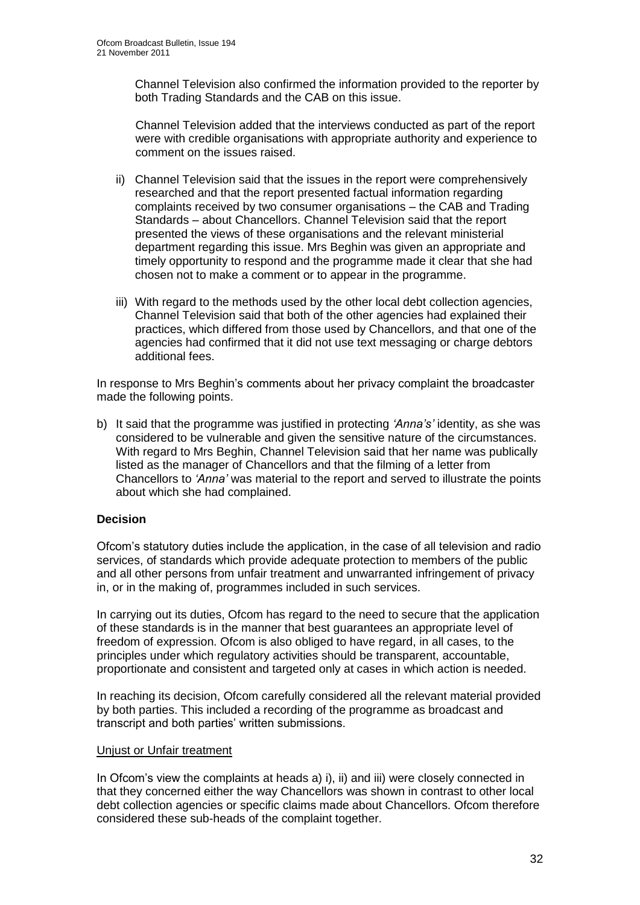Channel Television also confirmed the information provided to the reporter by both Trading Standards and the CAB on this issue.

Channel Television added that the interviews conducted as part of the report were with credible organisations with appropriate authority and experience to comment on the issues raised.

ii) Channel Television said that the issues in the report were comprehensively researched and that the report presented factual information regarding complaints received by two consumer organisations – the CAB and Trading Standards – about Chancellors. Channel Television said that the report presented the views of these organisations and the relevant ministerial department regarding this issue. Mrs Beghin was given an appropriate and timely opportunity to respond and the programme made it clear that she had chosen not to make a comment or to appear in the programme.

iii) With regard to the methods used by the other local debt collection agencies, Channel Television said that both of the other agencies had explained their practices, which differed from those used by Chancellors, and that one of the agencies had confirmed that it did not use text messaging or charge debtors additional fees.

In response to Mrs Beghin's comments about her privacy complaint the broadcaster made the following points.

b) It said that the programme was justified in protecting *'Anna's'* identity, as she was considered to be vulnerable and given the sensitive nature of the circumstances. With regard to Mrs Beghin, Channel Television said that her name was publically listed as the manager of Chancellors and that the filming of a letter from Chancellors to *'Anna'* was material to the report and served to illustrate the points about which she had complained.

**Decision**

Ofcom's statutory duties include the application, in the case of all television and radio services, of standards which provide adequate protection to members of the public and all other persons from unfair treatment and unwarranted infringement of privacy in, or in the making of, programmes included in such services.

In carrying out its duties, Ofcom has regard to the need to secure that the application of these standards is in the manner that best guarantees an appropriate level of freedom of expression. Ofcom is also obliged to have regard, in all cases, to the principles under which regulatory activities should be transparent, accountable, proportionate and consistent and targeted only at cases in which action is needed.

In reaching its decision, Ofcom carefully considered all the relevant material provided by both parties. This included a recording of the programme as broadcast and transcript and both parties' written submissions.

Unjust or Unfair treatment

In Ofcom's view the complaints at heads a) i), ii) and iii) were closely connected in that they concerned either the way Chancellors was shown in contrast to other local debt collection agencies or specific claims made about Chancellors. Ofcom therefore considered these sub-heads of the complaint together.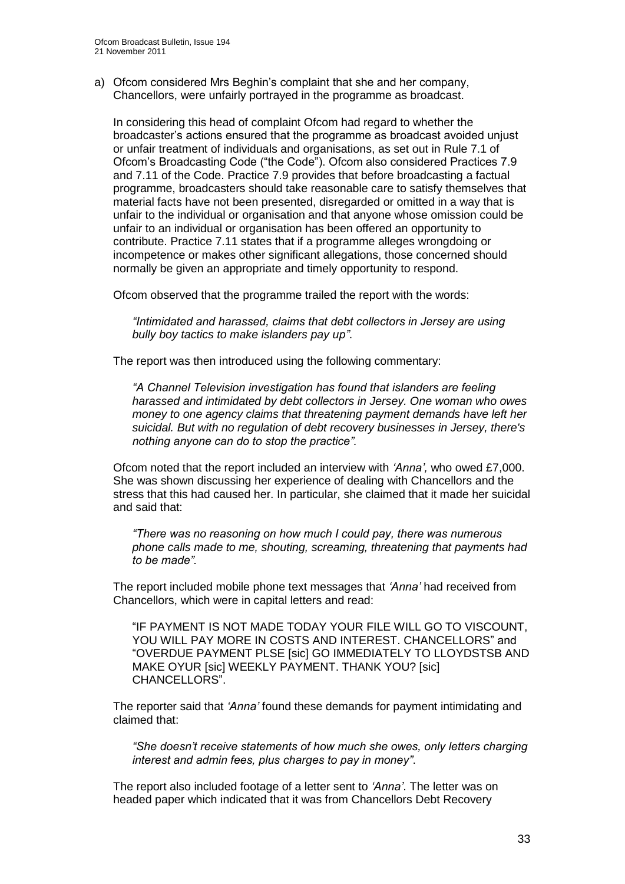a) Ofcom considered Mrs Beghin's complaint that she and her company, Chancellors, were unfairly portrayed in the programme as broadcast.

In considering this head of complaint Ofcom had regard to whether the broadcaster's actions ensured that the programme as broadcast avoided unjust or unfair treatment of individuals and organisations, as set out in Rule 7.1 of Ofcom's Broadcasting Code ("the Code"). Ofcom also considered Practices 7.9 and 7.11 of the Code. Practice 7.9 provides that before broadcasting a factual programme, broadcasters should take reasonable care to satisfy themselves that material facts have not been presented, disregarded or omitted in a way that is unfair to the individual or organisation and that anyone whose omission could be unfair to an individual or organisation has been offered an opportunity to contribute. Practice 7.11 states that if a programme alleges wrongdoing or incompetence or makes other significant allegations, those concerned should normally be given an appropriate and timely opportunity to respond.

Ofcom observed that the programme trailed the report with the words:

> *"Intimidated and harassed, claims that debt collectors in Jersey are using bully boy tactics to make islanders pay up".*

The report was then introduced using the following commentary:

> *"A Channel Television investigation has found that islanders are feeling harassed and intimidated by debt collectors in Jersey. One woman who owes money to one agency claims that threatening payment demands have left her suicidal. But with no regulation of debt recovery businesses in Jersey, there's nothing anyone can do to stop the practice".*

Ofcom noted that the report included an interview with *'Anna',* who owed £7,000. She was shown discussing her experience of dealing with Chancellors and the stress that this had caused her. In particular, she claimed that it made her suicidal and said that:

> *"There was no reasoning on how much I could pay, there was numerous phone calls made to me, shouting, screaming, threatening that payments had to be made".*

The report included mobile phone text messages that *'Anna'* had received from Chancellors, which were in capital letters and read:

> "IF PAYMENT IS NOT MADE TODAY YOUR FILE WILL GO TO VISCOUNT, YOU WILL PAY MORE IN COSTS AND INTEREST. CHANCELLORS" and "OVERDUE PAYMENT PLSE [sic] GO IMMEDIATELY TO LLOYDSTSB AND MAKE OYUR [sic] WEEKLY PAYMENT. THANK YOU? [sic] CHANCELLORS".

The reporter said that *'Anna'* found these demands for payment intimidating and claimed that:

> *"She doesn't receive statements of how much she owes, only letters charging interest and admin fees, plus charges to pay in money".*

The report also included footage of a letter sent to *'Anna'*. The letter was on headed paper which indicated that it was from Chancellors Debt Recovery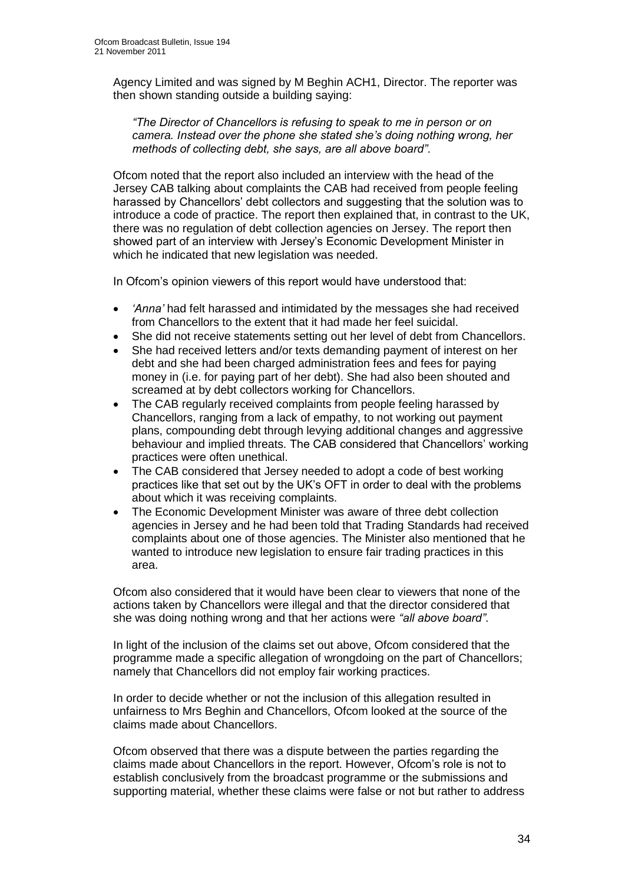Agency Limited and was signed by M Beghin ACH1, Director. The reporter was then shown standing outside a building saying:

> *"The Director of Chancellors is refusing to speak to me in person or on camera. Instead over the phone she stated she's doing nothing wrong, her methods of collecting debt, she says, are all above board".*

Ofcom noted that the report also included an interview with the head of the Jersey CAB talking about complaints the CAB had received from people feeling harassed by Chancellors' debt collectors and suggesting that the solution was to introduce a code of practice. The report then explained that, in contrast to the UK, there was no regulation of debt collection agencies on Jersey. The report then showed part of an interview with Jersey's Economic Development Minister in which he indicated that new legislation was needed.

In Ofcom's opinion viewers of this report would have understood that:

- *'Anna'* had felt harassed and intimidated by the messages she had received from Chancellors to the extent that it had made her feel suicidal.
- She did not receive statements setting out her level of debt from Chancellors.
- She had received letters and/or texts demanding payment of interest on her debt and she had been charged administration fees and fees for paying money in (i.e. for paying part of her debt). She had also been shouted and screamed at by debt collectors working for Chancellors.
- The CAB regularly received complaints from people feeling harassed by Chancellors, ranging from a lack of empathy, to not working out payment plans, compounding debt through levying additional changes and aggressive behaviour and implied threats. The CAB considered that Chancellors' working practices were often unethical.
- The CAB considered that Jersey needed to adopt a code of best working practices like that set out by the UK's OFT in order to deal with the problems about which it was receiving complaints.
- The Economic Development Minister was aware of three debt collection agencies in Jersey and he had been told that Trading Standards had received complaints about one of those agencies. The Minister also mentioned that he wanted to introduce new legislation to ensure fair trading practices in this area.

Ofcom also considered that it would have been clear to viewers that none of the actions taken by Chancellors were illegal and that the director considered that she was doing nothing wrong and that her actions were *"all above board"*.

In light of the inclusion of the claims set out above, Ofcom considered that the programme made a specific allegation of wrongdoing on the part of Chancellors; namely that Chancellors did not employ fair working practices.

In order to decide whether or not the inclusion of this allegation resulted in unfairness to Mrs Beghin and Chancellors, Ofcom looked at the source of the claims made about Chancellors.

Ofcom observed that there was a dispute between the parties regarding the claims made about Chancellors in the report. However, Ofcom's role is not to establish conclusively from the broadcast programme or the submissions and supporting material, whether these claims were false or not but rather to address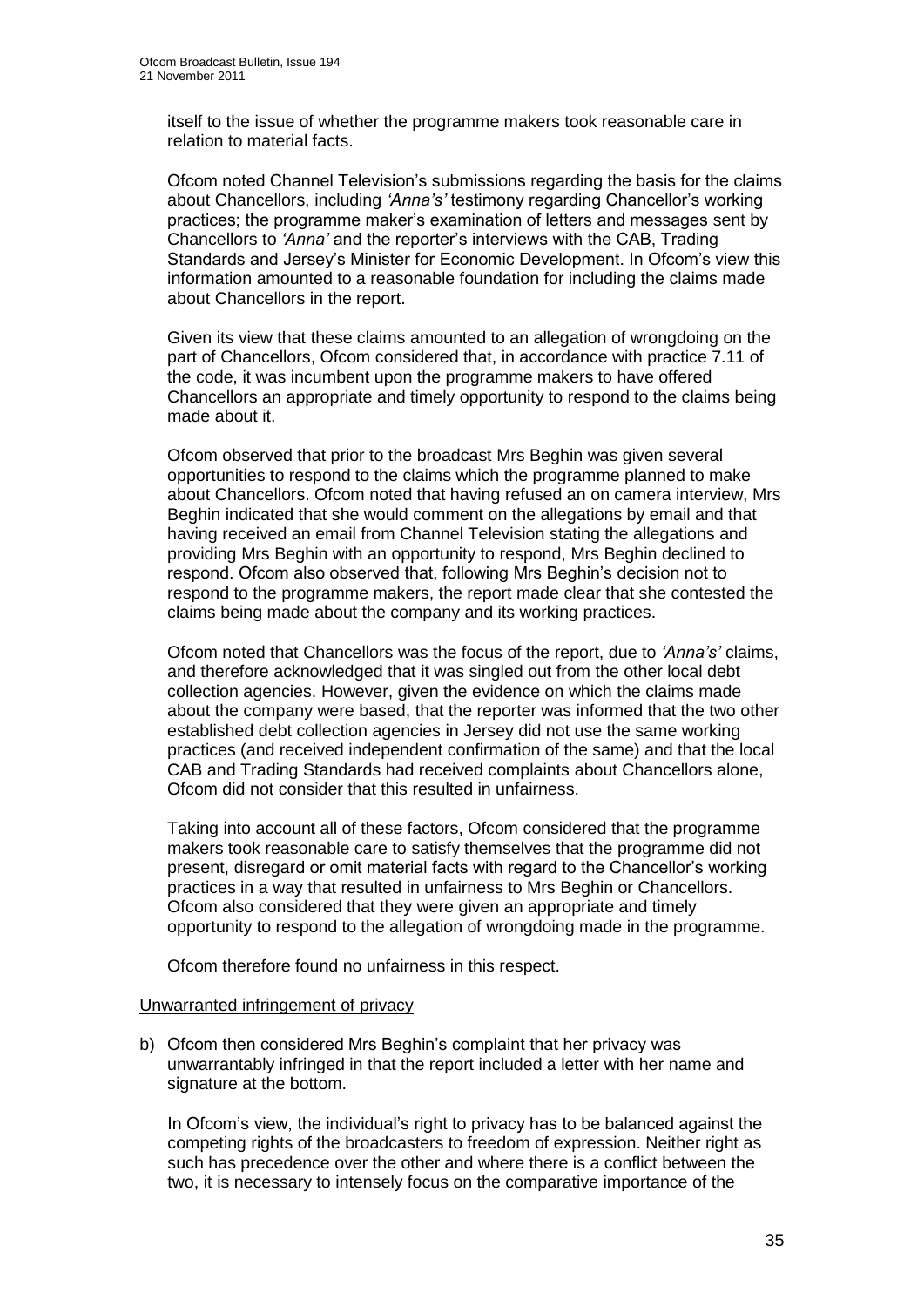itself to the issue of whether the programme makers took reasonable care in relation to material facts.

Ofcom noted Channel Television's submissions regarding the basis for the claims about Chancellors, including *'Anna's'* testimony regarding Chancellor's working practices; the programme maker's examination of letters and messages sent by Chancellors to *'Anna'* and the reporter's interviews with the CAB, Trading Standards and Jersey's Minister for Economic Development. In Ofcom's view this information amounted to a reasonable foundation for including the claims made about Chancellors in the report.

Given its view that these claims amounted to an allegation of wrongdoing on the part of Chancellors, Ofcom considered that, in accordance with practice 7.11 of the code, it was incumbent upon the programme makers to have offered Chancellors an appropriate and timely opportunity to respond to the claims being made about it.

Ofcom observed that prior to the broadcast Mrs Beghin was given several opportunities to respond to the claims which the programme planned to make about Chancellors. Ofcom noted that having refused an on camera interview, Mrs Beghin indicated that she would comment on the allegations by email and that having received an email from Channel Television stating the allegations and providing Mrs Beghin with an opportunity to respond, Mrs Beghin declined to respond. Ofcom also observed that, following Mrs Beghin's decision not to respond to the programme makers, the report made clear that she contested the claims being made about the company and its working practices.

Ofcom noted that Chancellors was the focus of the report, due to *'Anna's'* claims, and therefore acknowledged that it was singled out from the other local debt collection agencies. However, given the evidence on which the claims made about the company were based, that the reporter was informed that the two other established debt collection agencies in Jersey did not use the same working practices (and received independent confirmation of the same) and that the local CAB and Trading Standards had received complaints about Chancellors alone, Ofcom did not consider that this resulted in unfairness.

Taking into account all of these factors, Ofcom considered that the programme makers took reasonable care to satisfy themselves that the programme did not present, disregard or omit material facts with regard to the Chancellor's working practices in a way that resulted in unfairness to Mrs Beghin or Chancellors. Ofcom also considered that they were given an appropriate and timely opportunity to respond to the allegation of wrongdoing made in the programme.

Ofcom therefore found no unfairness in this respect.

Unwarranted infringement of privacy

b) Ofcom then considered Mrs Beghin's complaint that her privacy was unwarrantably infringed in that the report included a letter with her name and signature at the bottom.

In Ofcom's view, the individual's right to privacy has to be balanced against the competing rights of the broadcasters to freedom of expression. Neither right as such has precedence over the other and where there is a conflict between the two, it is necessary to intensely focus on the comparative importance of the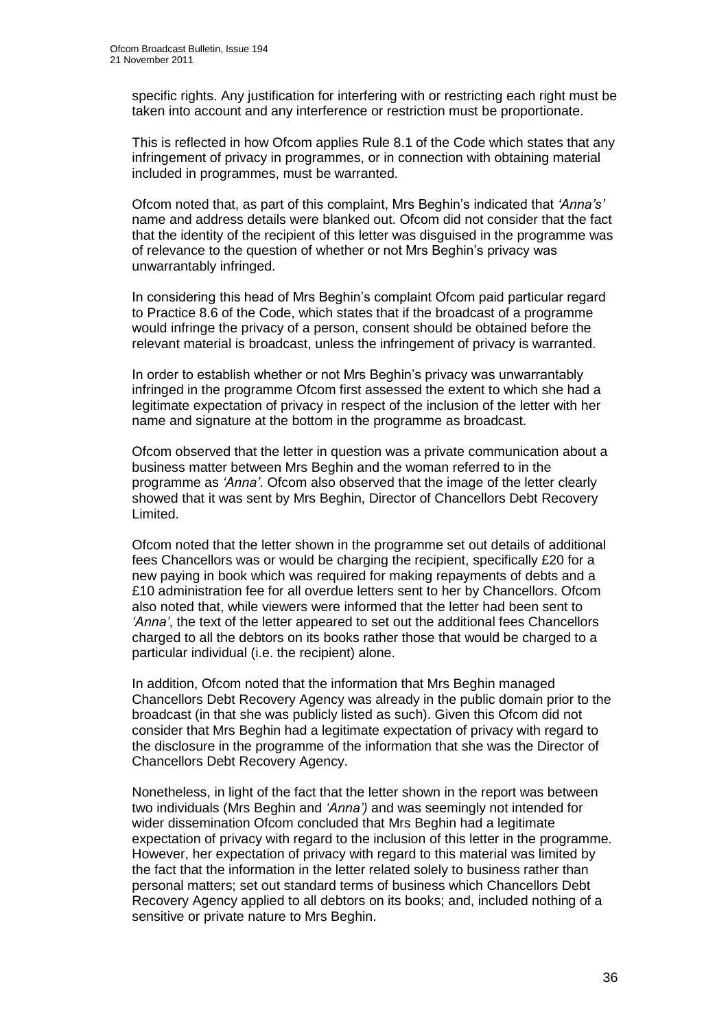specific rights. Any justification for interfering with or restricting each right must be taken into account and any interference or restriction must be proportionate.

This is reflected in how Ofcom applies Rule 8.1 of the Code which states that any infringement of privacy in programmes, or in connection with obtaining material included in programmes, must be warranted.

Ofcom noted that, as part of this complaint, Mrs Beghin's indicated that *'Anna's'* name and address details were blanked out. Ofcom did not consider that the fact that the identity of the recipient of this letter was disguised in the programme was of relevance to the question of whether or not Mrs Beghin's privacy was unwarrantably infringed.

In considering this head of Mrs Beghin's complaint Ofcom paid particular regard to Practice 8.6 of the Code, which states that if the broadcast of a programme would infringe the privacy of a person, consent should be obtained before the relevant material is broadcast, unless the infringement of privacy is warranted.

In order to establish whether or not Mrs Beghin's privacy was unwarrantably infringed in the programme Ofcom first assessed the extent to which she had a legitimate expectation of privacy in respect of the inclusion of the letter with her name and signature at the bottom in the programme as broadcast.

Ofcom observed that the letter in question was a private communication about a business matter between Mrs Beghin and the woman referred to in the programme as *'Anna'*. Ofcom also observed that the image of the letter clearly showed that it was sent by Mrs Beghin, Director of Chancellors Debt Recovery Limited.

Ofcom noted that the letter shown in the programme set out details of additional fees Chancellors was or would be charging the recipient, specifically £20 for a new paying in book which was required for making repayments of debts and a £10 administration fee for all overdue letters sent to her by Chancellors. Ofcom also noted that, while viewers were informed that the letter had been sent to *'Anna'*, the text of the letter appeared to set out the additional fees Chancellors charged to all the debtors on its books rather those that would be charged to a particular individual (i.e. the recipient) alone.

In addition, Ofcom noted that the information that Mrs Beghin managed Chancellors Debt Recovery Agency was already in the public domain prior to the broadcast (in that she was publicly listed as such). Given this Ofcom did not consider that Mrs Beghin had a legitimate expectation of privacy with regard to the disclosure in the programme of the information that she was the Director of Chancellors Debt Recovery Agency.

Nonetheless, in light of the fact that the letter shown in the report was between two individuals (Mrs Beghin and *'Anna')* and was seemingly not intended for wider dissemination Ofcom concluded that Mrs Beghin had a legitimate expectation of privacy with regard to the inclusion of this letter in the programme. However, her expectation of privacy with regard to this material was limited by the fact that the information in the letter related solely to business rather than personal matters; set out standard terms of business which Chancellors Debt Recovery Agency applied to all debtors on its books; and, included nothing of a sensitive or private nature to Mrs Beghin.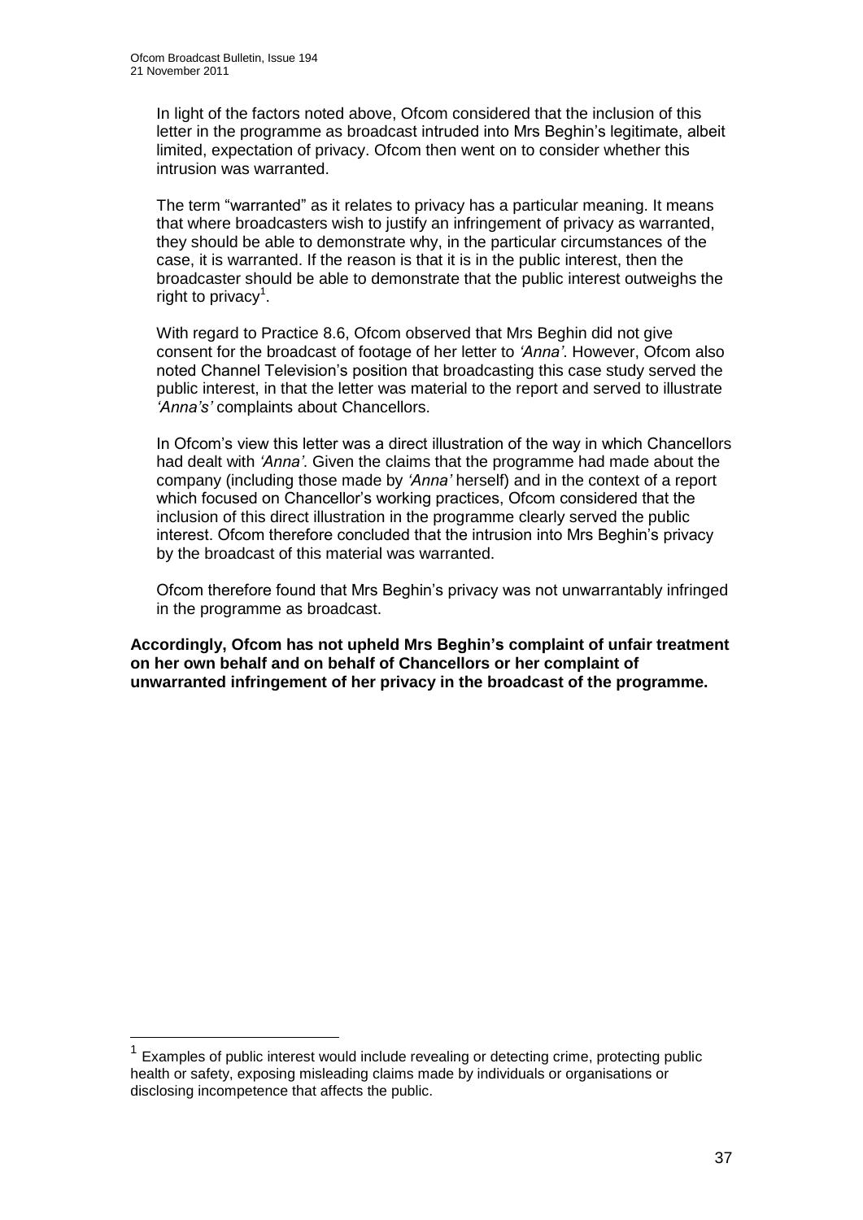In light of the factors noted above, Ofcom considered that the inclusion of this letter in the programme as broadcast intruded into Mrs Beghin's legitimate, albeit limited, expectation of privacy. Ofcom then went on to consider whether this intrusion was warranted.

The term "warranted" as it relates to privacy has a particular meaning. It means that where broadcasters wish to justify an infringement of privacy as warranted, they should be able to demonstrate why, in the particular circumstances of the case, it is warranted. If the reason is that it is in the public interest, then the broadcaster should be able to demonstrate that the public interest outweighs the right to privacy[1].

With regard to Practice 8.6, Ofcom observed that Mrs Beghin did not give consent for the broadcast of footage of her letter to *'Anna'*. However, Ofcom also noted Channel Television's position that broadcasting this case study served the public interest, in that the letter was material to the report and served to illustrate *'Anna's'* complaints about Chancellors.

In Ofcom's view this letter was a direct illustration of the way in which Chancellors had dealt with *'Anna'*. Given the claims that the programme had made about the company (including those made by *'Anna'* herself) and in the context of a report which focused on Chancellor's working practices, Ofcom considered that the inclusion of this direct illustration in the programme clearly served the public interest. Ofcom therefore concluded that the intrusion into Mrs Beghin's privacy by the broadcast of this material was warranted.

Ofcom therefore found that Mrs Beghin's privacy was not unwarrantably infringed in the programme as broadcast.

**Accordingly, Ofcom has not upheld Mrs Beghin's complaint of unfair treatment on her own behalf and on behalf of Chancellors or her complaint of unwarranted infringement of her privacy in the broadcast of the programme.**

[1] Examples of public interest would include revealing or detecting crime, protecting public health or safety, exposing misleading claims made by individuals or organisations or disclosing incompetence that affects the public.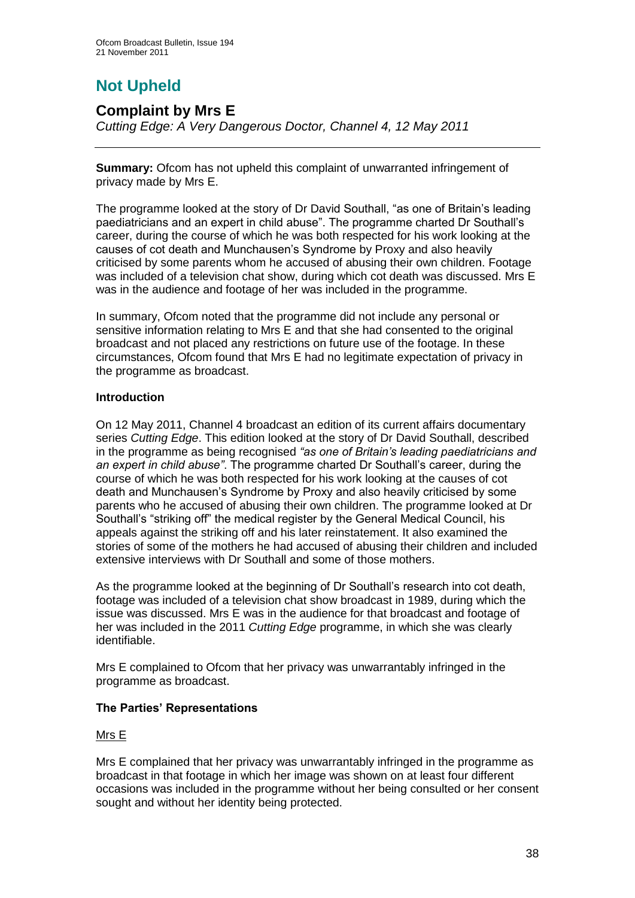# Not Upheld

## Complaint by Mrs E

*Cutting Edge: A Very Dangerous Doctor, Channel 4, 12 May 2011*

---

**Summary:** Ofcom has not upheld this complaint of unwarranted infringement of privacy made by Mrs E.

The programme looked at the story of Dr David Southall, "as one of Britain's leading paediatricians and an expert in child abuse". The programme charted Dr Southall's career, during the course of which he was both respected for his work looking at the causes of cot death and Munchausen's Syndrome by Proxy and also heavily criticised by some parents whom he accused of abusing their own children. Footage was included of a television chat show, during which cot death was discussed. Mrs E was in the audience and footage of her was included in the programme.

In summary, Ofcom noted that the programme did not include any personal or sensitive information relating to Mrs E and that she had consented to the original broadcast and not placed any restrictions on future use of the footage. In these circumstances, Ofcom found that Mrs E had no legitimate expectation of privacy in the programme as broadcast.

### Introduction

On 12 May 2011, Channel 4 broadcast an edition of its current affairs documentary series *Cutting Edge*. This edition looked at the story of Dr David Southall, described in the programme as being recognised *"as one of Britain's leading paediatricians and an expert in child abuse"*. The programme charted Dr Southall's career, during the course of which he was both respected for his work looking at the causes of cot death and Munchausen's Syndrome by Proxy and also heavily criticised by some parents who he accused of abusing their own children. The programme looked at Dr Southall's "striking off" the medical register by the General Medical Council, his appeals against the striking off and his later reinstatement. It also examined the stories of some of the mothers he had accused of abusing their children and included extensive interviews with Dr Southall and some of those mothers.

As the programme looked at the beginning of Dr Southall's research into cot death, footage was included of a television chat show broadcast in 1989, during which the issue was discussed. Mrs E was in the audience for that broadcast and footage of her was included in the 2011 *Cutting Edge* programme, in which she was clearly identifiable.

Mrs E complained to Ofcom that her privacy was unwarrantably infringed in the programme as broadcast.

### The Parties' Representations

Mrs E

Mrs E complained that her privacy was unwarrantably infringed in the programme as broadcast in that footage in which her image was shown on at least four different occasions was included in the programme without her being consulted or her consent sought and without her identity being protected.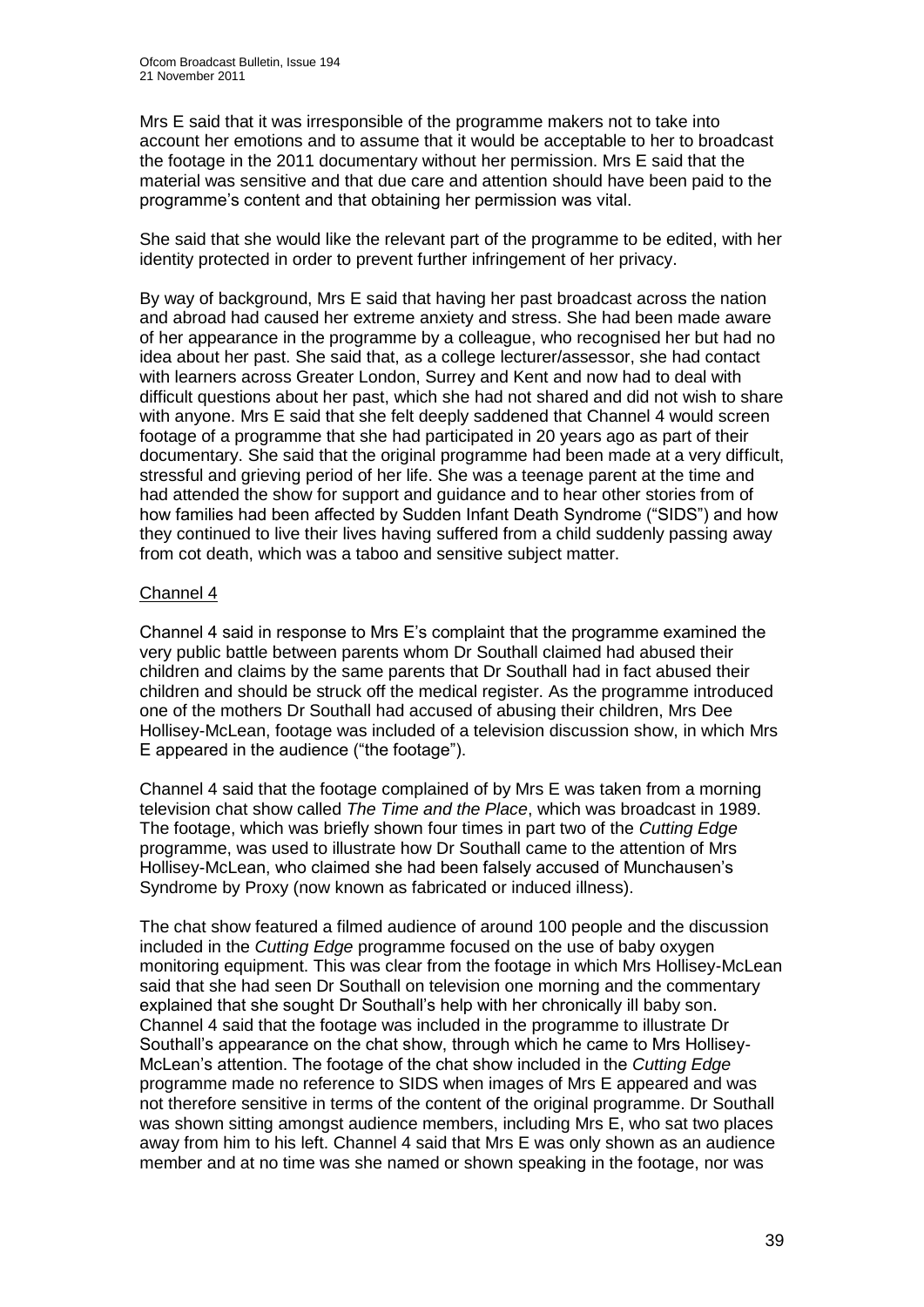Mrs E said that it was irresponsible of the programme makers not to take into account her emotions and to assume that it would be acceptable to her to broadcast the footage in the 2011 documentary without her permission. Mrs E said that the material was sensitive and that due care and attention should have been paid to the programme's content and that obtaining her permission was vital.

She said that she would like the relevant part of the programme to be edited, with her identity protected in order to prevent further infringement of her privacy.

By way of background, Mrs E said that having her past broadcast across the nation and abroad had caused her extreme anxiety and stress. She had been made aware of her appearance in the programme by a colleague, who recognised her but had no idea about her past. She said that, as a college lecturer/assessor, she had contact with learners across Greater London, Surrey and Kent and now had to deal with difficult questions about her past, which she had not shared and did not wish to share with anyone. Mrs E said that she felt deeply saddened that Channel 4 would screen footage of a programme that she had participated in 20 years ago as part of their documentary. She said that the original programme had been made at a very difficult, stressful and grieving period of her life. She was a teenage parent at the time and had attended the show for support and guidance and to hear other stories from of how families had been affected by Sudden Infant Death Syndrome ("SIDS") and how they continued to live their lives having suffered from a child suddenly passing away from cot death, which was a taboo and sensitive subject matter.

## Channel 4

Channel 4 said in response to Mrs E's complaint that the programme examined the very public battle between parents whom Dr Southall claimed had abused their children and claims by the same parents that Dr Southall had in fact abused their children and should be struck off the medical register. As the programme introduced one of the mothers Dr Southall had accused of abusing their children, Mrs Dee Hollisey-McLean, footage was included of a television discussion show, in which Mrs E appeared in the audience ("the footage").

Channel 4 said that the footage complained of by Mrs E was taken from a morning television chat show called *The Time and the Place*, which was broadcast in 1989. The footage, which was briefly shown four times in part two of the *Cutting Edge* programme, was used to illustrate how Dr Southall came to the attention of Mrs Hollisey-McLean, who claimed she had been falsely accused of Munchausen's Syndrome by Proxy (now known as fabricated or induced illness).

The chat show featured a filmed audience of around 100 people and the discussion included in the *Cutting Edge* programme focused on the use of baby oxygen monitoring equipment. This was clear from the footage in which Mrs Hollisey-McLean said that she had seen Dr Southall on television one morning and the commentary explained that she sought Dr Southall's help with her chronically ill baby son. Channel 4 said that the footage was included in the programme to illustrate Dr Southall's appearance on the chat show, through which he came to Mrs Hollisey-McLean's attention. The footage of the chat show included in the *Cutting Edge* programme made no reference to SIDS when images of Mrs E appeared and was not therefore sensitive in terms of the content of the original programme. Dr Southall was shown sitting amongst audience members, including Mrs E, who sat two places away from him to his left. Channel 4 said that Mrs E was only shown as an audience member and at no time was she named or shown speaking in the footage, nor was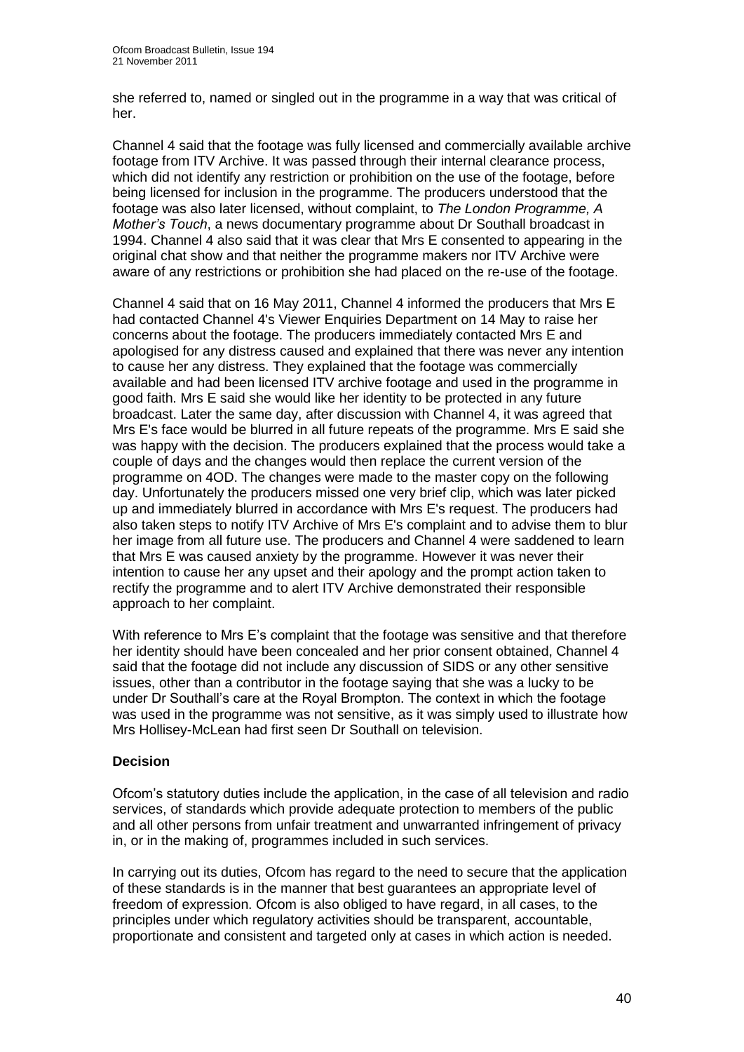she referred to, named or singled out in the programme in a way that was critical of her.

Channel 4 said that the footage was fully licensed and commercially available archive footage from ITV Archive. It was passed through their internal clearance process, which did not identify any restriction or prohibition on the use of the footage, before being licensed for inclusion in the programme. The producers understood that the footage was also later licensed, without complaint, to *The London Programme, A Mother's Touch*, a news documentary programme about Dr Southall broadcast in 1994. Channel 4 also said that it was clear that Mrs E consented to appearing in the original chat show and that neither the programme makers nor ITV Archive were aware of any restrictions or prohibition she had placed on the re-use of the footage.

Channel 4 said that on 16 May 2011, Channel 4 informed the producers that Mrs E had contacted Channel 4's Viewer Enquiries Department on 14 May to raise her concerns about the footage. The producers immediately contacted Mrs E and apologised for any distress caused and explained that there was never any intention to cause her any distress. They explained that the footage was commercially available and had been licensed ITV archive footage and used in the programme in good faith. Mrs E said she would like her identity to be protected in any future broadcast. Later the same day, after discussion with Channel 4, it was agreed that Mrs E's face would be blurred in all future repeats of the programme. Mrs E said she was happy with the decision. The producers explained that the process would take a couple of days and the changes would then replace the current version of the programme on 4OD. The changes were made to the master copy on the following day. Unfortunately the producers missed one very brief clip, which was later picked up and immediately blurred in accordance with Mrs E's request. The producers had also taken steps to notify ITV Archive of Mrs E's complaint and to advise them to blur her image from all future use. The producers and Channel 4 were saddened to learn that Mrs E was caused anxiety by the programme. However it was never their intention to cause her any upset and their apology and the prompt action taken to rectify the programme and to alert ITV Archive demonstrated their responsible approach to her complaint.

With reference to Mrs E's complaint that the footage was sensitive and that therefore her identity should have been concealed and her prior consent obtained, Channel 4 said that the footage did not include any discussion of SIDS or any other sensitive issues, other than a contributor in the footage saying that she was a lucky to be under Dr Southall's care at the Royal Brompton. The context in which the footage was used in the programme was not sensitive, as it was simply used to illustrate how Mrs Hollisey-McLean had first seen Dr Southall on television.

**Decision**

Ofcom's statutory duties include the application, in the case of all television and radio services, of standards which provide adequate protection to members of the public and all other persons from unfair treatment and unwarranted infringement of privacy in, or in the making of, programmes included in such services.

In carrying out its duties, Ofcom has regard to the need to secure that the application of these standards is in the manner that best guarantees an appropriate level of freedom of expression. Ofcom is also obliged to have regard, in all cases, to the principles under which regulatory activities should be transparent, accountable, proportionate and consistent and targeted only at cases in which action is needed.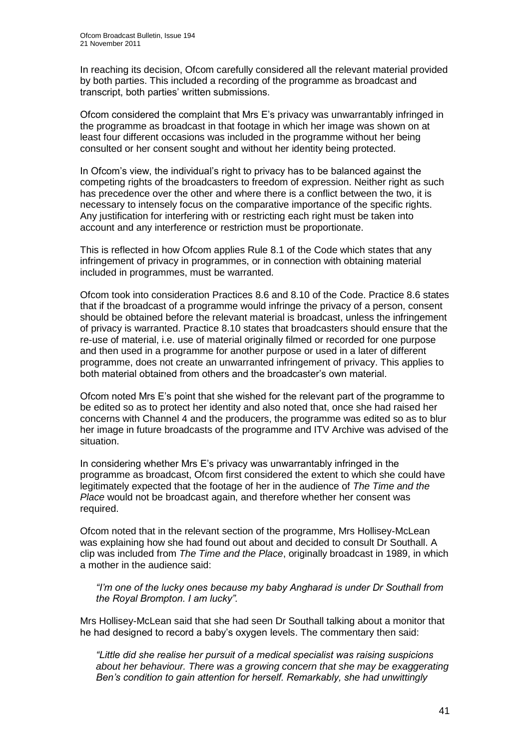In reaching its decision, Ofcom carefully considered all the relevant material provided by both parties. This included a recording of the programme as broadcast and transcript, both parties' written submissions.

Ofcom considered the complaint that Mrs E's privacy was unwarrantably infringed in the programme as broadcast in that footage in which her image was shown on at least four different occasions was included in the programme without her being consulted or her consent sought and without her identity being protected.

In Ofcom's view, the individual's right to privacy has to be balanced against the competing rights of the broadcasters to freedom of expression. Neither right as such has precedence over the other and where there is a conflict between the two, it is necessary to intensely focus on the comparative importance of the specific rights. Any justification for interfering with or restricting each right must be taken into account and any interference or restriction must be proportionate.

This is reflected in how Ofcom applies Rule 8.1 of the Code which states that any infringement of privacy in programmes, or in connection with obtaining material included in programmes, must be warranted.

Ofcom took into consideration Practices 8.6 and 8.10 of the Code. Practice 8.6 states that if the broadcast of a programme would infringe the privacy of a person, consent should be obtained before the relevant material is broadcast, unless the infringement of privacy is warranted. Practice 8.10 states that broadcasters should ensure that the re-use of material, i.e. use of material originally filmed or recorded for one purpose and then used in a programme for another purpose or used in a later of different programme, does not create an unwarranted infringement of privacy. This applies to both material obtained from others and the broadcaster's own material.

Ofcom noted Mrs E's point that she wished for the relevant part of the programme to be edited so as to protect her identity and also noted that, once she had raised her concerns with Channel 4 and the producers, the programme was edited so as to blur her image in future broadcasts of the programme and ITV Archive was advised of the situation.

In considering whether Mrs E's privacy was unwarrantably infringed in the programme as broadcast, Ofcom first considered the extent to which she could have legitimately expected that the footage of her in the audience of *The Time and the Place* would not be broadcast again, and therefore whether her consent was required.

Ofcom noted that in the relevant section of the programme, Mrs Hollisey-McLean was explaining how she had found out about and decided to consult Dr Southall. A clip was included from *The Time and the Place*, originally broadcast in 1989, in which a mother in the audience said:

> *"I'm one of the lucky ones because my baby Angharad is under Dr Southall from the Royal Brompton. I am lucky".*

Mrs Hollisey-McLean said that she had seen Dr Southall talking about a monitor that he had designed to record a baby's oxygen levels. The commentary then said:

> *"Little did she realise her pursuit of a medical specialist was raising suspicions about her behaviour. There was a growing concern that she may be exaggerating Ben's condition to gain attention for herself. Remarkably, she had unwittingly*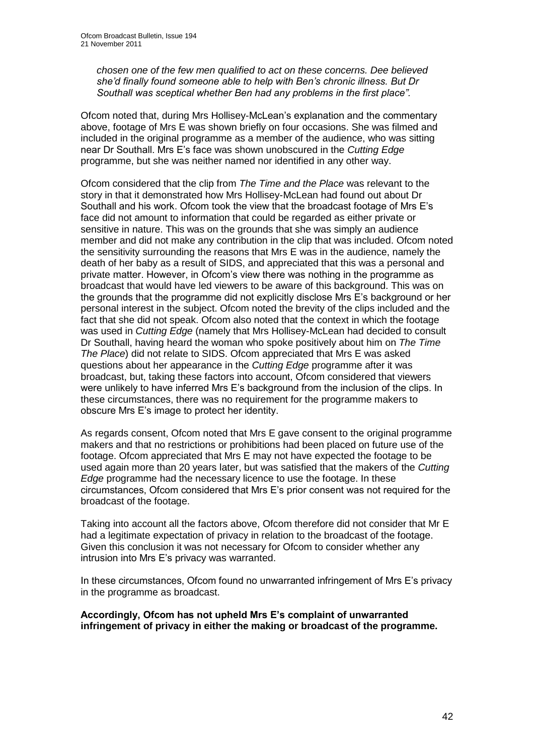*chosen one of the few men qualified to act on these concerns. Dee believed she'd finally found someone able to help with Ben's chronic illness. But Dr Southall was sceptical whether Ben had any problems in the first place".*

Ofcom noted that, during Mrs Hollisey-McLean's explanation and the commentary above, footage of Mrs E was shown briefly on four occasions. She was filmed and included in the original programme as a member of the audience, who was sitting near Dr Southall. Mrs E's face was shown unobscured in the *Cutting Edge* programme, but she was neither named nor identified in any other way.

Ofcom considered that the clip from *The Time and the Place* was relevant to the story in that it demonstrated how Mrs Hollisey-McLean had found out about Dr Southall and his work. Ofcom took the view that the broadcast footage of Mrs E's face did not amount to information that could be regarded as either private or sensitive in nature. This was on the grounds that she was simply an audience member and did not make any contribution in the clip that was included. Ofcom noted the sensitivity surrounding the reasons that Mrs E was in the audience, namely the death of her baby as a result of SIDS, and appreciated that this was a personal and private matter. However, in Ofcom's view there was nothing in the programme as broadcast that would have led viewers to be aware of this background. This was on the grounds that the programme did not explicitly disclose Mrs E's background or her personal interest in the subject. Ofcom noted the brevity of the clips included and the fact that she did not speak. Ofcom also noted that the context in which the footage was used in *Cutting Edge* (namely that Mrs Hollisey-McLean had decided to consult Dr Southall, having heard the woman who spoke positively about him on *The Time The Place*) did not relate to SIDS. Ofcom appreciated that Mrs E was asked questions about her appearance in the *Cutting Edge* programme after it was broadcast, but, taking these factors into account, Ofcom considered that viewers were unlikely to have inferred Mrs E's background from the inclusion of the clips. In these circumstances, there was no requirement for the programme makers to obscure Mrs E's image to protect her identity.

As regards consent, Ofcom noted that Mrs E gave consent to the original programme makers and that no restrictions or prohibitions had been placed on future use of the footage. Ofcom appreciated that Mrs E may not have expected the footage to be used again more than 20 years later, but was satisfied that the makers of the *Cutting Edge* programme had the necessary licence to use the footage. In these circumstances, Ofcom considered that Mrs E's prior consent was not required for the broadcast of the footage.

Taking into account all the factors above, Ofcom therefore did not consider that Mr E had a legitimate expectation of privacy in relation to the broadcast of the footage. Given this conclusion it was not necessary for Ofcom to consider whether any intrusion into Mrs E's privacy was warranted.

In these circumstances, Ofcom found no unwarranted infringement of Mrs E's privacy in the programme as broadcast.

**Accordingly, Ofcom has not upheld Mrs E's complaint of unwarranted infringement of privacy in either the making or broadcast of the programme.**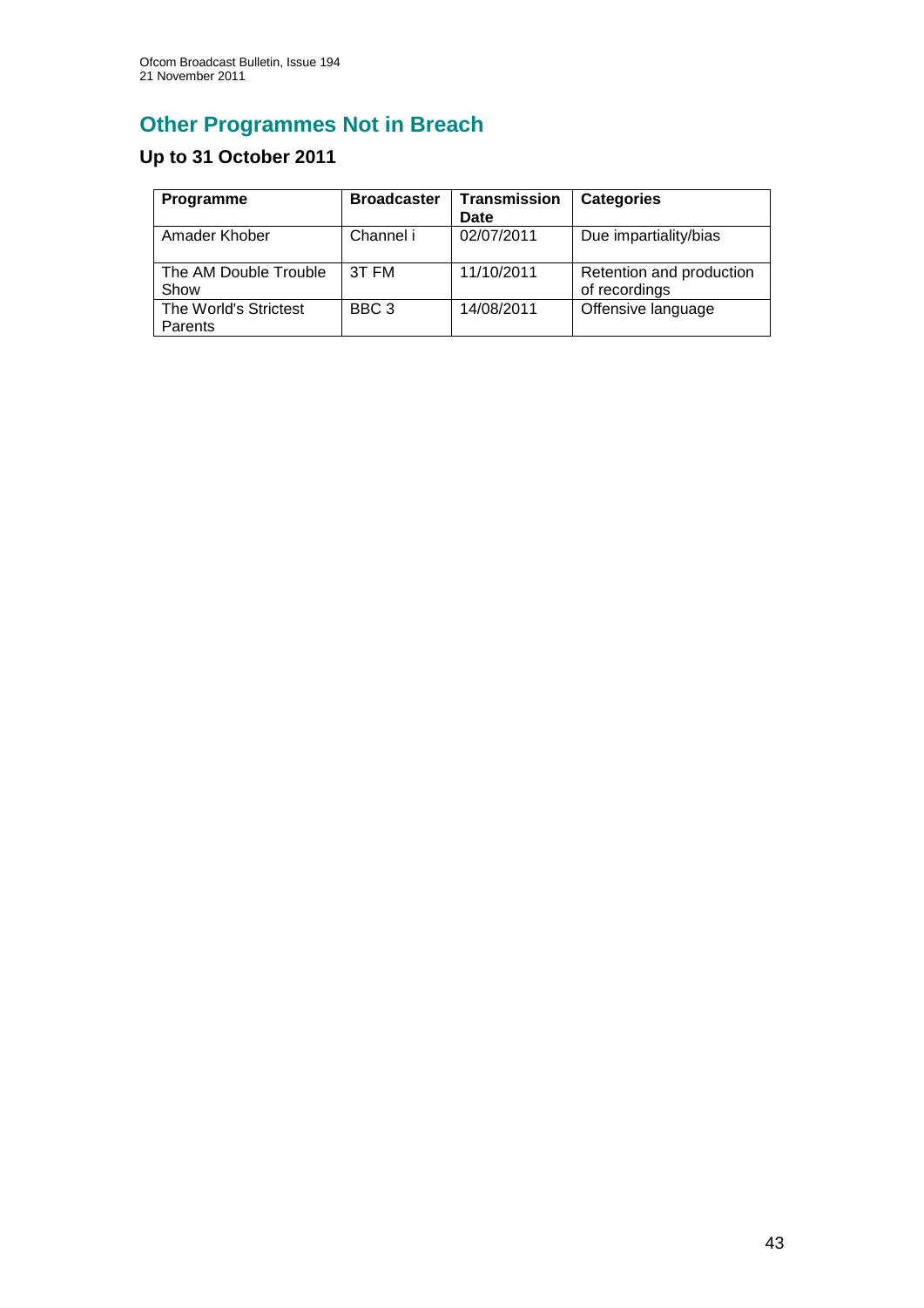# Other Programmes Not in Breach

## Up to 31 October 2011

| Programme | Broadcaster | Transmission Date | Categories |
|---|---|---|---|
| Amader Khober | Channel i | 02/07/2011 | Due impartiality/bias |
| The AM Double Trouble Show | 3T FM | 11/10/2011 | Retention and production of recordings |
| The World's Strictest Parents | BBC 3 | 14/08/2011 | Offensive language |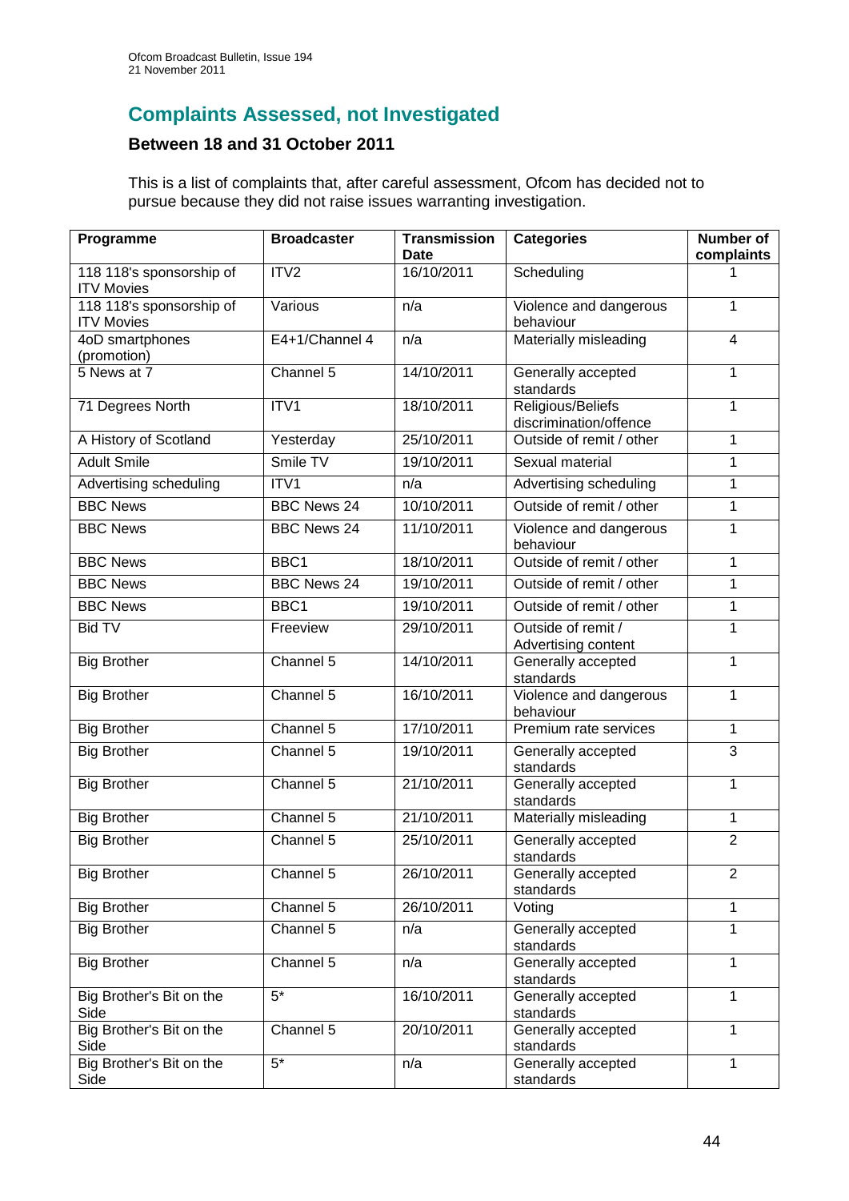## Complaints Assessed, not Investigated

### Between 18 and 31 October 2011

This is a list of complaints that, after careful assessment, Ofcom has decided not to pursue because they did not raise issues warranting investigation.

| Programme | Broadcaster | Transmission Date | Categories | Number of complaints |
|---|---|---|---|---|
| 118 118's sponsorship of ITV Movies | ITV2 | 16/10/2011 | Scheduling | 1 |
| 118 118's sponsorship of ITV Movies | Various | n/a | Violence and dangerous behaviour | 1 |
| 4oD smartphones (promotion) | E4+1/Channel 4 | n/a | Materially misleading | 4 |
| 5 News at 7 | Channel 5 | 14/10/2011 | Generally accepted standards | 1 |
| 71 Degrees North | ITV1 | 18/10/2011 | Religious/Beliefs discrimination/offence | 1 |
| A History of Scotland | Yesterday | 25/10/2011 | Outside of remit / other | 1 |
| Adult Smile | Smile TV | 19/10/2011 | Sexual material | 1 |
| Advertising scheduling | ITV1 | n/a | Advertising scheduling | 1 |
| BBC News | BBC News 24 | 10/10/2011 | Outside of remit / other | 1 |
| BBC News | BBC News 24 | 11/10/2011 | Violence and dangerous behaviour | 1 |
| BBC News | BBC1 | 18/10/2011 | Outside of remit / other | 1 |
| BBC News | BBC News 24 | 19/10/2011 | Outside of remit / other | 1 |
| BBC News | BBC1 | 19/10/2011 | Outside of remit / other | 1 |
| Bid TV | Freeview | 29/10/2011 | Outside of remit / Advertising content | 1 |
| Big Brother | Channel 5 | 14/10/2011 | Generally accepted standards | 1 |
| Big Brother | Channel 5 | 16/10/2011 | Violence and dangerous behaviour | 1 |
| Big Brother | Channel 5 | 17/10/2011 | Premium rate services | 1 |
| Big Brother | Channel 5 | 19/10/2011 | Generally accepted standards | 3 |
| Big Brother | Channel 5 | 21/10/2011 | Generally accepted standards | 1 |
| Big Brother | Channel 5 | 21/10/2011 | Materially misleading | 1 |
| Big Brother | Channel 5 | 25/10/2011 | Generally accepted standards | 2 |
| Big Brother | Channel 5 | 26/10/2011 | Generally accepted standards | 2 |
| Big Brother | Channel 5 | 26/10/2011 | Voting | 1 |
| Big Brother | Channel 5 | n/a | Generally accepted standards | 1 |
| Big Brother | Channel 5 | n/a | Generally accepted standards | 1 |
| Big Brother's Bit on the Side | 5* | 16/10/2011 | Generally accepted standards | 1 |
| Big Brother's Bit on the Side | Channel 5 | 20/10/2011 | Generally accepted standards | 1 |
| Big Brother's Bit on the Side | 5* | n/a | Generally accepted standards | 1 |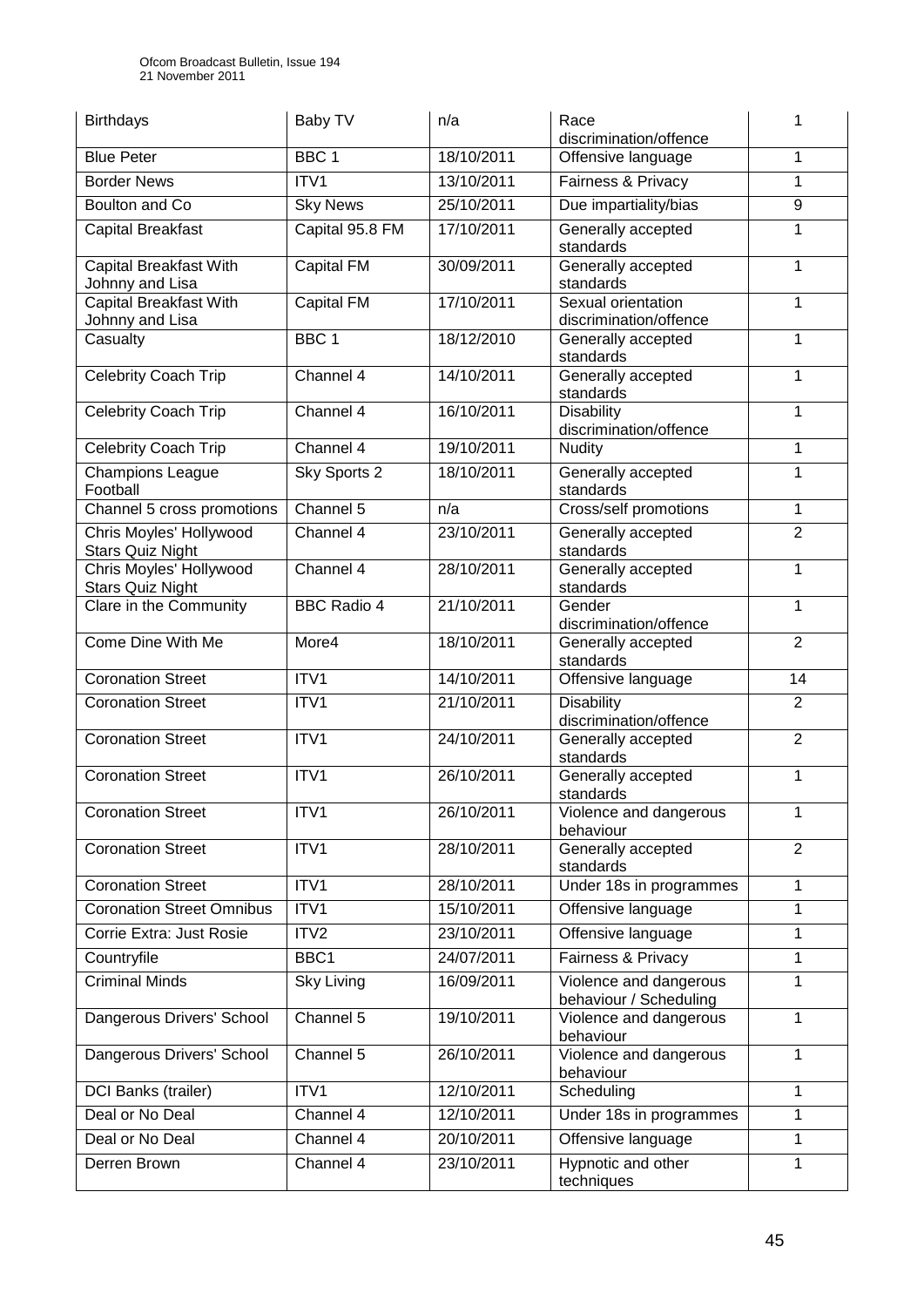| Birthdays | Baby TV | n/a | Race discrimination/offence | 1 |
|---|---|---|---|---|
| Blue Peter | BBC 1 | 18/10/2011 | Offensive language | 1 |
| Border News | ITV1 | 13/10/2011 | Fairness & Privacy | 1 |
| Boulton and Co | Sky News | 25/10/2011 | Due impartiality/bias | 9 |
| Capital Breakfast | Capital 95.8 FM | 17/10/2011 | Generally accepted standards | 1 |
| Capital Breakfast With Johnny and Lisa | Capital FM | 30/09/2011 | Generally accepted standards | 1 |
| Capital Breakfast With Johnny and Lisa | Capital FM | 17/10/2011 | Sexual orientation discrimination/offence | 1 |
| Casualty | BBC 1 | 18/12/2010 | Generally accepted standards | 1 |
| Celebrity Coach Trip | Channel 4 | 14/10/2011 | Generally accepted standards | 1 |
| Celebrity Coach Trip | Channel 4 | 16/10/2011 | Disability discrimination/offence | 1 |
| Celebrity Coach Trip | Channel 4 | 19/10/2011 | Nudity | 1 |
| Champions League Football | Sky Sports 2 | 18/10/2011 | Generally accepted standards | 1 |
| Channel 5 cross promotions | Channel 5 | n/a | Cross/self promotions | 1 |
| Chris Moyles' Hollywood Stars Quiz Night | Channel 4 | 23/10/2011 | Generally accepted standards | 2 |
| Chris Moyles' Hollywood Stars Quiz Night | Channel 4 | 28/10/2011 | Generally accepted standards | 1 |
| Clare in the Community | BBC Radio 4 | 21/10/2011 | Gender discrimination/offence | 1 |
| Come Dine With Me | More4 | 18/10/2011 | Generally accepted standards | 2 |
| Coronation Street | ITV1 | 14/10/2011 | Offensive language | 14 |
| Coronation Street | ITV1 | 21/10/2011 | Disability discrimination/offence | 2 |
| Coronation Street | ITV1 | 24/10/2011 | Generally accepted standards | 2 |
| Coronation Street | ITV1 | 26/10/2011 | Generally accepted standards | 1 |
| Coronation Street | ITV1 | 26/10/2011 | Violence and dangerous behaviour | 1 |
| Coronation Street | ITV1 | 28/10/2011 | Generally accepted standards | 2 |
| Coronation Street | ITV1 | 28/10/2011 | Under 18s in programmes | 1 |
| Coronation Street Omnibus | ITV1 | 15/10/2011 | Offensive language | 1 |
| Corrie Extra: Just Rosie | ITV2 | 23/10/2011 | Offensive language | 1 |
| Countryfile | BBC1 | 24/07/2011 | Fairness & Privacy | 1 |
| Criminal Minds | Sky Living | 16/09/2011 | Violence and dangerous behaviour / Scheduling | 1 |
| Dangerous Drivers' School | Channel 5 | 19/10/2011 | Violence and dangerous behaviour | 1 |
| Dangerous Drivers' School | Channel 5 | 26/10/2011 | Violence and dangerous behaviour | 1 |
| DCI Banks (trailer) | ITV1 | 12/10/2011 | Scheduling | 1 |
| Deal or No Deal | Channel 4 | 12/10/2011 | Under 18s in programmes | 1 |
| Deal or No Deal | Channel 4 | 20/10/2011 | Offensive language | 1 |
| Derren Brown | Channel 4 | 23/10/2011 | Hypnotic and other techniques | 1 |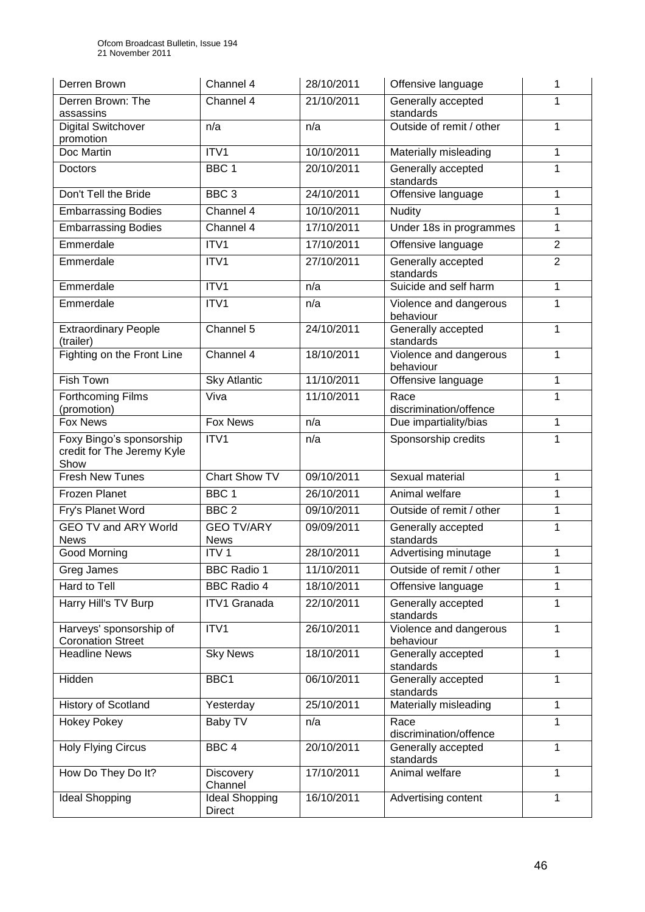| Derren Brown | Channel 4 | 28/10/2011 | Offensive language | 1 |
|---|---|---|---|---|
| Derren Brown: The assassins | Channel 4 | 21/10/2011 | Generally accepted standards | 1 |
| Digital Switchover promotion | n/a | n/a | Outside of remit / other | 1 |
| Doc Martin | ITV1 | 10/10/2011 | Materially misleading | 1 |
| Doctors | BBC 1 | 20/10/2011 | Generally accepted standards | 1 |
| Don't Tell the Bride | BBC 3 | 24/10/2011 | Offensive language | 1 |
| Embarrassing Bodies | Channel 4 | 10/10/2011 | Nudity | 1 |
| Embarrassing Bodies | Channel 4 | 17/10/2011 | Under 18s in programmes | 1 |
| Emmerdale | ITV1 | 17/10/2011 | Offensive language | 2 |
| Emmerdale | ITV1 | 27/10/2011 | Generally accepted standards | 2 |
| Emmerdale | ITV1 | n/a | Suicide and self harm | 1 |
| Emmerdale | ITV1 | n/a | Violence and dangerous behaviour | 1 |
| Extraordinary People (trailer) | Channel 5 | 24/10/2011 | Generally accepted standards | 1 |
| Fighting on the Front Line | Channel 4 | 18/10/2011 | Violence and dangerous behaviour | 1 |
| Fish Town | Sky Atlantic | 11/10/2011 | Offensive language | 1 |
| Forthcoming Films (promotion) | Viva | 11/10/2011 | Race discrimination/offence | 1 |
| Fox News | Fox News | n/a | Due impartiality/bias | 1 |
| Foxy Bingo's sponsorship credit for The Jeremy Kyle Show | ITV1 | n/a | Sponsorship credits | 1 |
| Fresh New Tunes | Chart Show TV | 09/10/2011 | Sexual material | 1 |
| Frozen Planet | BBC 1 | 26/10/2011 | Animal welfare | 1 |
| Fry's Planet Word | BBC 2 | 09/10/2011 | Outside of remit / other | 1 |
| GEO TV and ARY World News | GEO TV/ARY News | 09/09/2011 | Generally accepted standards | 1 |
| Good Morning | ITV 1 | 28/10/2011 | Advertising minutage | 1 |
| Greg James | BBC Radio 1 | 11/10/2011 | Outside of remit / other | 1 |
| Hard to Tell | BBC Radio 4 | 18/10/2011 | Offensive language | 1 |
| Harry Hill's TV Burp | ITV1 Granada | 22/10/2011 | Generally accepted standards | 1 |
| Harveys' sponsorship of Coronation Street | ITV1 | 26/10/2011 | Violence and dangerous behaviour | 1 |
| Headline News | Sky News | 18/10/2011 | Generally accepted standards | 1 |
| Hidden | BBC1 | 06/10/2011 | Generally accepted standards | 1 |
| History of Scotland | Yesterday | 25/10/2011 | Materially misleading | 1 |
| Hokey Pokey | Baby TV | n/a | Race discrimination/offence | 1 |
| Holy Flying Circus | BBC 4 | 20/10/2011 | Generally accepted standards | 1 |
| How Do They Do It? | Discovery Channel | 17/10/2011 | Animal welfare | 1 |
| Ideal Shopping | Ideal Shopping Direct | 16/10/2011 | Advertising content | 1 |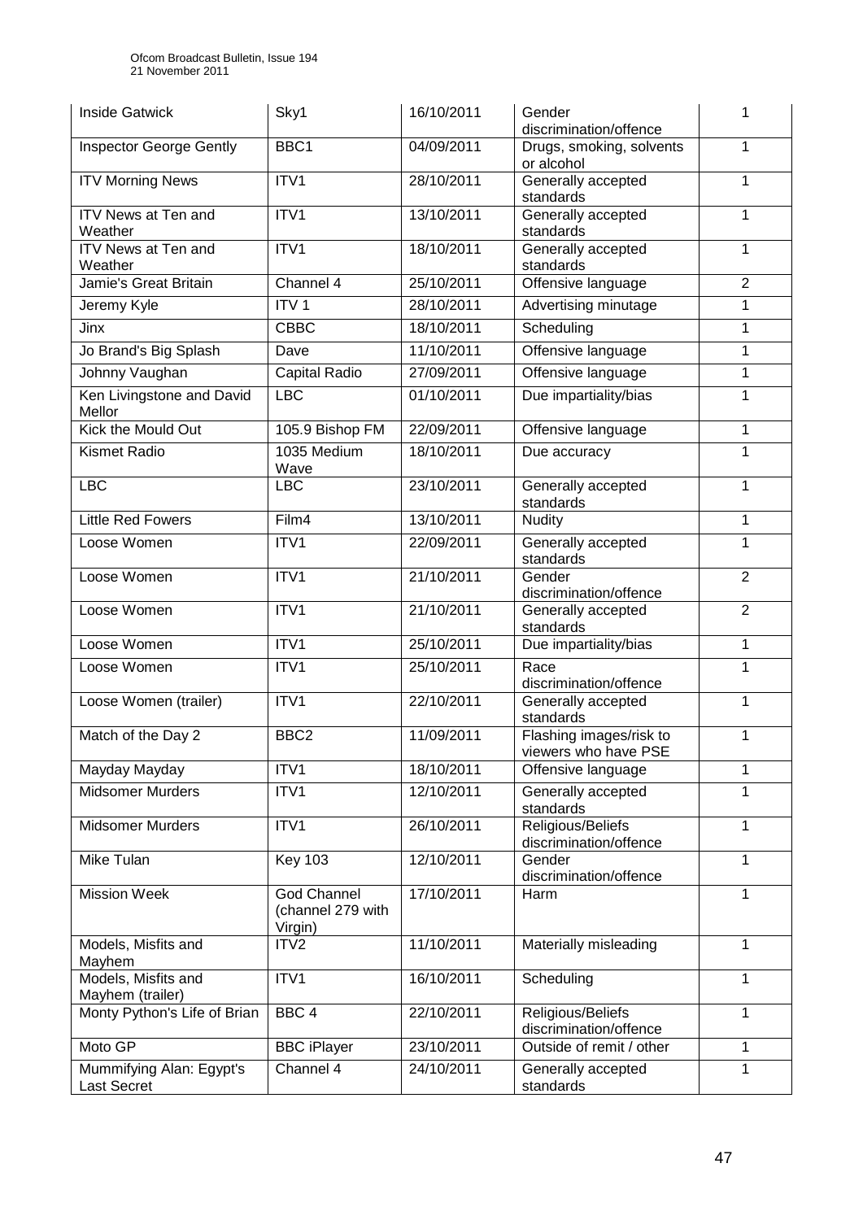| Inside Gatwick | Sky1 | 16/10/2011 | Gender discrimination/offence | 1 |
|---|---|---|---|---|
| Inspector George Gently | BBC1 | 04/09/2011 | Drugs, smoking, solvents or alcohol | 1 |
| ITV Morning News | ITV1 | 28/10/2011 | Generally accepted standards | 1 |
| ITV News at Ten and Weather | ITV1 | 13/10/2011 | Generally accepted standards | 1 |
| ITV News at Ten and Weather | ITV1 | 18/10/2011 | Generally accepted standards | 1 |
| Jamie's Great Britain | Channel 4 | 25/10/2011 | Offensive language | 2 |
| Jeremy Kyle | ITV 1 | 28/10/2011 | Advertising minutage | 1 |
| Jinx | CBBC | 18/10/2011 | Scheduling | 1 |
| Jo Brand's Big Splash | Dave | 11/10/2011 | Offensive language | 1 |
| Johnny Vaughan | Capital Radio | 27/09/2011 | Offensive language | 1 |
| Ken Livingstone and David Mellor | LBC | 01/10/2011 | Due impartiality/bias | 1 |
| Kick the Mould Out | 105.9 Bishop FM | 22/09/2011 | Offensive language | 1 |
| Kismet Radio | 1035 Medium Wave | 18/10/2011 | Due accuracy | 1 |
| LBC | LBC | 23/10/2011 | Generally accepted standards | 1 |
| Little Red Fowers | Film4 | 13/10/2011 | Nudity | 1 |
| Loose Women | ITV1 | 22/09/2011 | Generally accepted standards | 1 |
| Loose Women | ITV1 | 21/10/2011 | Gender discrimination/offence | 2 |
| Loose Women | ITV1 | 21/10/2011 | Generally accepted standards | 2 |
| Loose Women | ITV1 | 25/10/2011 | Due impartiality/bias | 1 |
| Loose Women | ITV1 | 25/10/2011 | Race discrimination/offence | 1 |
| Loose Women (trailer) | ITV1 | 22/10/2011 | Generally accepted standards | 1 |
| Match of the Day 2 | BBC2 | 11/09/2011 | Flashing images/risk to viewers who have PSE | 1 |
| Mayday Mayday | ITV1 | 18/10/2011 | Offensive language | 1 |
| Midsomer Murders | ITV1 | 12/10/2011 | Generally accepted standards | 1 |
| Midsomer Murders | ITV1 | 26/10/2011 | Religious/Beliefs discrimination/offence | 1 |
| Mike Tulan | Key 103 | 12/10/2011 | Gender discrimination/offence | 1 |
| Mission Week | God Channel (channel 279 with Virgin) | 17/10/2011 | Harm | 1 |
| Models, Misfits and Mayhem | ITV2 | 11/10/2011 | Materially misleading | 1 |
| Models, Misfits and Mayhem (trailer) | ITV1 | 16/10/2011 | Scheduling | 1 |
| Monty Python's Life of Brian | BBC 4 | 22/10/2011 | Religious/Beliefs discrimination/offence | 1 |
| Moto GP | BBC iPlayer | 23/10/2011 | Outside of remit / other | 1 |
| Mummifying Alan: Egypt's Last Secret | Channel 4 | 24/10/2011 | Generally accepted standards | 1 |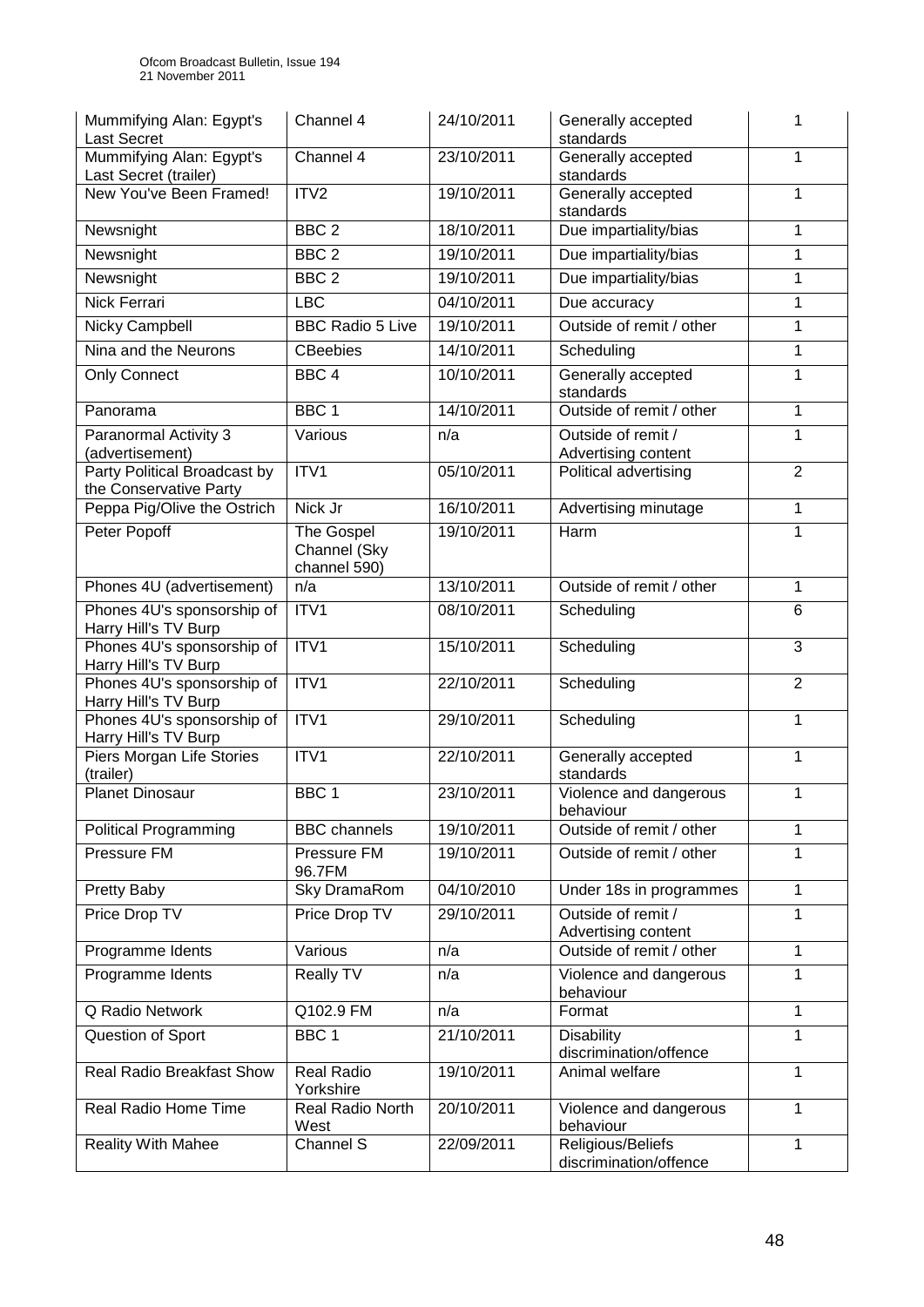| Mummifying Alan: Egypt's Last Secret | Channel 4 | 24/10/2011 | Generally accepted standards | 1 |
|---|---|---|---|---|
| Mummifying Alan: Egypt's Last Secret (trailer) | Channel 4 | 23/10/2011 | Generally accepted standards | 1 |
| New You've Been Framed! | ITV2 | 19/10/2011 | Generally accepted standards | 1 |
| Newsnight | BBC 2 | 18/10/2011 | Due impartiality/bias | 1 |
| Newsnight | BBC 2 | 19/10/2011 | Due impartiality/bias | 1 |
| Newsnight | BBC 2 | 19/10/2011 | Due impartiality/bias | 1 |
| Nick Ferrari | LBC | 04/10/2011 | Due accuracy | 1 |
| Nicky Campbell | BBC Radio 5 Live | 19/10/2011 | Outside of remit / other | 1 |
| Nina and the Neurons | CBeebies | 14/10/2011 | Scheduling | 1 |
| Only Connect | BBC 4 | 10/10/2011 | Generally accepted standards | 1 |
| Panorama | BBC 1 | 14/10/2011 | Outside of remit / other | 1 |
| Paranormal Activity 3 (advertisement) | Various | n/a | Outside of remit / Advertising content | 1 |
| Party Political Broadcast by the Conservative Party | ITV1 | 05/10/2011 | Political advertising | 2 |
| Peppa Pig/Olive the Ostrich | Nick Jr | 16/10/2011 | Advertising minutage | 1 |
| Peter Popoff | The Gospel Channel (Sky channel 590) | 19/10/2011 | Harm | 1 |
| Phones 4U (advertisement) | n/a | 13/10/2011 | Outside of remit / other | 1 |
| Phones 4U's sponsorship of Harry Hill's TV Burp | ITV1 | 08/10/2011 | Scheduling | 6 |
| Phones 4U's sponsorship of Harry Hill's TV Burp | ITV1 | 15/10/2011 | Scheduling | 3 |
| Phones 4U's sponsorship of Harry Hill's TV Burp | ITV1 | 22/10/2011 | Scheduling | 2 |
| Phones 4U's sponsorship of Harry Hill's TV Burp | ITV1 | 29/10/2011 | Scheduling | 1 |
| Piers Morgan Life Stories (trailer) | ITV1 | 22/10/2011 | Generally accepted standards | 1 |
| Planet Dinosaur | BBC 1 | 23/10/2011 | Violence and dangerous behaviour | 1 |
| Political Programming | BBC channels | 19/10/2011 | Outside of remit / other | 1 |
| Pressure FM | Pressure FM 96.7FM | 19/10/2011 | Outside of remit / other | 1 |
| Pretty Baby | Sky DramaRom | 04/10/2010 | Under 18s in programmes | 1 |
| Price Drop TV | Price Drop TV | 29/10/2011 | Outside of remit / Advertising content | 1 |
| Programme Idents | Various | n/a | Outside of remit / other | 1 |
| Programme Idents | Really TV | n/a | Violence and dangerous behaviour | 1 |
| Q Radio Network | Q102.9 FM | n/a | Format | 1 |
| Question of Sport | BBC 1 | 21/10/2011 | Disability discrimination/offence | 1 |
| Real Radio Breakfast Show | Real Radio Yorkshire | 19/10/2011 | Animal welfare | 1 |
| Real Radio Home Time | Real Radio North West | 20/10/2011 | Violence and dangerous behaviour | 1 |
| Reality With Mahee | Channel S | 22/09/2011 | Religious/Beliefs discrimination/offence | 1 |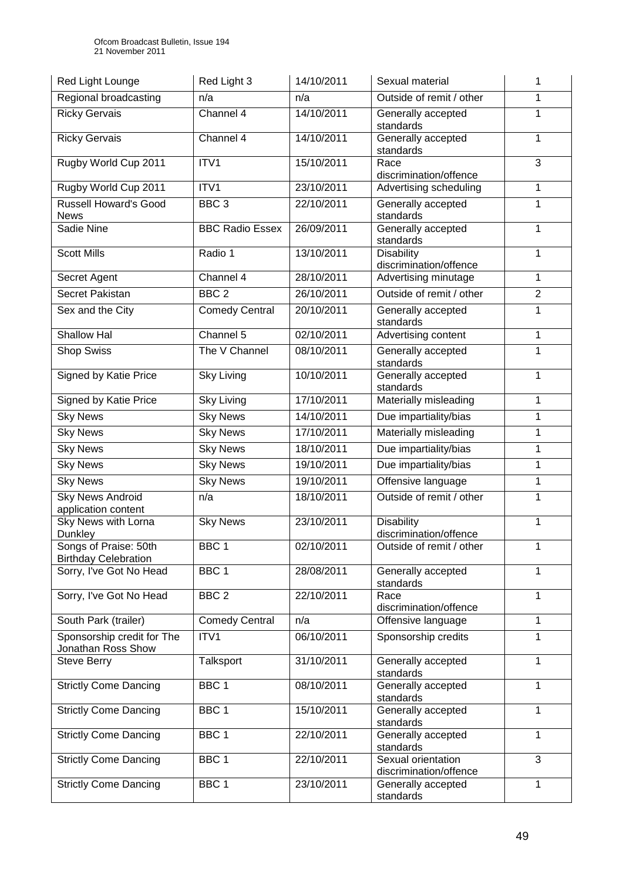| Red Light Lounge | Red Light 3 | 14/10/2011 | Sexual material | 1 |
|---|---|---|---|---|
| Regional broadcasting | n/a | n/a | Outside of remit / other | 1 |
| Ricky Gervais | Channel 4 | 14/10/2011 | Generally accepted standards | 1 |
| Ricky Gervais | Channel 4 | 14/10/2011 | Generally accepted standards | 1 |
| Rugby World Cup 2011 | ITV1 | 15/10/2011 | Race discrimination/offence | 3 |
| Rugby World Cup 2011 | ITV1 | 23/10/2011 | Advertising scheduling | 1 |
| Russell Howard's Good News | BBC 3 | 22/10/2011 | Generally accepted standards | 1 |
| Sadie Nine | BBC Radio Essex | 26/09/2011 | Generally accepted standards | 1 |
| Scott Mills | Radio 1 | 13/10/2011 | Disability discrimination/offence | 1 |
| Secret Agent | Channel 4 | 28/10/2011 | Advertising minutage | 1 |
| Secret Pakistan | BBC 2 | 26/10/2011 | Outside of remit / other | 2 |
| Sex and the City | Comedy Central | 20/10/2011 | Generally accepted standards | 1 |
| Shallow Hal | Channel 5 | 02/10/2011 | Advertising content | 1 |
| Shop Swiss | The V Channel | 08/10/2011 | Generally accepted standards | 1 |
| Signed by Katie Price | Sky Living | 10/10/2011 | Generally accepted standards | 1 |
| Signed by Katie Price | Sky Living | 17/10/2011 | Materially misleading | 1 |
| Sky News | Sky News | 14/10/2011 | Due impartiality/bias | 1 |
| Sky News | Sky News | 17/10/2011 | Materially misleading | 1 |
| Sky News | Sky News | 18/10/2011 | Due impartiality/bias | 1 |
| Sky News | Sky News | 19/10/2011 | Due impartiality/bias | 1 |
| Sky News | Sky News | 19/10/2011 | Offensive language | 1 |
| Sky News Android application content | n/a | 18/10/2011 | Outside of remit / other | 1 |
| Sky News with Lorna Dunkley | Sky News | 23/10/2011 | Disability discrimination/offence | 1 |
| Songs of Praise: 50th Birthday Celebration | BBC 1 | 02/10/2011 | Outside of remit / other | 1 |
| Sorry, I've Got No Head | BBC 1 | 28/08/2011 | Generally accepted standards | 1 |
| Sorry, I've Got No Head | BBC 2 | 22/10/2011 | Race discrimination/offence | 1 |
| South Park (trailer) | Comedy Central | n/a | Offensive language | 1 |
| Sponsorship credit for The Jonathan Ross Show | ITV1 | 06/10/2011 | Sponsorship credits | 1 |
| Steve Berry | Talksport | 31/10/2011 | Generally accepted standards | 1 |
| Strictly Come Dancing | BBC 1 | 08/10/2011 | Generally accepted standards | 1 |
| Strictly Come Dancing | BBC 1 | 15/10/2011 | Generally accepted standards | 1 |
| Strictly Come Dancing | BBC 1 | 22/10/2011 | Generally accepted standards | 1 |
| Strictly Come Dancing | BBC 1 | 22/10/2011 | Sexual orientation discrimination/offence | 3 |
| Strictly Come Dancing | BBC 1 | 23/10/2011 | Generally accepted standards | 1 |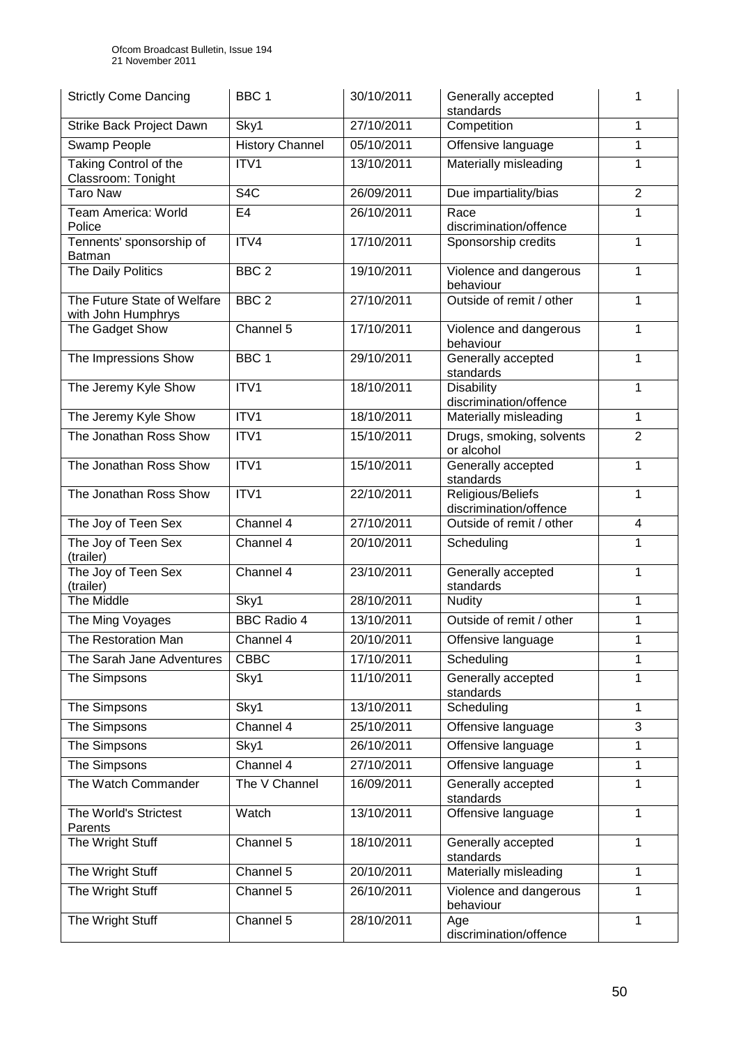| Strictly Come Dancing | BBC 1 | 30/10/2011 | Generally accepted standards | 1 |
|---|---|---|---|---|
| Strike Back Project Dawn | Sky1 | 27/10/2011 | Competition | 1 |
| Swamp People | History Channel | 05/10/2011 | Offensive language | 1 |
| Taking Control of the Classroom: Tonight | ITV1 | 13/10/2011 | Materially misleading | 1 |
| Taro Naw | S4C | 26/09/2011 | Due impartiality/bias | 2 |
| Team America: World Police | E4 | 26/10/2011 | Race discrimination/offence | 1 |
| Tennents' sponsorship of Batman | ITV4 | 17/10/2011 | Sponsorship credits | 1 |
| The Daily Politics | BBC 2 | 19/10/2011 | Violence and dangerous behaviour | 1 |
| The Future State of Welfare with John Humphrys | BBC 2 | 27/10/2011 | Outside of remit / other | 1 |
| The Gadget Show | Channel 5 | 17/10/2011 | Violence and dangerous behaviour | 1 |
| The Impressions Show | BBC 1 | 29/10/2011 | Generally accepted standards | 1 |
| The Jeremy Kyle Show | ITV1 | 18/10/2011 | Disability discrimination/offence | 1 |
| The Jeremy Kyle Show | ITV1 | 18/10/2011 | Materially misleading | 1 |
| The Jonathan Ross Show | ITV1 | 15/10/2011 | Drugs, smoking, solvents or alcohol | 2 |
| The Jonathan Ross Show | ITV1 | 15/10/2011 | Generally accepted standards | 1 |
| The Jonathan Ross Show | ITV1 | 22/10/2011 | Religious/Beliefs discrimination/offence | 1 |
| The Joy of Teen Sex | Channel 4 | 27/10/2011 | Outside of remit / other | 4 |
| The Joy of Teen Sex (trailer) | Channel 4 | 20/10/2011 | Scheduling | 1 |
| The Joy of Teen Sex (trailer) | Channel 4 | 23/10/2011 | Generally accepted standards | 1 |
| The Middle | Sky1 | 28/10/2011 | Nudity | 1 |
| The Ming Voyages | BBC Radio 4 | 13/10/2011 | Outside of remit / other | 1 |
| The Restoration Man | Channel 4 | 20/10/2011 | Offensive language | 1 |
| The Sarah Jane Adventures | CBBC | 17/10/2011 | Scheduling | 1 |
| The Simpsons | Sky1 | 11/10/2011 | Generally accepted standards | 1 |
| The Simpsons | Sky1 | 13/10/2011 | Scheduling | 1 |
| The Simpsons | Channel 4 | 25/10/2011 | Offensive language | 3 |
| The Simpsons | Sky1 | 26/10/2011 | Offensive language | 1 |
| The Simpsons | Channel 4 | 27/10/2011 | Offensive language | 1 |
| The Watch Commander | The V Channel | 16/09/2011 | Generally accepted standards | 1 |
| The World's Strictest Parents | Watch | 13/10/2011 | Offensive language | 1 |
| The Wright Stuff | Channel 5 | 18/10/2011 | Generally accepted standards | 1 |
| The Wright Stuff | Channel 5 | 20/10/2011 | Materially misleading | 1 |
| The Wright Stuff | Channel 5 | 26/10/2011 | Violence and dangerous behaviour | 1 |
| The Wright Stuff | Channel 5 | 28/10/2011 | Age discrimination/offence | 1 |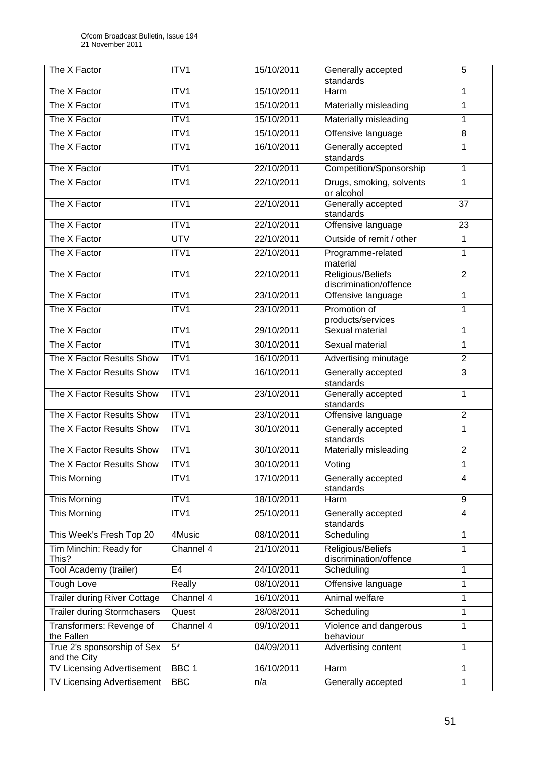| The X Factor | ITV1 | 15/10/2011 | Generally accepted standards | 5 |
|---|---|---|---|---|
| The X Factor | ITV1 | 15/10/2011 | Harm | 1 |
| The X Factor | ITV1 | 15/10/2011 | Materially misleading | 1 |
| The X Factor | ITV1 | 15/10/2011 | Materially misleading | 1 |
| The X Factor | ITV1 | 15/10/2011 | Offensive language | 8 |
| The X Factor | ITV1 | 16/10/2011 | Generally accepted standards | 1 |
| The X Factor | ITV1 | 22/10/2011 | Competition/Sponsorship | 1 |
| The X Factor | ITV1 | 22/10/2011 | Drugs, smoking, solvents or alcohol | 1 |
| The X Factor | ITV1 | 22/10/2011 | Generally accepted standards | 37 |
| The X Factor | ITV1 | 22/10/2011 | Offensive language | 23 |
| The X Factor | UTV | 22/10/2011 | Outside of remit / other | 1 |
| The X Factor | ITV1 | 22/10/2011 | Programme-related material | 1 |
| The X Factor | ITV1 | 22/10/2011 | Religious/Beliefs discrimination/offence | 2 |
| The X Factor | ITV1 | 23/10/2011 | Offensive language | 1 |
| The X Factor | ITV1 | 23/10/2011 | Promotion of products/services | 1 |
| The X Factor | ITV1 | 29/10/2011 | Sexual material | 1 |
| The X Factor | ITV1 | 30/10/2011 | Sexual material | 1 |
| The X Factor Results Show | ITV1 | 16/10/2011 | Advertising minutage | 2 |
| The X Factor Results Show | ITV1 | 16/10/2011 | Generally accepted standards | 3 |
| The X Factor Results Show | ITV1 | 23/10/2011 | Generally accepted standards | 1 |
| The X Factor Results Show | ITV1 | 23/10/2011 | Offensive language | 2 |
| The X Factor Results Show | ITV1 | 30/10/2011 | Generally accepted standards | 1 |
| The X Factor Results Show | ITV1 | 30/10/2011 | Materially misleading | 2 |
| The X Factor Results Show | ITV1 | 30/10/2011 | Voting | 1 |
| This Morning | ITV1 | 17/10/2011 | Generally accepted standards | 4 |
| This Morning | ITV1 | 18/10/2011 | Harm | 9 |
| This Morning | ITV1 | 25/10/2011 | Generally accepted standards | 4 |
| This Week's Fresh Top 20 | 4Music | 08/10/2011 | Scheduling | 1 |
| Tim Minchin: Ready for This? | Channel 4 | 21/10/2011 | Religious/Beliefs discrimination/offence | 1 |
| Tool Academy (trailer) | E4 | 24/10/2011 | Scheduling | 1 |
| Tough Love | Really | 08/10/2011 | Offensive language | 1 |
| Trailer during River Cottage | Channel 4 | 16/10/2011 | Animal welfare | 1 |
| Trailer during Stormchasers | Quest | 28/08/2011 | Scheduling | 1 |
| Transformers: Revenge of the Fallen | Channel 4 | 09/10/2011 | Violence and dangerous behaviour | 1 |
| True 2's sponsorship of Sex and the City | 5* | 04/09/2011 | Advertising content | 1 |
| TV Licensing Advertisement | BBC 1 | 16/10/2011 | Harm | 1 |
| TV Licensing Advertisement | BBC | n/a | Generally accepted | 1 |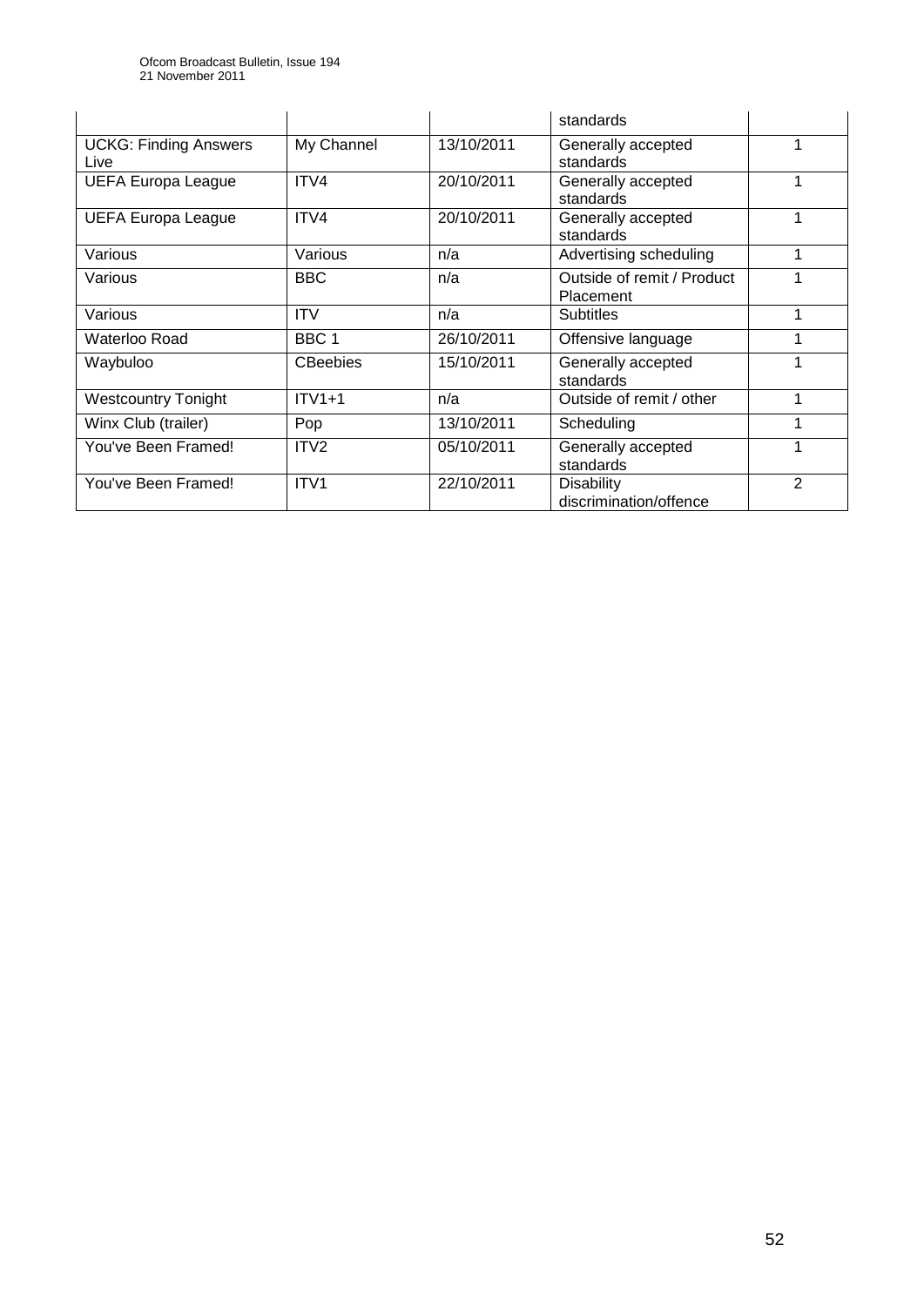| | | | standards | |
|---|---|---|---|---|
| UCKG: Finding Answers Live | My Channel | 13/10/2011 | Generally accepted standards | 1 |
| UEFA Europa League | ITV4 | 20/10/2011 | Generally accepted standards | 1 |
| UEFA Europa League | ITV4 | 20/10/2011 | Generally accepted standards | 1 |
| Various | Various | n/a | Advertising scheduling | 1 |
| Various | BBC | n/a | Outside of remit / Product Placement | 1 |
| Various | ITV | n/a | Subtitles | 1 |
| Waterloo Road | BBC 1 | 26/10/2011 | Offensive language | 1 |
| Waybuloo | CBeebies | 15/10/2011 | Generally accepted standards | 1 |
| Westcountry Tonight | ITV1+1 | n/a | Outside of remit / other | 1 |
| Winx Club (trailer) | Pop | 13/10/2011 | Scheduling | 1 |
| You've Been Framed! | ITV2 | 05/10/2011 | Generally accepted standards | 1 |
| You've Been Framed! | ITV1 | 22/10/2011 | Disability discrimination/offence | 2 |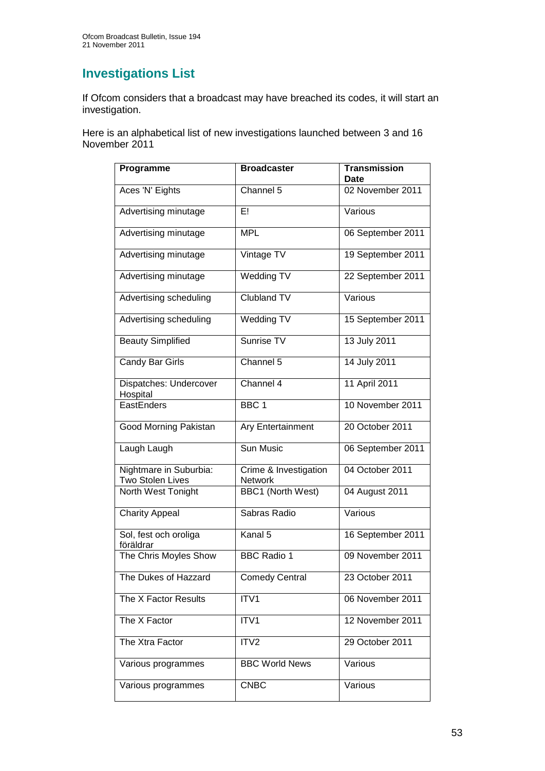## Investigations List

If Ofcom considers that a broadcast may have breached its codes, it will start an investigation.

Here is an alphabetical list of new investigations launched between 3 and 16 November 2011

| Programme | Broadcaster | Transmission Date |
|---|---|---|
| Aces 'N' Eights | Channel 5 | 02 November 2011 |
| Advertising minutage | E! | Various |
| Advertising minutage | MPL | 06 September 2011 |
| Advertising minutage | Vintage TV | 19 September 2011 |
| Advertising minutage | Wedding TV | 22 September 2011 |
| Advertising scheduling | Clubland TV | Various |
| Advertising scheduling | Wedding TV | 15 September 2011 |
| Beauty Simplified | Sunrise TV | 13 July 2011 |
| Candy Bar Girls | Channel 5 | 14 July 2011 |
| Dispatches: Undercover Hospital | Channel 4 | 11 April 2011 |
| EastEnders | BBC 1 | 10 November 2011 |
| Good Morning Pakistan | Ary Entertainment | 20 October 2011 |
| Laugh Laugh | Sun Music | 06 September 2011 |
| Nightmare in Suburbia: Two Stolen Lives | Crime & Investigation Network | 04 October 2011 |
| North West Tonight | BBC1 (North West) | 04 August 2011 |
| Charity Appeal | Sabras Radio | Various |
| Sol, fest och oroliga föräldrar | Kanal 5 | 16 September 2011 |
| The Chris Moyles Show | BBC Radio 1 | 09 November 2011 |
| The Dukes of Hazzard | Comedy Central | 23 October 2011 |
| The X Factor Results | ITV1 | 06 November 2011 |
| The X Factor | ITV1 | 12 November 2011 |
| The Xtra Factor | ITV2 | 29 October 2011 |
| Various programmes | BBC World News | Various |
| Various programmes | CNBC | Various |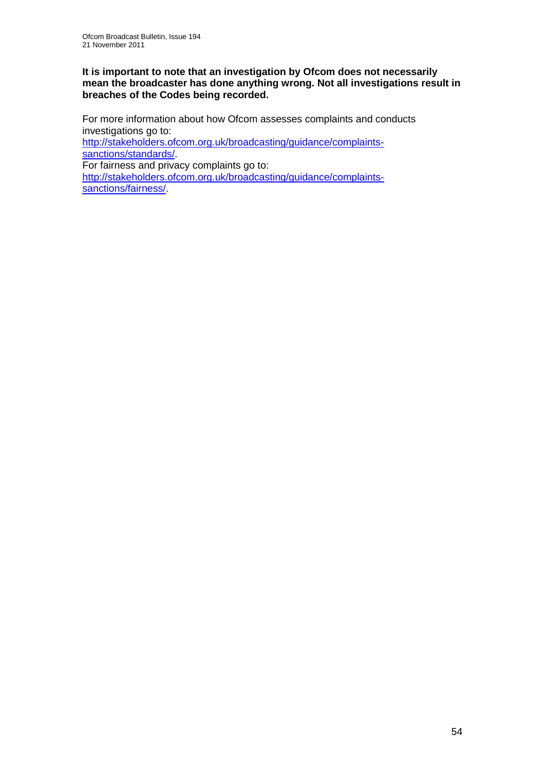**It is important to note that an investigation by Ofcom does not necessarily mean the broadcaster has done anything wrong. Not all investigations result in breaches of the Codes being recorded.**

For more information about how Ofcom assesses complaints and conducts investigations go to:
http://stakeholders.ofcom.org.uk/broadcasting/guidance/complaints-sanctions/standards/.
For fairness and privacy complaints go to:
http://stakeholders.ofcom.org.uk/broadcasting/guidance/complaints-sanctions/fairness/.